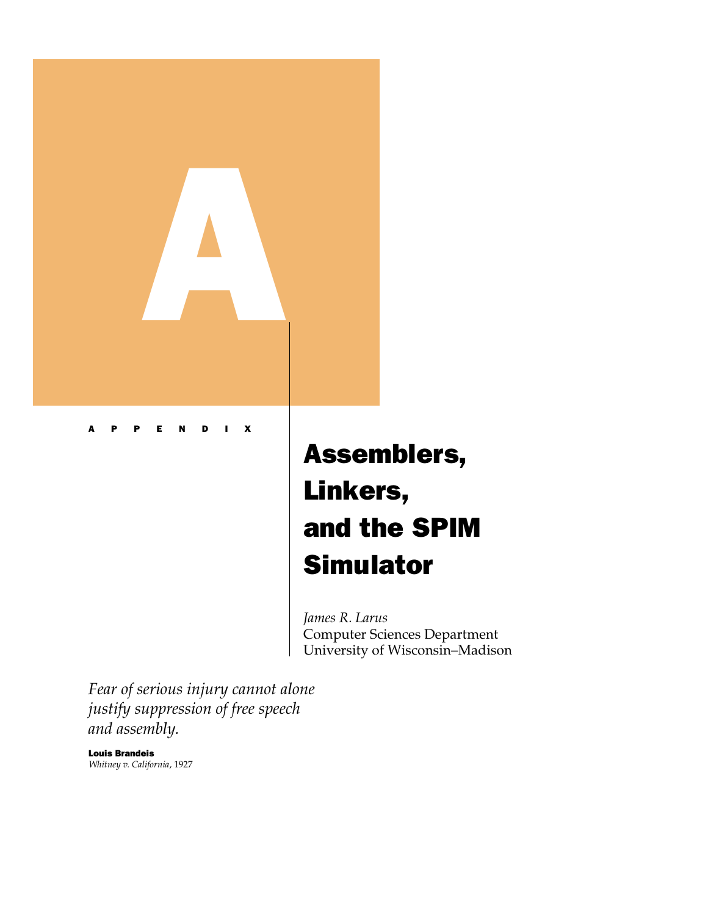# A

APPENDIX

# Assemblers, Linkers, and the SPIM Simulator

*James R. Larus*
Computer Sciences Department
University of Wisconsin–Madison

*Fear of serious injury cannot alone justify suppression of free speech and assembly.*

**Louis Brandeis**
*Whitney v. California*, 1927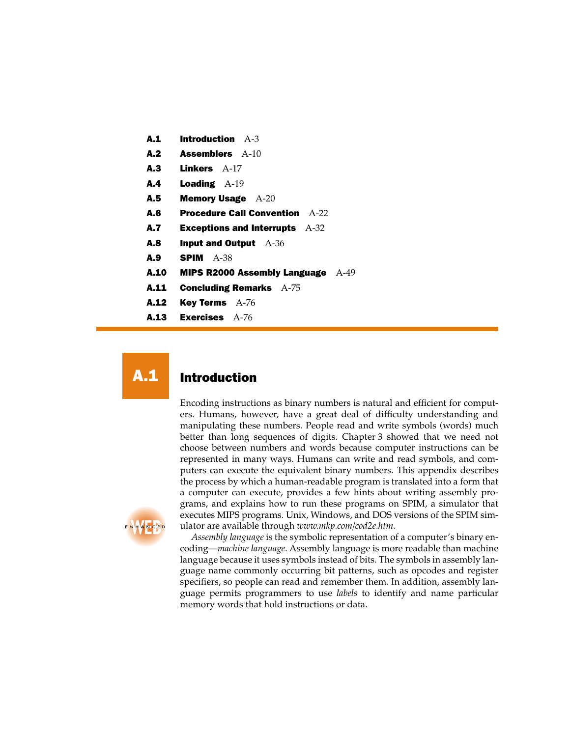| | | |
|---|---|---|
| **A.1** | **Introduction** | A-3 |
| **A.2** | **Assemblers** | A-10 |
| **A.3** | **Linkers** | A-17 |
| **A.4** | **Loading** | A-19 |
| **A.5** | **Memory Usage** | A-20 |
| **A.6** | **Procedure Call Convention** | A-22 |
| **A.7** | **Exceptions and Interrupts** | A-32 |
| **A.8** | **Input and Output** | A-36 |
| **A.9** | **SPIM** | A-38 |
| **A.10** | **MIPS R2000 Assembly Language** | A-49 |
| **A.11** | **Concluding Remarks** | A-75 |
| **A.12** | **Key Terms** | A-76 |
| **A.13** | **Exercises** | A-76 |

## A.1 Introduction

Encoding instructions as binary numbers is natural and efficient for computers. Humans, however, have a great deal of difficulty understanding and manipulating these numbers. People read and write symbols (words) much better than long sequences of digits. Chapter 3 showed that we need not choose between numbers and words because computer instructions can be represented in many ways. Humans can write and read symbols, and computers can execute the equivalent binary numbers. This appendix describes the process by which a human-readable program is translated into a form that a computer can execute, provides a few hints about writing assembly programs, and explains how to run these programs on SPIM, a simulator that executes MIPS programs. Unix, Windows, and DOS versions of the SPIM simulator are available through *www.mkp.com/cod2e.htm.*

WEB ENHANCED

*Assembly language* is the symbolic representation of a computer's binary encoding—*machine language.* Assembly language is more readable than machine language because it uses symbols instead of bits. The symbols in assembly language name commonly occurring bit patterns, such as opcodes and register specifiers, so people can read and remember them. In addition, assembly language permits programmers to use *labels* to identify and name particular memory words that hold instructions or data.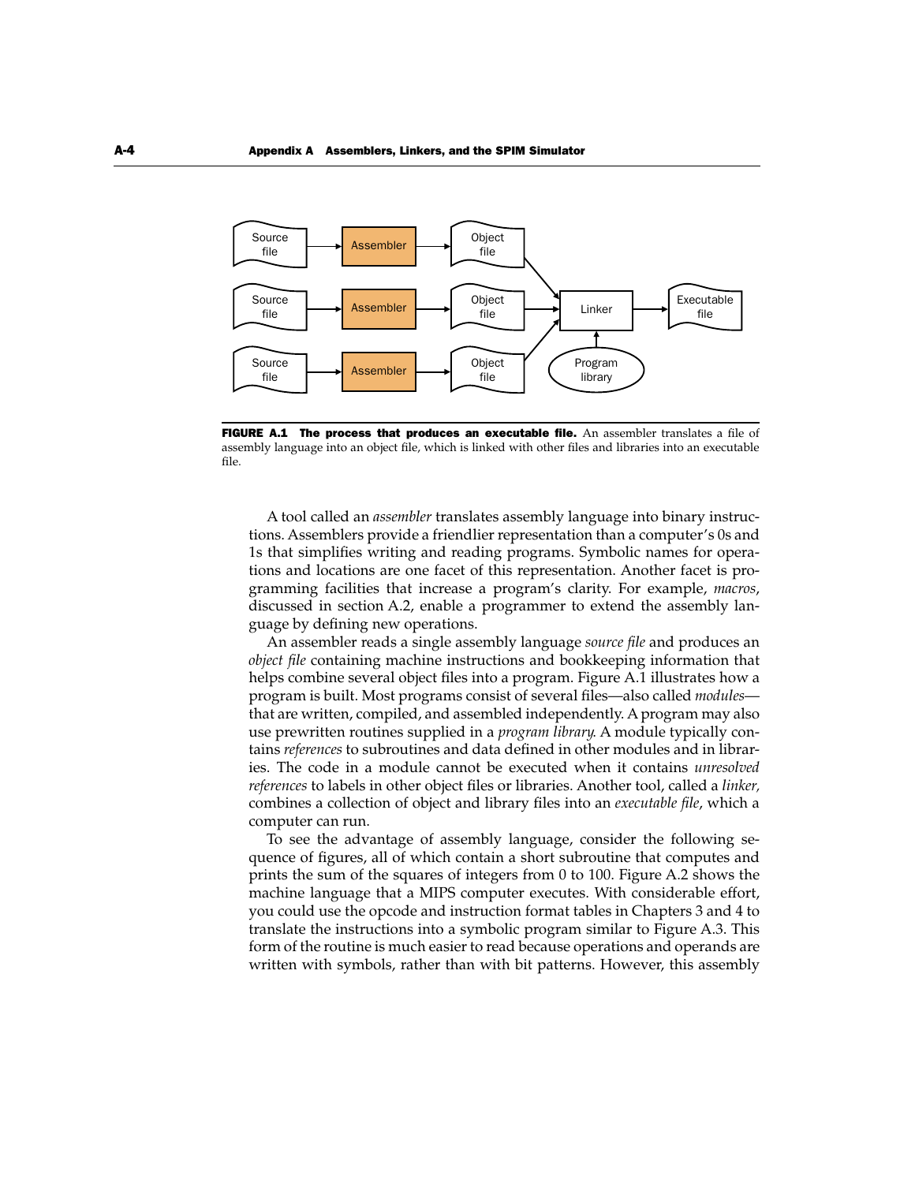**FIGURE A.1 The process that produces an executable file.** An assembler translates a file of assembly language into an object file, which is linked with other files and libraries into an executable file.

A tool called an *assembler* translates assembly language into binary instructions. Assemblers provide a friendlier representation than a computer's 0s and 1s that simplifies writing and reading programs. Symbolic names for operations and locations are one facet of this representation. Another facet is programming facilities that increase a program's clarity. For example, *macros*, discussed in section A.2, enable a programmer to extend the assembly language by defining new operations.

An assembler reads a single assembly language *source file* and produces an *object file* containing machine instructions and bookkeeping information that helps combine several object files into a program. Figure A.1 illustrates how a program is built. Most programs consist of several files—also called *modules*—that are written, compiled, and assembled independently. A program may also use prewritten routines supplied in a *program library*. A module typically contains *references* to subroutines and data defined in other modules and in libraries. The code in a module cannot be executed when it contains *unresolved references* to labels in other object files or libraries. Another tool, called a *linker,* combines a collection of object and library files into an *executable file*, which a computer can run.

To see the advantage of assembly language, consider the following sequence of figures, all of which contain a short subroutine that computes and prints the sum of the squares of integers from 0 to 100. Figure A.2 shows the machine language that a MIPS computer executes. With considerable effort, you could use the opcode and instruction format tables in Chapters 3 and 4 to translate the instructions into a symbolic program similar to Figure A.3. This form of the routine is much easier to read because operations and operands are written with symbols, rather than with bit patterns. However, this assembly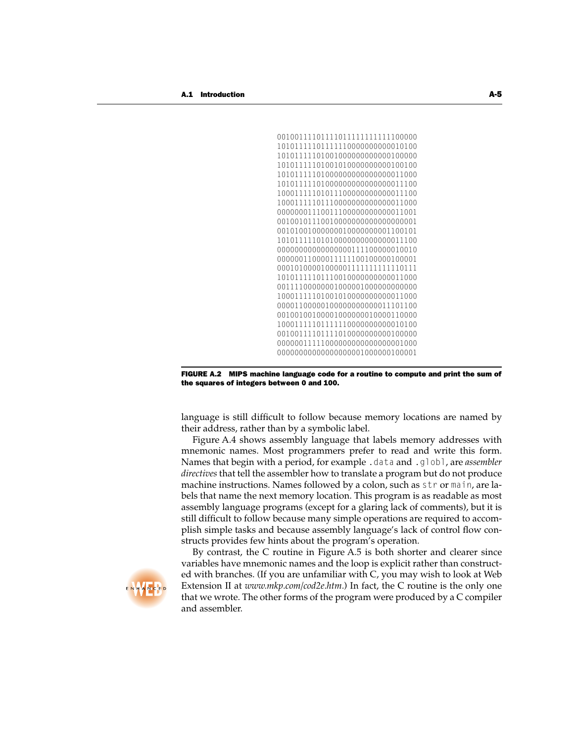```
00100111101111011111111111100000
10101111101111110000000000010100
10101111101001000000000000100000
10101111101001010000000000100100
10101111101000000000000000011000
10101111101000000000000000011100
10001111101011100000000000011100
10001111101110000000000000011000
00000001110011100000000000011001
00100101110010000000000000000001
00101001000000010000000001100101
10101111101010000000000000011100
00000000000000000111100000010010
00000011000011111100100000100001
00010100001000001111111111110111
10101111101110010000000000011000
00111100000001000001000000000000
10001111101001010000000000011000
00001100000100000000000011101100
00100100100001000000010000110000
10001111101111110000000000010100
00100111101111010000000000100000
00000011111000000000000000001000
00000000000000000001000000100001
```

**FIGURE A.2 MIPS machine language code for a routine to compute and print the sum of the squares of integers between 0 and 100.**

language is still difficult to follow because memory locations are named by their address, rather than by a symbolic label.

Figure A.4 shows assembly language that labels memory addresses with mnemonic names. Most programmers prefer to read and write this form. Names that begin with a period, for example `.data` and `.globl`, are *assembler directives* that tell the assembler how to translate a program but do not produce machine instructions. Names followed by a colon, such as `str` or `main`, are labels that name the next memory location. This program is as readable as most assembly language programs (except for a glaring lack of comments), but it is still difficult to follow because many simple operations are required to accomplish simple tasks and because assembly language's lack of control flow constructs provides few hints about the program's operation.

By contrast, the C routine in Figure A.5 is both shorter and clearer since variables have mnemonic names and the loop is explicit rather than constructed with branches. (If you are unfamiliar with C, you may wish to look at Web Extension II at *www.mkp.com/cod2e.htm*.) In fact, the C routine is the only one that we wrote. The other forms of the program were produced by a C compiler and assembler.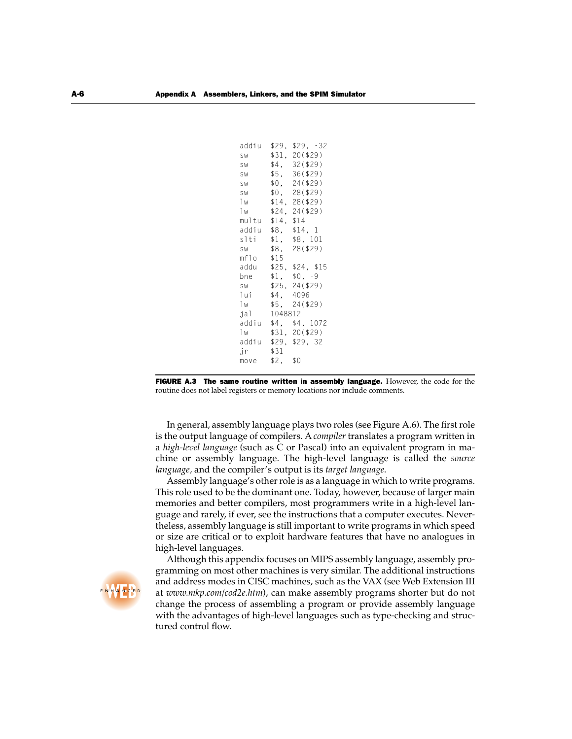```
addiu  $29, $29, -32
sw     $31, 20($29)
sw     $4,  32($29)
sw     $5,  36($29)
sw     $0,  24($29)
sw     $0,  28($29)
lw     $14, 28($29)
lw     $24, 24($29)
multu  $14, $14
addiu  $8,  $14, 1
slti   $1,  $8, 101
sw     $8,  28($29)
mflo   $15
addu   $25, $24, $15
bne    $1,  $0, -9
sw     $25, 24($29)
lui    $4,  4096
lw     $5,  24($29)
jal    1048812
addiu  $4,  $4, 1072
lw     $31, 20($29)
addiu  $29, $29, 32
jr     $31
move   $2,  $0
```

**FIGURE A.3 The same routine written in assembly language.** However, the code for the routine does not label registers or memory locations nor include comments.

In general, assembly language plays two roles (see Figure A.6). The first role is the output language of compilers. A *compiler* translates a program written in a *high-level language* (such as C or Pascal) into an equivalent program in machine or assembly language. The high-level language is called the *source language,* and the compiler's output is its *target language*.

Assembly language's other role is as a language in which to write programs. This role used to be the dominant one. Today, however, because of larger main memories and better compilers, most programmers write in a high-level language and rarely, if ever, see the instructions that a computer executes. Nevertheless, assembly language is still important to write programs in which speed or size are critical or to exploit hardware features that have no analogues in high-level languages.

Although this appendix focuses on MIPS assembly language, assembly programming on most other machines is very similar. The additional instructions and address modes in CISC machines, such as the VAX (see Web Extension III at *www.mkp.com/cod2e.htm*), can make assembly programs shorter but do not change the process of assembling a program or provide assembly language with the advantages of high-level languages such as type-checking and structured control flow.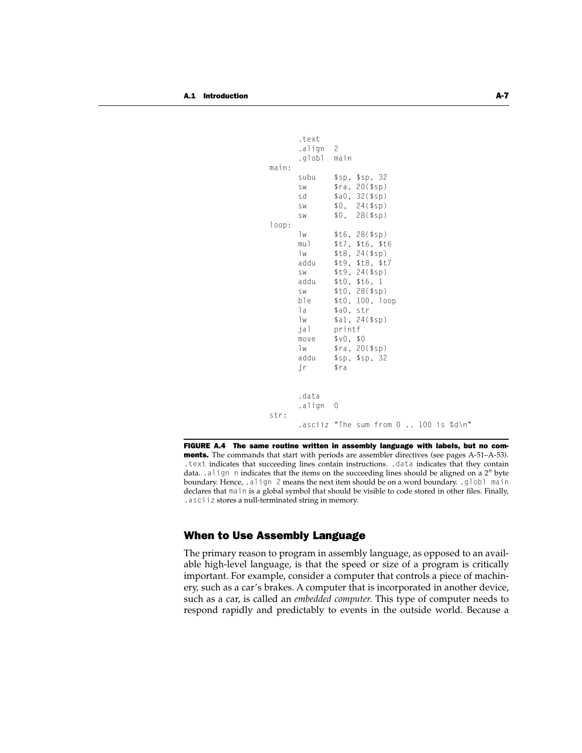```
        .text
        .align  2
        .globl  main
main:
        subu    $sp, $sp, 32
        sw      $ra, 20($sp)
        sd      $a0, 32($sp)
        sw      $0,  24($sp)
        sw      $0,  28($sp)
loop:
        lw      $t6, 28($sp)
        mul     $t7, $t6, $t6
        lw      $t8, 24($sp)
        addu    $t9, $t8, $t7
        sw      $t9, 24($sp)
        addu    $t0, $t6, 1
        sw      $t0, 28($sp)
        ble     $t0, 100, loop
        la      $a0, str
        lw      $a1, 24($sp)
        jal     printf
        move    $v0, $0
        lw      $ra, 20($sp)
        addu    $sp, $sp, 32
        jr      $ra


        .data
        .align  0
str:
        .asciiz "The sum from 0 .. 100 is %d\n"
```

**FIGURE A.4 The same routine written in assembly language with labels, but no comments.** The commands that start with periods are assembler directives (see pages A-51–A-53). `.text` indicates that succeeding lines contain instructions. `.data` indicates that they contain data. `.align n` indicates that the items on the succeeding lines should be aligned on a $2^n$ byte boundary. Hence, `.align 2` means the next item should be on a word boundary. `.globl main` declares that `main` is a global symbol that should be visible to code stored in other files. Finally, `.asciiz` stores a null-terminated string in memory.

## When to Use Assembly Language

The primary reason to program in assembly language, as opposed to an available high-level language, is that the speed or size of a program is critically important. For example, consider a computer that controls a piece of machinery, such as a car's brakes. A computer that is incorporated in another device, such as a car, is called an *embedded computer*. This type of computer needs to respond rapidly and predictably to events in the outside world. Because a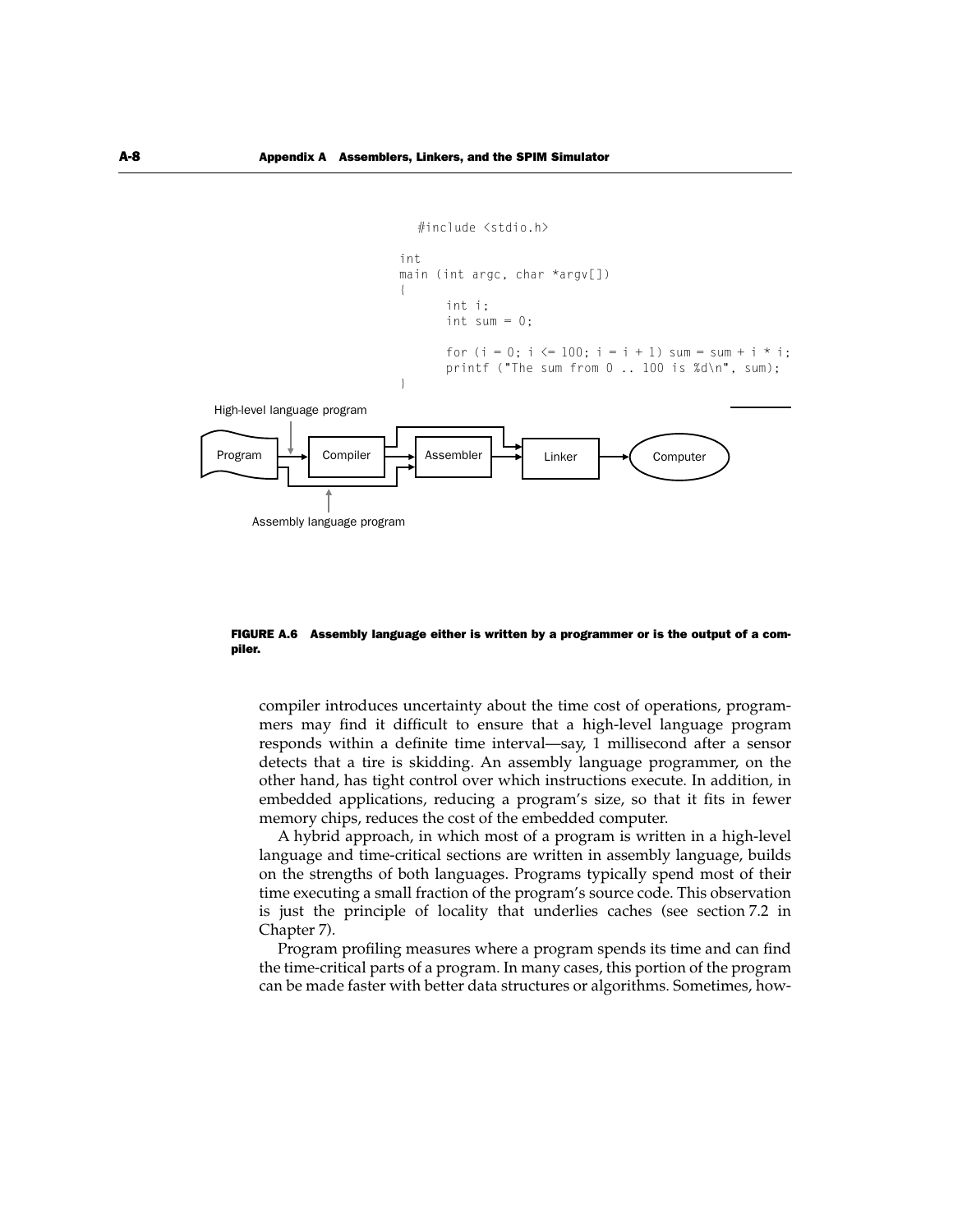```c
#include <stdio.h>

int
main (int argc, char *argv[])
{
      int i;
      int sum = 0;

      for (i = 0; i <= 100; i = i + 1) sum = sum + i * i;
      printf ("The sum from 0 .. 100 is %d\n", sum);
}
```

High-level language program

Program → Compiler → Assembler → Linker → Computer

Assembly language program

**FIGURE A.6 Assembly language either is written by a programmer or is the output of a compiler.**

compiler introduces uncertainty about the time cost of operations, programmers may find it difficult to ensure that a high-level language program responds within a definite time interval—say, 1 millisecond after a sensor detects that a tire is skidding. An assembly language programmer, on the other hand, has tight control over which instructions execute. In addition, in embedded applications, reducing a program's size, so that it fits in fewer memory chips, reduces the cost of the embedded computer.

A hybrid approach, in which most of a program is written in a high-level language and time-critical sections are written in assembly language, builds on the strengths of both languages. Programs typically spend most of their time executing a small fraction of the program's source code. This observation is just the principle of locality that underlies caches (see section 7.2 in Chapter 7).

Program profiling measures where a program spends its time and can find the time-critical parts of a program. In many cases, this portion of the program can be made faster with better data structures or algorithms. Sometimes, how-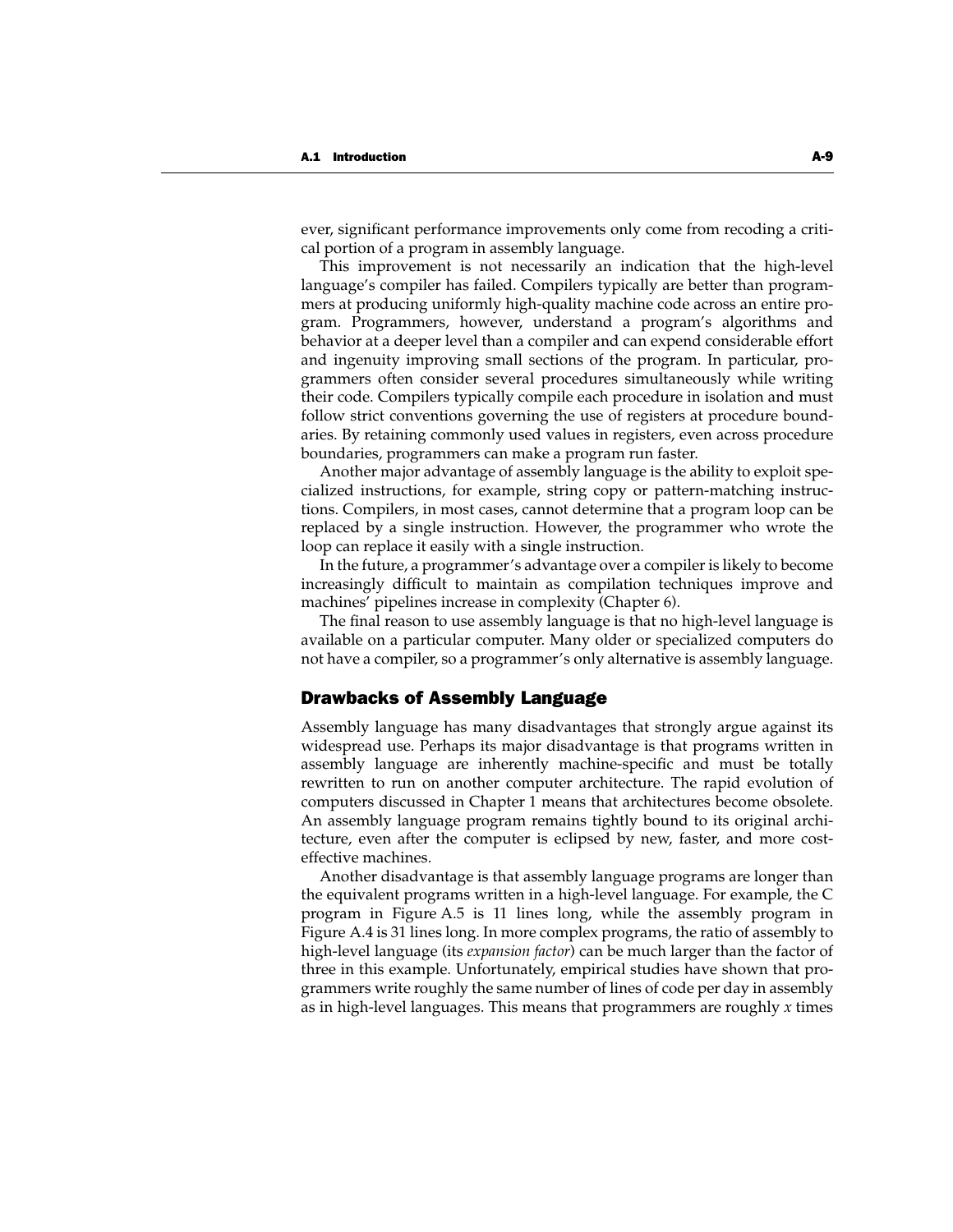ever, significant performance improvements only come from recoding a critical portion of a program in assembly language.

This improvement is not necessarily an indication that the high-level language's compiler has failed. Compilers typically are better than programmers at producing uniformly high-quality machine code across an entire program. Programmers, however, understand a program's algorithms and behavior at a deeper level than a compiler and can expend considerable effort and ingenuity improving small sections of the program. In particular, programmers often consider several procedures simultaneously while writing their code. Compilers typically compile each procedure in isolation and must follow strict conventions governing the use of registers at procedure boundaries. By retaining commonly used values in registers, even across procedure boundaries, programmers can make a program run faster.

Another major advantage of assembly language is the ability to exploit specialized instructions, for example, string copy or pattern-matching instructions. Compilers, in most cases, cannot determine that a program loop can be replaced by a single instruction. However, the programmer who wrote the loop can replace it easily with a single instruction.

In the future, a programmer's advantage over a compiler is likely to become increasingly difficult to maintain as compilation techniques improve and machines' pipelines increase in complexity (Chapter 6).

The final reason to use assembly language is that no high-level language is available on a particular computer. Many older or specialized computers do not have a compiler, so a programmer's only alternative is assembly language.

## Drawbacks of Assembly Language

Assembly language has many disadvantages that strongly argue against its widespread use. Perhaps its major disadvantage is that programs written in assembly language are inherently machine-specific and must be totally rewritten to run on another computer architecture. The rapid evolution of computers discussed in Chapter 1 means that architectures become obsolete. An assembly language program remains tightly bound to its original architecture, even after the computer is eclipsed by new, faster, and more cost-effective machines.

Another disadvantage is that assembly language programs are longer than the equivalent programs written in a high-level language. For example, the C program in Figure A.5 is 11 lines long, while the assembly program in Figure A.4 is 31 lines long. In more complex programs, the ratio of assembly to high-level language (its *expansion factor*) can be much larger than the factor of three in this example. Unfortunately, empirical studies have shown that programmers write roughly the same number of lines of code per day in assembly as in high-level languages. This means that programmers are roughly $x$ times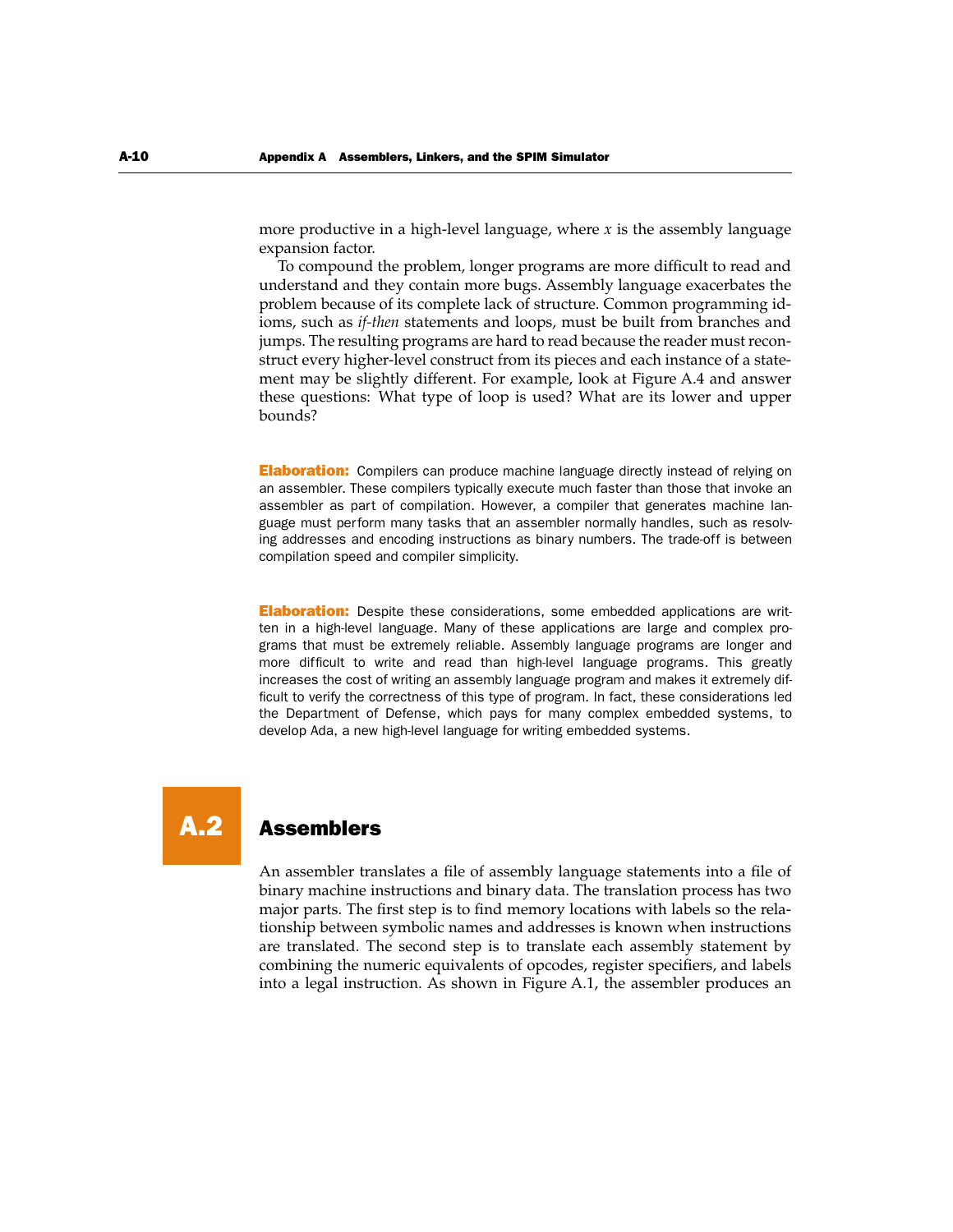more productive in a high-level language, where $x$ is the assembly language expansion factor.

To compound the problem, longer programs are more difficult to read and understand and they contain more bugs. Assembly language exacerbates the problem because of its complete lack of structure. Common programming idioms, such as *if-then* statements and loops, must be built from branches and jumps. The resulting programs are hard to read because the reader must reconstruct every higher-level construct from its pieces and each instance of a statement may be slightly different. For example, look at Figure A.4 and answer these questions: What type of loop is used? What are its lower and upper bounds?

**Elaboration:** Compilers can produce machine language directly instead of relying on an assembler. These compilers typically execute much faster than those that invoke an assembler as part of compilation. However, a compiler that generates machine language must perform many tasks that an assembler normally handles, such as resolving addresses and encoding instructions as binary numbers. The trade-off is between compilation speed and compiler simplicity.

**Elaboration:** Despite these considerations, some embedded applications are written in a high-level language. Many of these applications are large and complex programs that must be extremely reliable. Assembly language programs are longer and more difficult to write and read than high-level language programs. This greatly increases the cost of writing an assembly language program and makes it extremely difficult to verify the correctness of this type of program. In fact, these considerations led the Department of Defense, which pays for many complex embedded systems, to develop Ada, a new high-level language for writing embedded systems.

## A.2 Assemblers

An assembler translates a file of assembly language statements into a file of binary machine instructions and binary data. The translation process has two major parts. The first step is to find memory locations with labels so the relationship between symbolic names and addresses is known when instructions are translated. The second step is to translate each assembly statement by combining the numeric equivalents of opcodes, register specifiers, and labels into a legal instruction. As shown in Figure A.1, the assembler produces an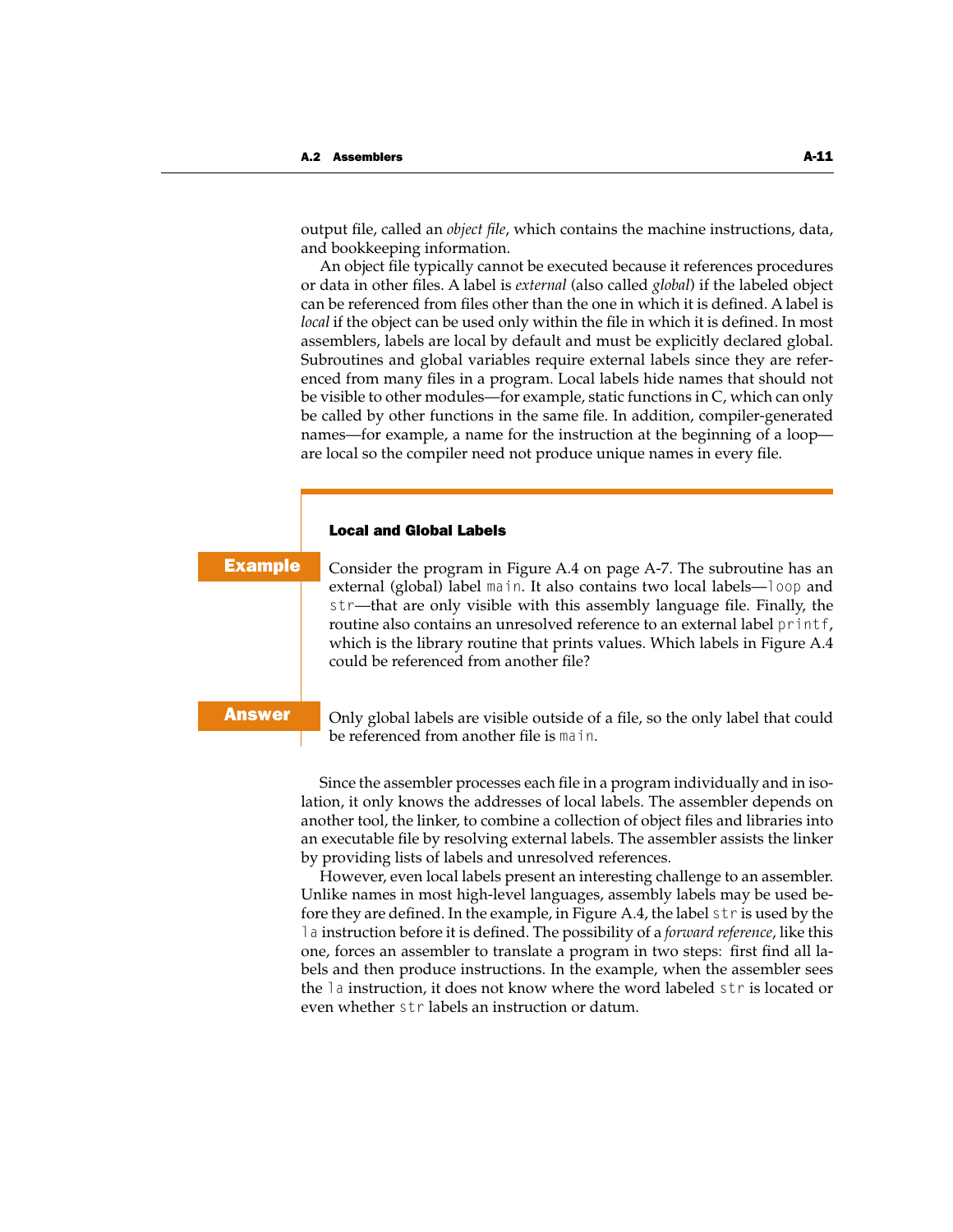output file, called an *object file*, which contains the machine instructions, data, and bookkeeping information.

An object file typically cannot be executed because it references procedures or data in other files. A label is *external* (also called *global*) if the labeled object can be referenced from files other than the one in which it is defined. A label is *local* if the object can be used only within the file in which it is defined. In most assemblers, labels are local by default and must be explicitly declared global. Subroutines and global variables require external labels since they are referenced from many files in a program. Local labels hide names that should not be visible to other modules—for example, static functions in C, which can only be called by other functions in the same file. In addition, compiler-generated names—for example, a name for the instruction at the beginning of a loop—are local so the compiler need not produce unique names in every file.

### Local and Global Labels

**Example**

Consider the program in Figure A.4 on page A-7. The subroutine has an external (global) label `main`. It also contains two local labels—`loop` and `str`—that are only visible with this assembly language file. Finally, the routine also contains an unresolved reference to an external label `printf`, which is the library routine that prints values. Which labels in Figure A.4 could be referenced from another file?

**Answer**

Only global labels are visible outside of a file, so the only label that could be referenced from another file is `main`.

Since the assembler processes each file in a program individually and in isolation, it only knows the addresses of local labels. The assembler depends on another tool, the linker, to combine a collection of object files and libraries into an executable file by resolving external labels. The assembler assists the linker by providing lists of labels and unresolved references.

However, even local labels present an interesting challenge to an assembler. Unlike names in most high-level languages, assembly labels may be used before they are defined. In the example, in Figure A.4, the label `str` is used by the `la` instruction before it is defined. The possibility of a *forward reference*, like this one, forces an assembler to translate a program in two steps: first find all labels and then produce instructions. In the example, when the assembler sees the `la` instruction, it does not know where the word labeled `str` is located or even whether `str` labels an instruction or datum.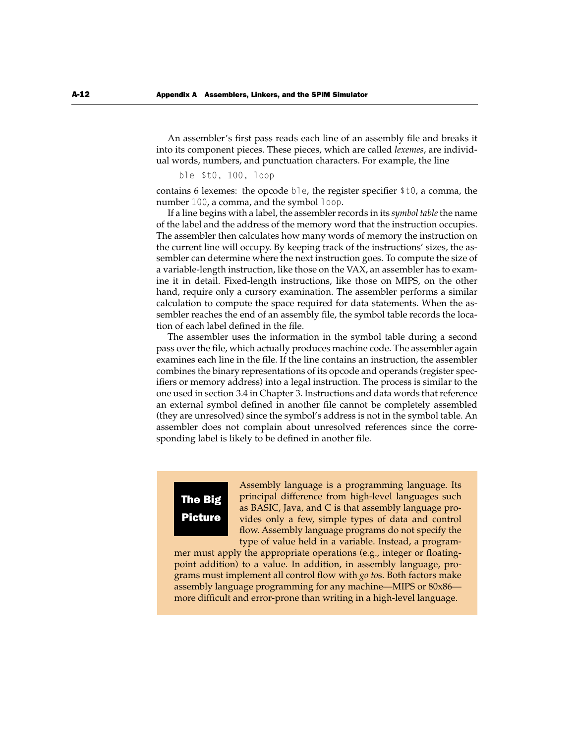An assembler's first pass reads each line of an assembly file and breaks it into its component pieces. These pieces, which are called *lexemes*, are individual words, numbers, and punctuation characters. For example, the line

```
ble $t0, 100, loop
```

contains 6 lexemes: the opcode `ble`, the register specifier `$t0`, a comma, the number `100`, a comma, and the symbol `loop`.

If a line begins with a label, the assembler records in its *symbol table* the name of the label and the address of the memory word that the instruction occupies. The assembler then calculates how many words of memory the instruction on the current line will occupy. By keeping track of the instructions' sizes, the assembler can determine where the next instruction goes. To compute the size of a variable-length instruction, like those on the VAX, an assembler has to examine it in detail. Fixed-length instructions, like those on MIPS, on the other hand, require only a cursory examination. The assembler performs a similar calculation to compute the space required for data statements. When the assembler reaches the end of an assembly file, the symbol table records the location of each label defined in the file.

The assembler uses the information in the symbol table during a second pass over the file, which actually produces machine code. The assembler again examines each line in the file. If the line contains an instruction, the assembler combines the binary representations of its opcode and operands (register specifiers or memory address) into a legal instruction. The process is similar to the one used in section 3.4 in Chapter 3. Instructions and data words that reference an external symbol defined in another file cannot be completely assembled (they are unresolved) since the symbol's address is not in the symbol table. An assembler does not complain about unresolved references since the corresponding label is likely to be defined in another file.

**The Big Picture**

Assembly language is a programming language. Its principal difference from high-level languages such as BASIC, Java, and C is that assembly language provides only a few, simple types of data and control flow. Assembly language programs do not specify the type of value held in a variable. Instead, a programmer must apply the appropriate operations (e.g., integer or floating-point addition) to a value. In addition, in assembly language, programs must implement all control flow with *go to*s. Both factors make assembly language programming for any machine—MIPS or 80x86—more difficult and error-prone than writing in a high-level language.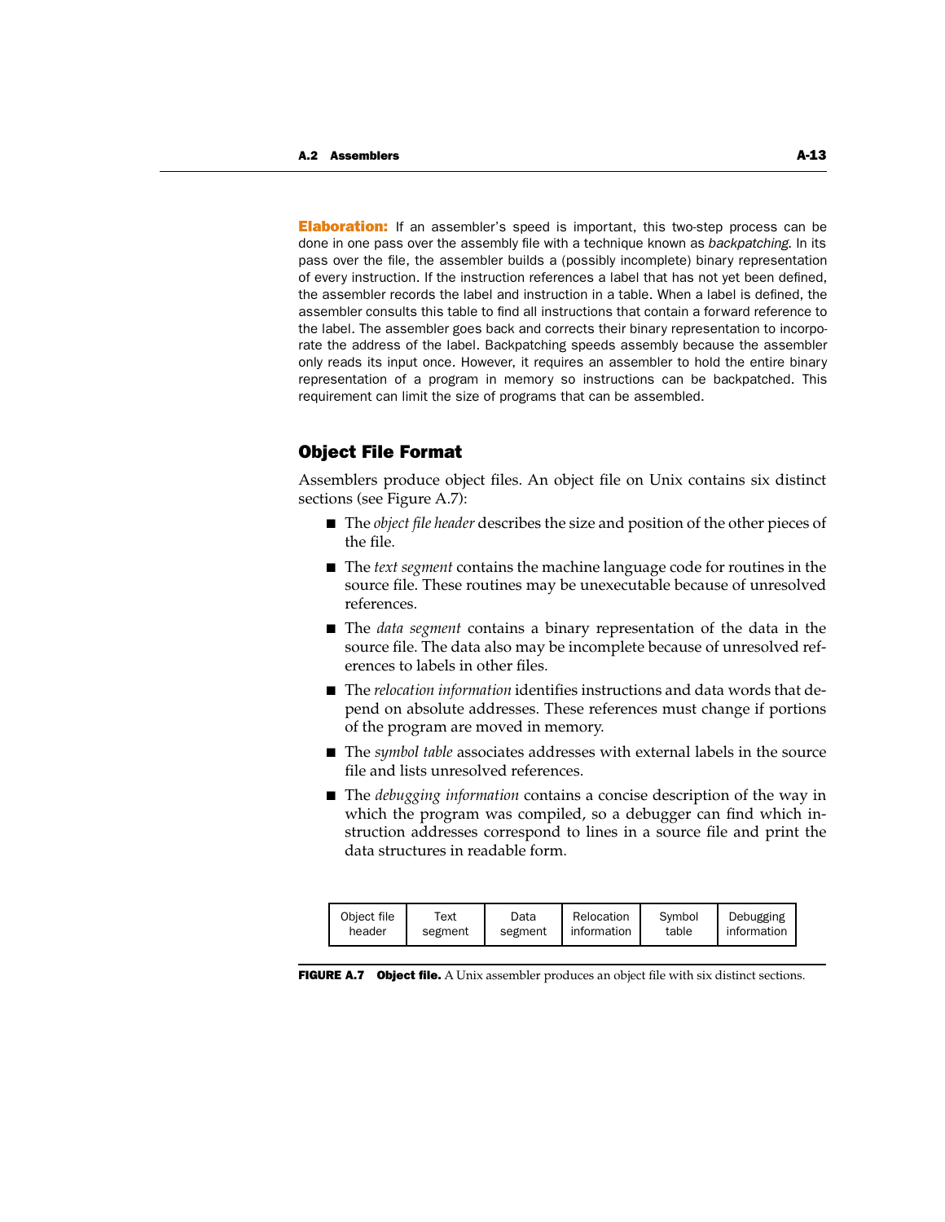**Elaboration:** If an assembler's speed is important, this two-step process can be done in one pass over the assembly file with a technique known as *backpatching*. In its pass over the file, the assembler builds a (possibly incomplete) binary representation of every instruction. If the instruction references a label that has not yet been defined, the assembler records the label and instruction in a table. When a label is defined, the assembler consults this table to find all instructions that contain a forward reference to the label. The assembler goes back and corrects their binary representation to incorporate the address of the label. Backpatching speeds assembly because the assembler only reads its input once. However, it requires an assembler to hold the entire binary representation of a program in memory so instructions can be backpatched. This requirement can limit the size of programs that can be assembled.

## Object File Format

Assemblers produce object files. An object file on Unix contains six distinct sections (see Figure A.7):

- The *object file header* describes the size and position of the other pieces of the file.
- The *text segment* contains the machine language code for routines in the source file. These routines may be unexecutable because of unresolved references.
- The *data segment* contains a binary representation of the data in the source file. The data also may be incomplete because of unresolved references to labels in other files.
- The *relocation information* identifies instructions and data words that depend on absolute addresses. These references must change if portions of the program are moved in memory.
- The *symbol table* associates addresses with external labels in the source file and lists unresolved references.
- The *debugging information* contains a concise description of the way in which the program was compiled, so a debugger can find which instruction addresses correspond to lines in a source file and print the data structures in readable form.

| | | | | | |
|---|---|---|---|---|---|
| Object file header | Text segment | Data segment | Relocation information | Symbol table | Debugging information |

**FIGURE A.7 Object file.** A Unix assembler produces an object file with six distinct sections.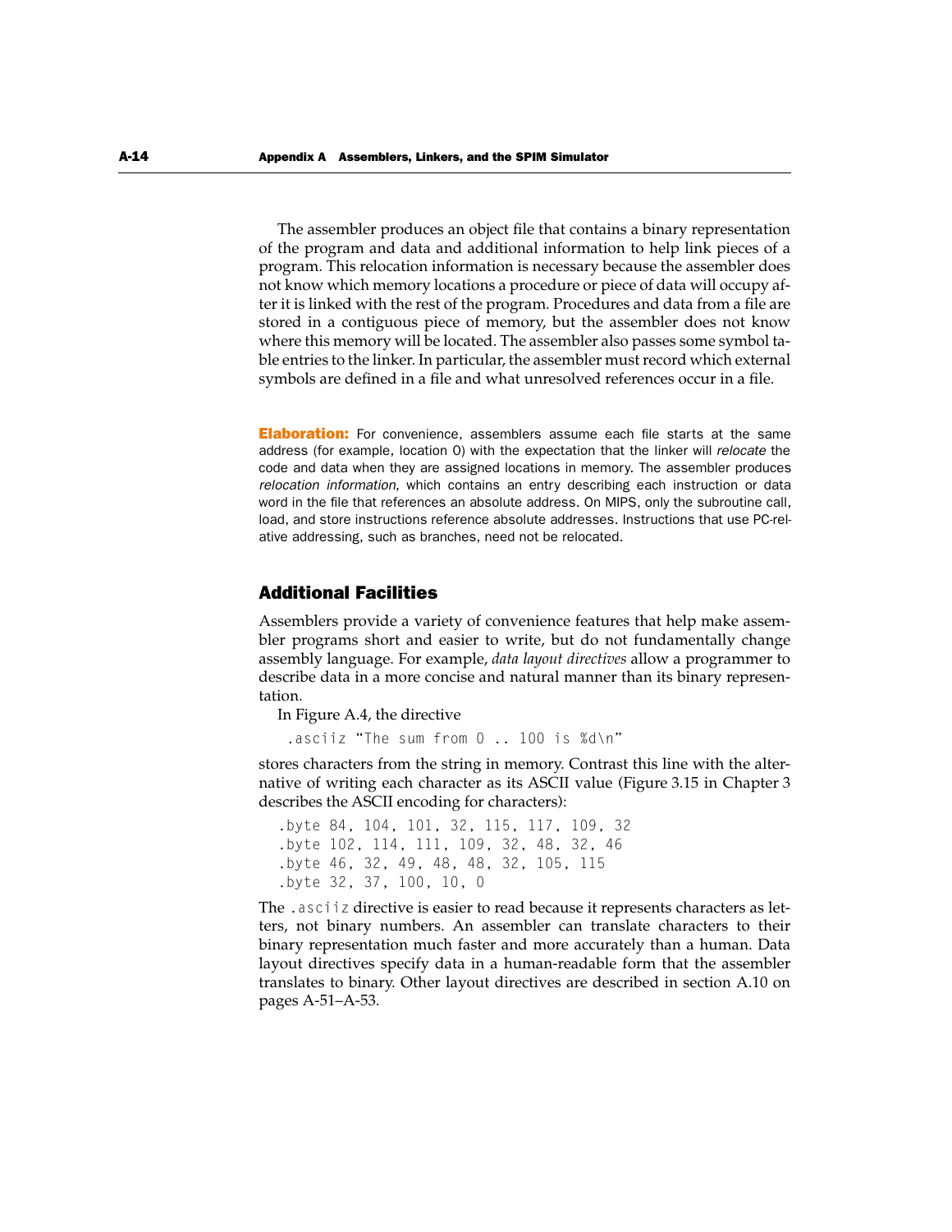The assembler produces an object file that contains a binary representation of the program and data and additional information to help link pieces of a program. This relocation information is necessary because the assembler does not know which memory locations a procedure or piece of data will occupy after it is linked with the rest of the program. Procedures and data from a file are stored in a contiguous piece of memory, but the assembler does not know where this memory will be located. The assembler also passes some symbol table entries to the linker. In particular, the assembler must record which external symbols are defined in a file and what unresolved references occur in a file.

**Elaboration:** For convenience, assemblers assume each file starts at the same address (for example, location 0) with the expectation that the linker will *relocate* the code and data when they are assigned locations in memory. The assembler produces *relocation information*, which contains an entry describing each instruction or data word in the file that references an absolute address. On MIPS, only the subroutine call, load, and store instructions reference absolute addresses. Instructions that use PC-relative addressing, such as branches, need not be relocated.

## Additional Facilities

Assemblers provide a variety of convenience features that help make assembler programs short and easier to write, but do not fundamentally change assembly language. For example, *data layout directives* allow a programmer to describe data in a more concise and natural manner than its binary representation.

In Figure A.4, the directive

```
.asciiz "The sum from 0 .. 100 is %d\n"
```

stores characters from the string in memory. Contrast this line with the alternative of writing each character as its ASCII value (Figure 3.15 in Chapter 3 describes the ASCII encoding for characters):

```
.byte 84, 104, 101, 32, 115, 117, 109, 32
.byte 102, 114, 111, 109, 32, 48, 32, 46
.byte 46, 32, 49, 48, 48, 32, 105, 115
.byte 32, 37, 100, 10, 0
```

The `.asciiz` directive is easier to read because it represents characters as letters, not binary numbers. An assembler can translate characters to their binary representation much faster and more accurately than a human. Data layout directives specify data in a human-readable form that the assembler translates to binary. Other layout directives are described in section A.10 on pages A-51–A-53.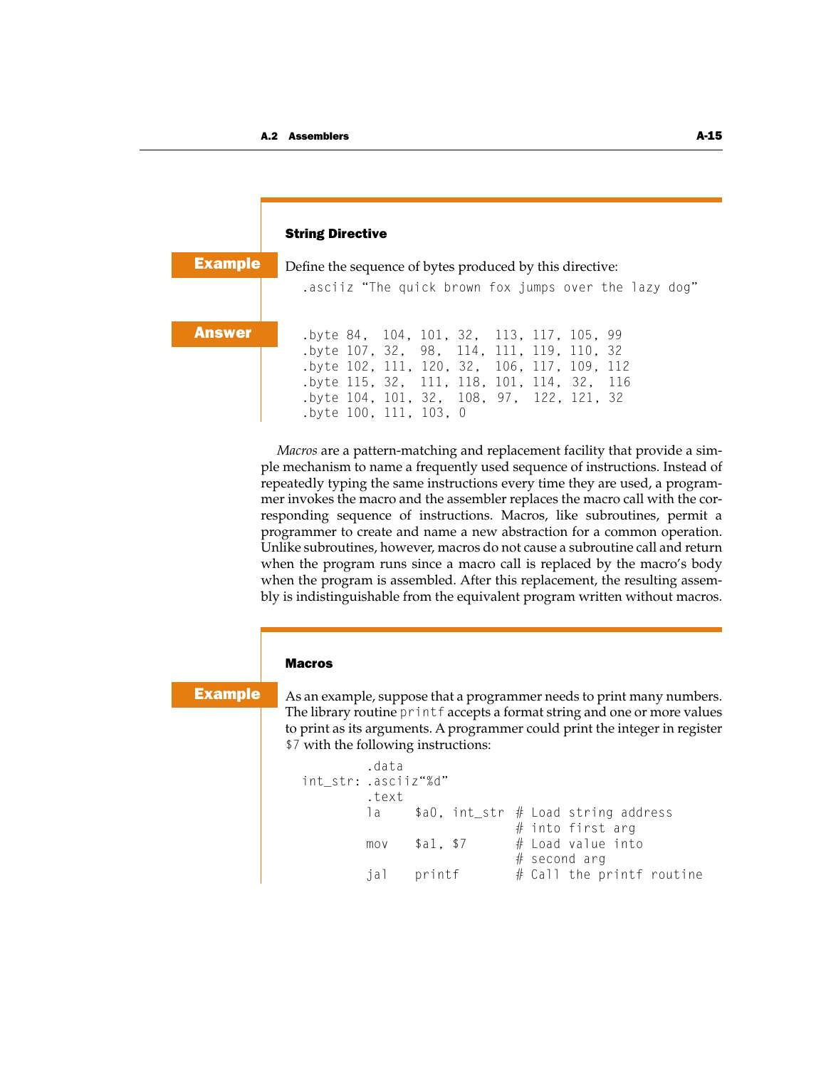### String Directive

**Example**

Define the sequence of bytes produced by this directive:

```
.asciiz "The quick brown fox jumps over the lazy dog"
```

**Answer**

```
.byte 84,  104, 101, 32,  113, 117, 105, 99
.byte 107, 32,  98,  114, 111, 119, 110, 32
.byte 102, 111, 120, 32,  106, 117, 109, 112
.byte 115, 32,  111, 118, 101, 114, 32,  116
.byte 104, 101, 32,  108, 97,  122, 121, 32
.byte 100, 111, 103, 0
```

*Macros* are a pattern-matching and replacement facility that provide a simple mechanism to name a frequently used sequence of instructions. Instead of repeatedly typing the same instructions every time they are used, a programmer invokes the macro and the assembler replaces the macro call with the corresponding sequence of instructions. Macros, like subroutines, permit a programmer to create and name a new abstraction for a common operation. Unlike subroutines, however, macros do not cause a subroutine call and return when the program runs since a macro call is replaced by the macro's body when the program is assembled. After this replacement, the resulting assembly is indistinguishable from the equivalent program written without macros.

### Macros

**Example**

As an example, suppose that a programmer needs to print many numbers. The library routine `printf` accepts a format string and one or more values to print as its arguments. A programmer could print the integer in register `$7` with the following instructions:

```
         .data
int_str: .asciiz"%d"
         .text
         la     $a0, int_str # Load string address
                             # into first arg
         mov    $a1, $7      # Load value into
                             # second arg
         jal    printf       # Call the printf routine
```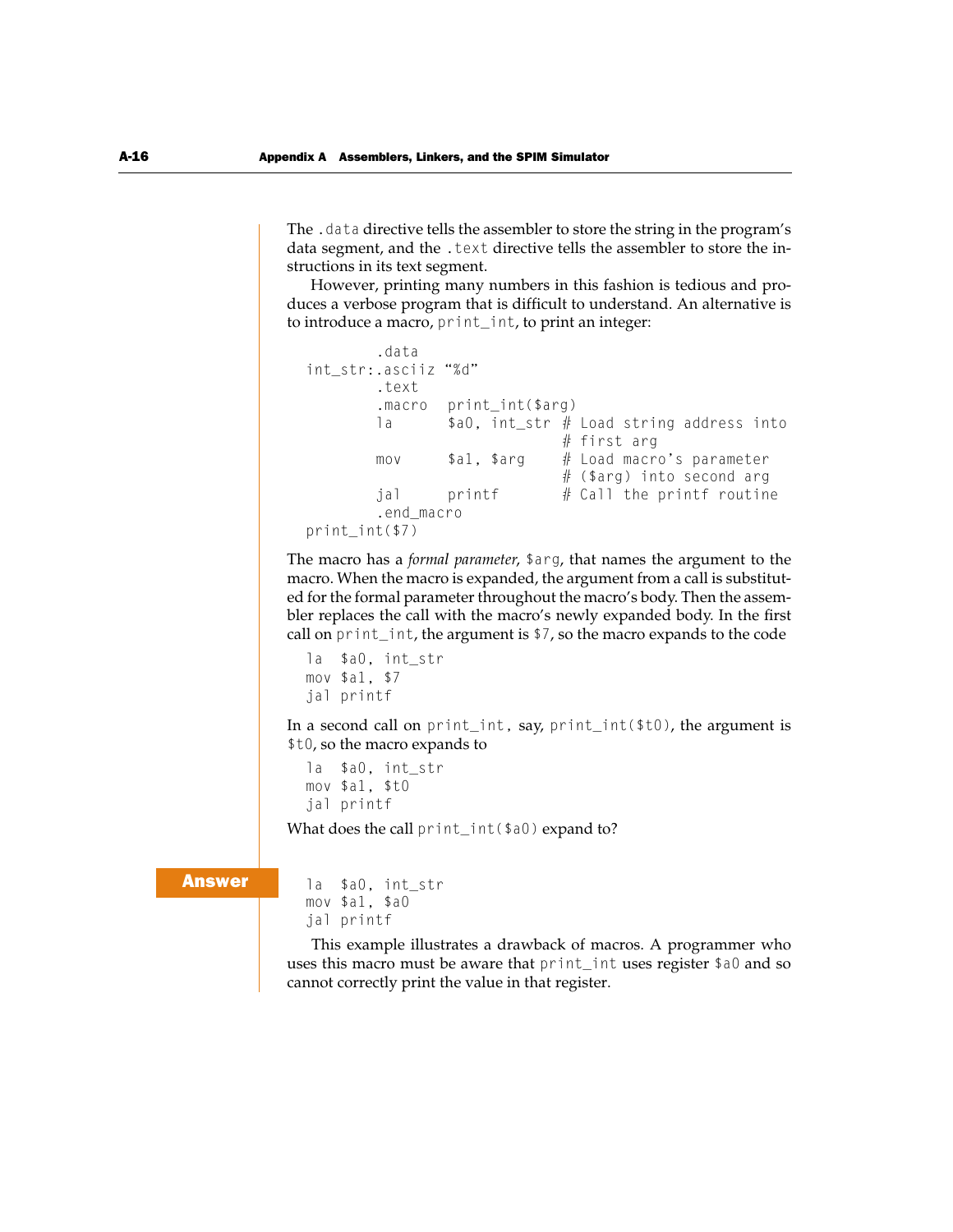The `.data` directive tells the assembler to store the string in the program's data segment, and the `.text` directive tells the assembler to store the instructions in its text segment.

However, printing many numbers in this fashion is tedious and produces a verbose program that is difficult to understand. An alternative is to introduce a macro, `print_int`, to print an integer:

```
        .data
int_str:.asciiz "%d"
        .text
        .macro  print_int($arg)
        la      $a0, int_str  # Load string address into
                              # first arg
        mov     $a1, $arg     # Load macro's parameter
                              # ($arg) into second arg
        jal     printf        # Call the printf routine
        .end_macro
print_int($7)
```

The macro has a *formal parameter*, `$arg`, that names the argument to the macro. When the macro is expanded, the argument from a call is substituted for the formal parameter throughout the macro's body. Then the assembler replaces the call with the macro's newly expanded body. In the first call on `print_int`, the argument is `$7`, so the macro expands to the code

```
la  $a0, int_str
mov $a1, $7
jal printf
```

In a second call on `print_int`, say, `print_int($t0)`, the argument is `$t0`, so the macro expands to

```
la  $a0, int_str
mov $a1, $t0
jal printf
```

What does the call `print_int($a0)` expand to?

**Answer**

```
la  $a0, int_str
mov $a1, $a0
jal printf
```

This example illustrates a drawback of macros. A programmer who uses this macro must be aware that `print_int` uses register `$a0` and so cannot correctly print the value in that register.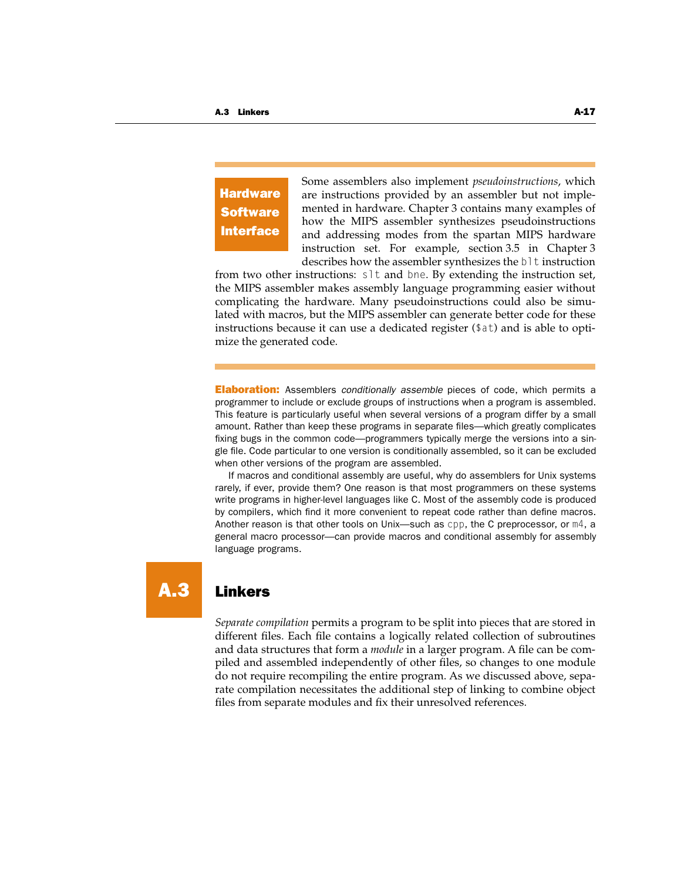**Hardware Software Interface**

Some assemblers also implement *pseudoinstructions*, which are instructions provided by an assembler but not implemented in hardware. Chapter 3 contains many examples of how the MIPS assembler synthesizes pseudoinstructions and addressing modes from the spartan MIPS hardware instruction set. For example, section 3.5 in Chapter 3 describes how the assembler synthesizes the `blt` instruction from two other instructions: `slt` and `bne`. By extending the instruction set, the MIPS assembler makes assembly language programming easier without complicating the hardware. Many pseudoinstructions could also be simulated with macros, but the MIPS assembler can generate better code for these instructions because it can use a dedicated register (`$at`) and is able to optimize the generated code.

**Elaboration:** Assemblers *conditionally assemble* pieces of code, which permits a programmer to include or exclude groups of instructions when a program is assembled. This feature is particularly useful when several versions of a program differ by a small amount. Rather than keep these programs in separate files—which greatly complicates fixing bugs in the common code—programmers typically merge the versions into a single file. Code particular to one version is conditionally assembled, so it can be excluded when other versions of the program are assembled.

If macros and conditional assembly are useful, why do assemblers for Unix systems rarely, if ever, provide them? One reason is that most programmers on these systems write programs in higher-level languages like C. Most of the assembly code is produced by compilers, which find it more convenient to repeat code rather than define macros. Another reason is that other tools on Unix—such as `cpp`, the C preprocessor, or `m4`, a general macro processor—can provide macros and conditional assembly for assembly language programs.

## A.3 Linkers

*Separate compilation* permits a program to be split into pieces that are stored in different files. Each file contains a logically related collection of subroutines and data structures that form a *module* in a larger program. A file can be compiled and assembled independently of other files, so changes to one module do not require recompiling the entire program. As we discussed above, separate compilation necessitates the additional step of linking to combine object files from separate modules and fix their unresolved references.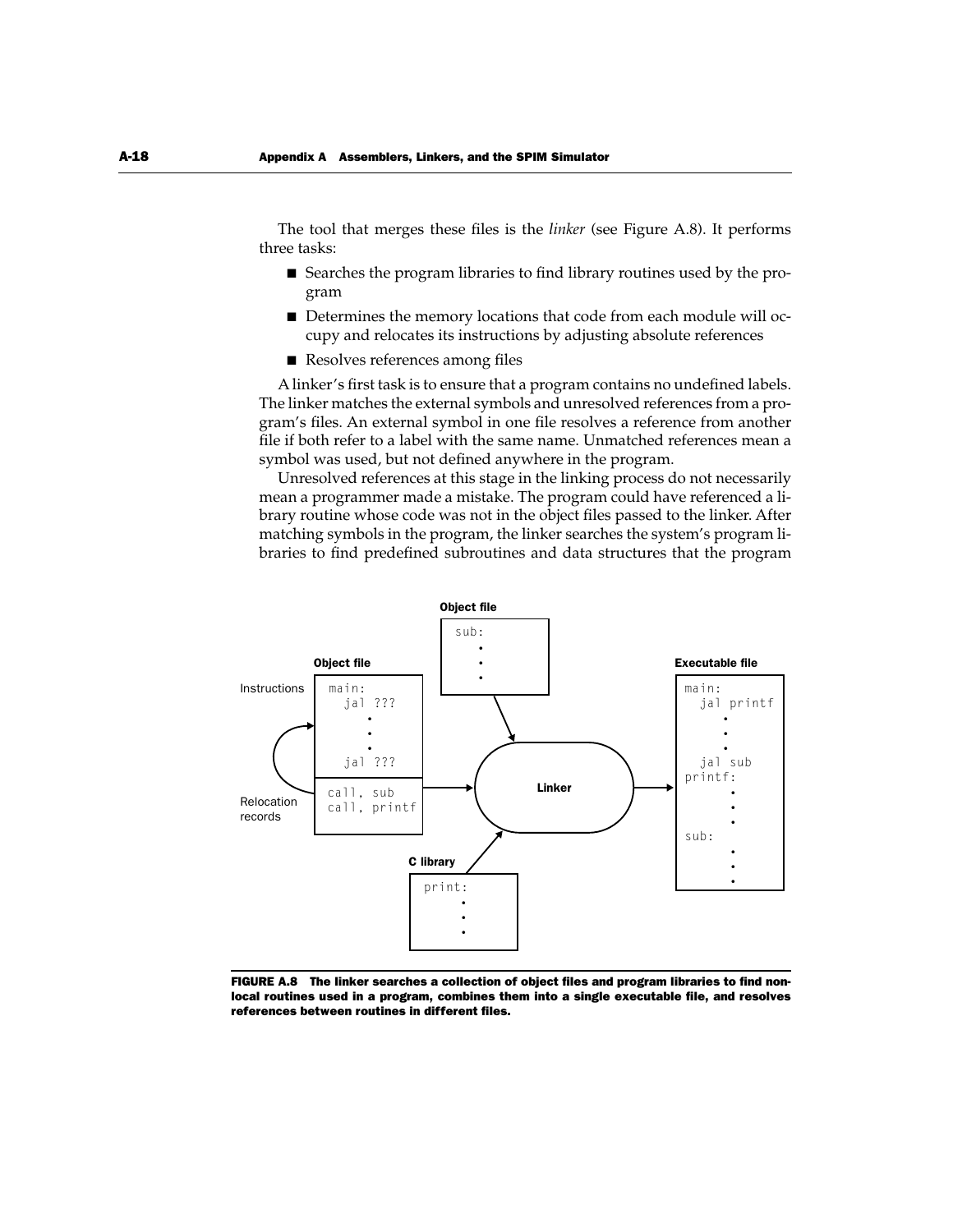The tool that merges these files is the *linker* (see Figure A.8). It performs three tasks:

- Searches the program libraries to find library routines used by the program
- Determines the memory locations that code from each module will occupy and relocates its instructions by adjusting absolute references
- Resolves references among files

A linker's first task is to ensure that a program contains no undefined labels. The linker matches the external symbols and unresolved references from a program's files. An external symbol in one file resolves a reference from another file if both refer to a label with the same name. Unmatched references mean a symbol was used, but not defined anywhere in the program.

Unresolved references at this stage in the linking process do not necessarily mean a programmer made a mistake. The program could have referenced a library routine whose code was not in the object files passed to the linker. After matching symbols in the program, the linker searches the system's program libraries to find predefined subroutines and data structures that the program

**FIGURE A.8 The linker searches a collection of object files and program libraries to find nonlocal routines used in a program, combines them into a single executable file, and resolves references between routines in different files.**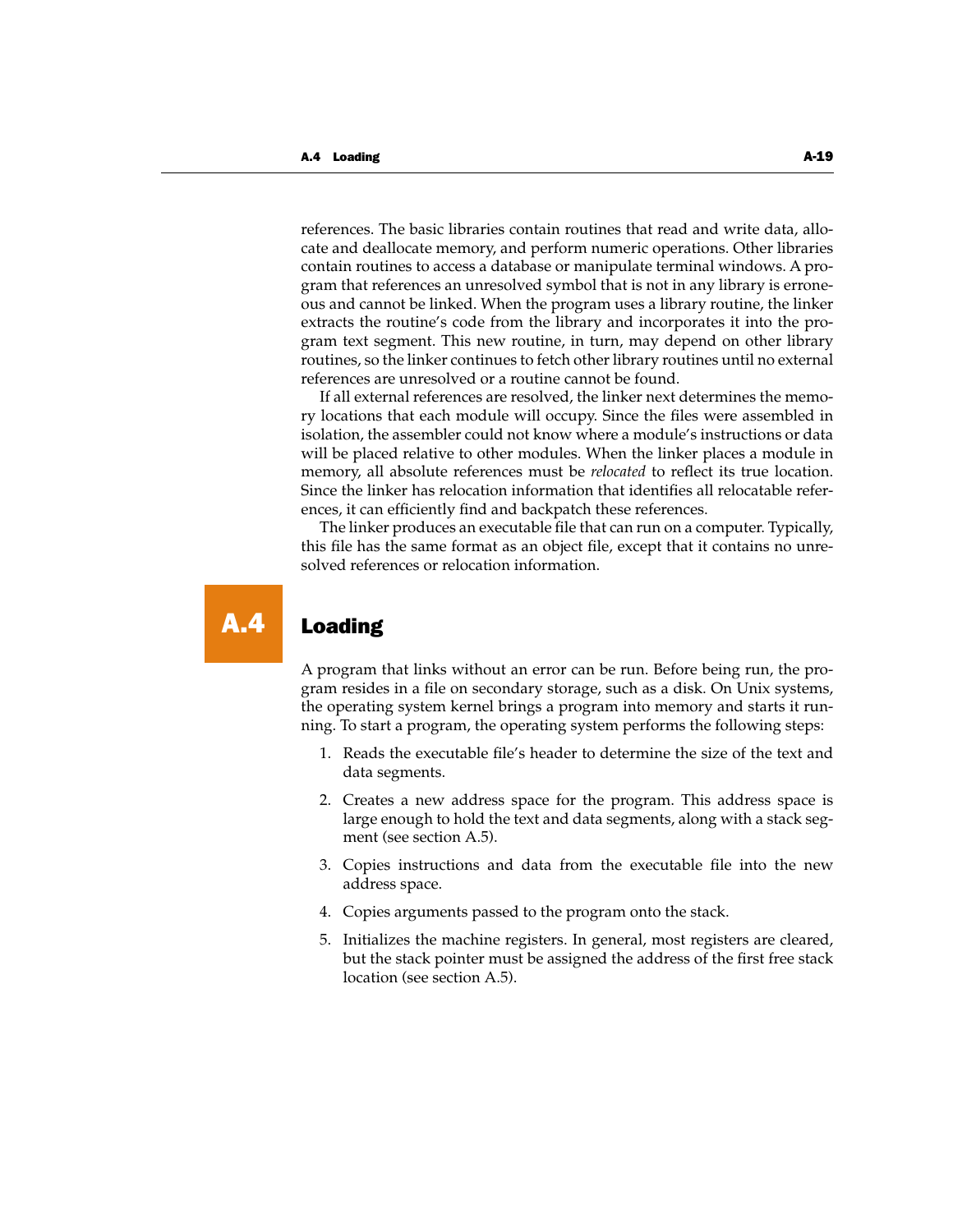references. The basic libraries contain routines that read and write data, allocate and deallocate memory, and perform numeric operations. Other libraries contain routines to access a database or manipulate terminal windows. A program that references an unresolved symbol that is not in any library is erroneous and cannot be linked. When the program uses a library routine, the linker extracts the routine's code from the library and incorporates it into the program text segment. This new routine, in turn, may depend on other library routines, so the linker continues to fetch other library routines until no external references are unresolved or a routine cannot be found.

If all external references are resolved, the linker next determines the memory locations that each module will occupy. Since the files were assembled in isolation, the assembler could not know where a module's instructions or data will be placed relative to other modules. When the linker places a module in memory, all absolute references must be *relocated* to reflect its true location. Since the linker has relocation information that identifies all relocatable references, it can efficiently find and backpatch these references.

The linker produces an executable file that can run on a computer. Typically, this file has the same format as an object file, except that it contains no unresolved references or relocation information.

## A.4 Loading

A program that links without an error can be run. Before being run, the program resides in a file on secondary storage, such as a disk. On Unix systems, the operating system kernel brings a program into memory and starts it running. To start a program, the operating system performs the following steps:

1. Reads the executable file's header to determine the size of the text and data segments.
2. Creates a new address space for the program. This address space is large enough to hold the text and data segments, along with a stack segment (see section A.5).
3. Copies instructions and data from the executable file into the new address space.
4. Copies arguments passed to the program onto the stack.
5. Initializes the machine registers. In general, most registers are cleared, but the stack pointer must be assigned the address of the first free stack location (see section A.5).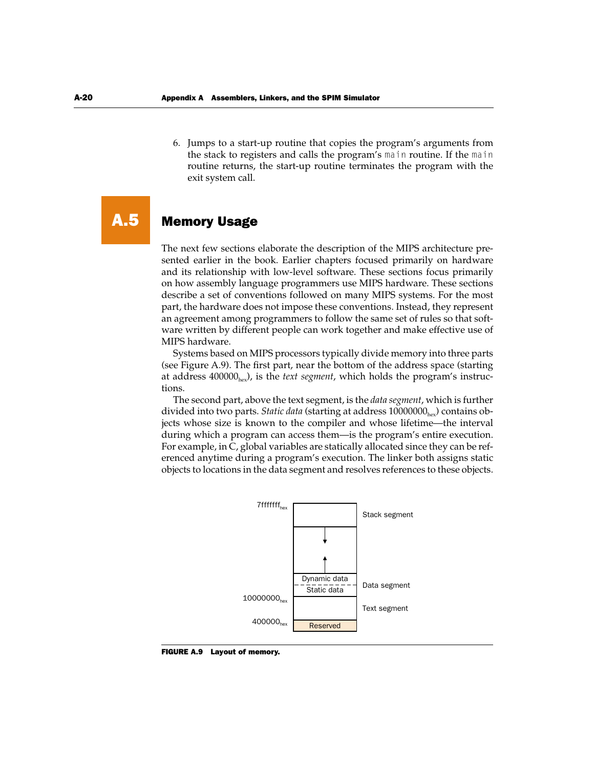6. Jumps to a start-up routine that copies the program's arguments from the stack to registers and calls the program's `main` routine. If the `main` routine returns, the start-up routine terminates the program with the exit system call.

## A.5 Memory Usage

The next few sections elaborate the description of the MIPS architecture presented earlier in the book. Earlier chapters focused primarily on hardware and its relationship with low-level software. These sections focus primarily on how assembly language programmers use MIPS hardware. These sections describe a set of conventions followed on many MIPS systems. For the most part, the hardware does not impose these conventions. Instead, they represent an agreement among programmers to follow the same set of rules so that software written by different people can work together and make effective use of MIPS hardware.

Systems based on MIPS processors typically divide memory into three parts (see Figure A.9). The first part, near the bottom of the address space (starting at address $400000_{hex}$), is the *text segment*, which holds the program's instructions.

The second part, above the text segment, is the *data segment*, which is further divided into two parts. *Static data* (starting at address $10000000_{hex}$) contains objects whose size is known to the compiler and whose lifetime—the interval during which a program can access them—is the program's entire execution. For example, in C, global variables are statically allocated since they can be referenced anytime during a program's execution. The linker both assigns static objects to locations in the data segment and resolves references to these objects.

$7fffffff_{hex}$ — Stack segment

Dynamic data / Static data — Data segment

$10000000_{hex}$ — Text segment

$400000_{hex}$ — Reserved

**FIGURE A.9 Layout of memory.**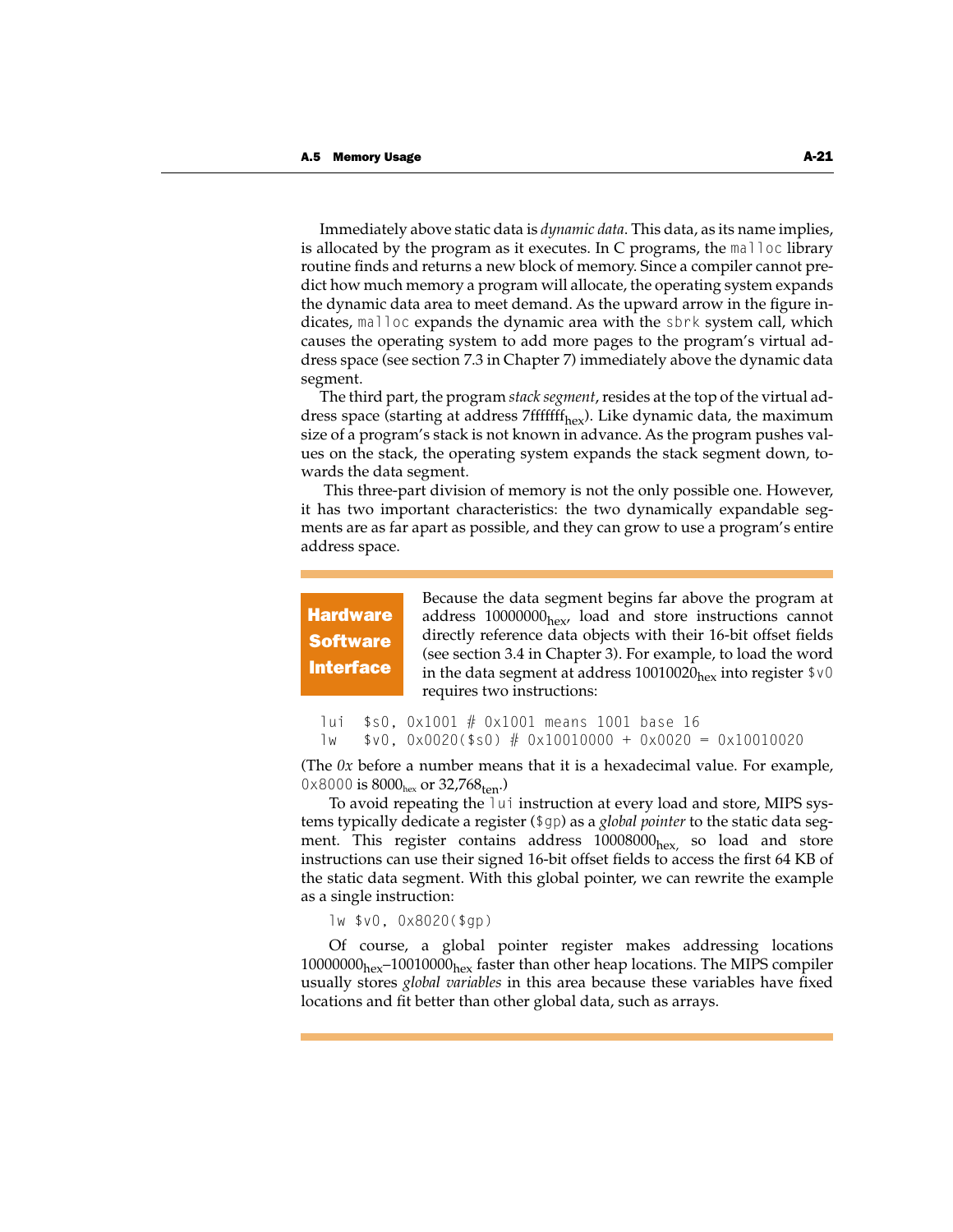Immediately above static data is *dynamic data*. This data, as its name implies, is allocated by the program as it executes. In C programs, the `malloc` library routine finds and returns a new block of memory. Since a compiler cannot predict how much memory a program will allocate, the operating system expands the dynamic data area to meet demand. As the upward arrow in the figure indicates, `malloc` expands the dynamic area with the `sbrk` system call, which causes the operating system to add more pages to the program's virtual address space (see section 7.3 in Chapter 7) immediately above the dynamic data segment.

The third part, the program *stack segment*, resides at the top of the virtual address space (starting at address $7fffffff_{hex}$). Like dynamic data, the maximum size of a program's stack is not known in advance. As the program pushes values on the stack, the operating system expands the stack segment down, towards the data segment.

This three-part division of memory is not the only possible one. However, it has two important characteristics: the two dynamically expandable segments are as far apart as possible, and they can grow to use a program's entire address space.

---

**Hardware Software Interface**

Because the data segment begins far above the program at address $10000000_{hex}$, load and store instructions cannot directly reference data objects with their 16-bit offset fields (see section 3.4 in Chapter 3). For example, to load the word in the data segment at address $10010020_{hex}$ into register `$v0` requires two instructions:

```
lui  $s0, 0x1001 # 0x1001 means 1001 base 16
lw   $v0, 0x0020($s0) # 0x10010000 + 0x0020 = 0x10010020
```

(The *0x* before a number means that it is a hexadecimal value. For example, `0x8000` is $8000_{hex}$ or $32{,}768_{ten}$.)

To avoid repeating the `lui` instruction at every load and store, MIPS systems typically dedicate a register (`$gp`) as a *global pointer* to the static data segment. This register contains address $10008000_{hex}$, so load and store instructions can use their signed 16-bit offset fields to access the first 64 KB of the static data segment. With this global pointer, we can rewrite the example as a single instruction:

```
lw $v0, 0x8020($gp)
```

Of course, a global pointer register makes addressing locations $10000000_{hex}$–$10010000_{hex}$ faster than other heap locations. The MIPS compiler usually stores *global variables* in this area because these variables have fixed locations and fit better than other global data, such as arrays.

---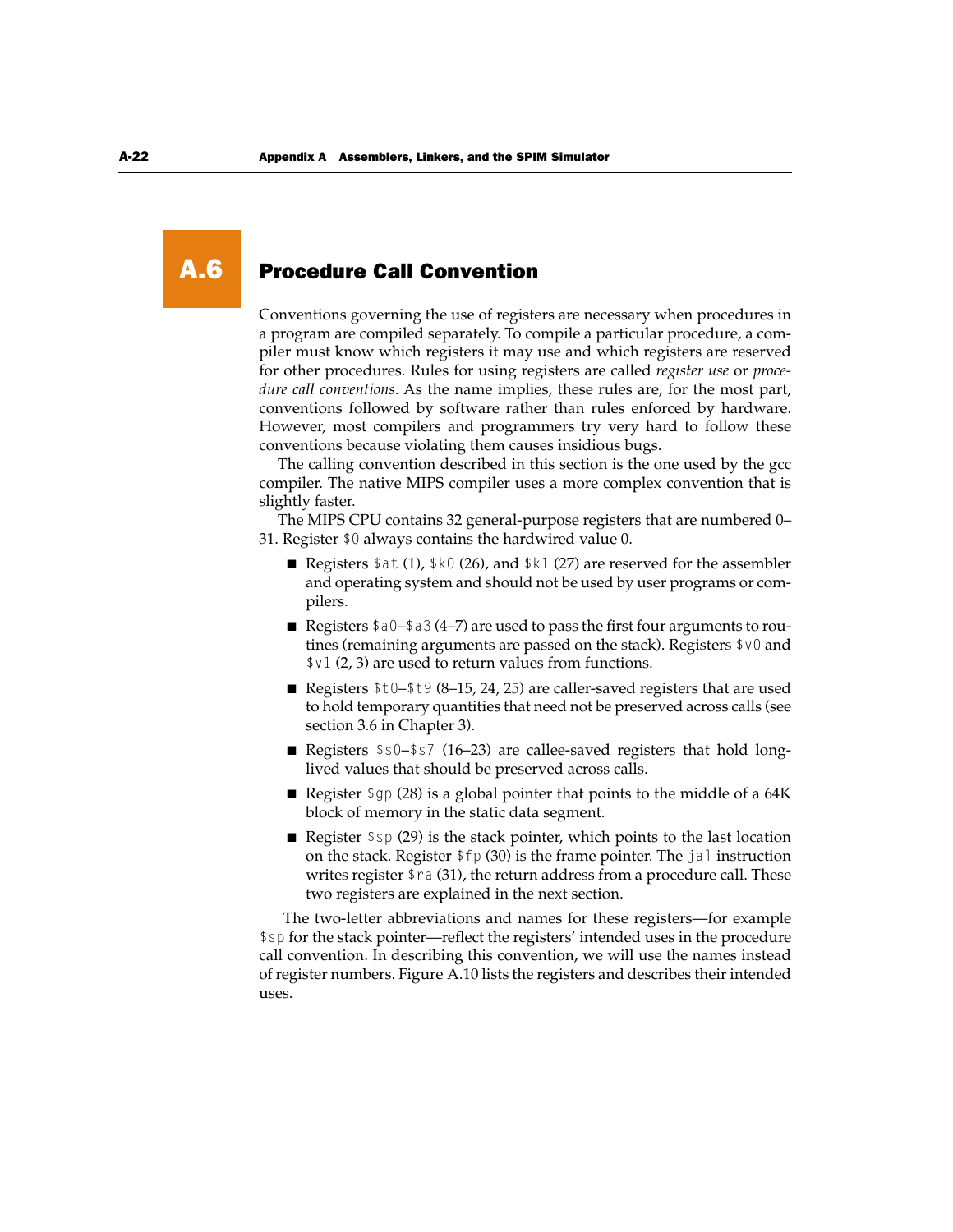# A.6 Procedure Call Convention

Conventions governing the use of registers are necessary when procedures in a program are compiled separately. To compile a particular procedure, a compiler must know which registers it may use and which registers are reserved for other procedures. Rules for using registers are called *register use* or *procedure call conventions*. As the name implies, these rules are, for the most part, conventions followed by software rather than rules enforced by hardware. However, most compilers and programmers try very hard to follow these conventions because violating them causes insidious bugs.

The calling convention described in this section is the one used by the gcc compiler. The native MIPS compiler uses a more complex convention that is slightly faster.

The MIPS CPU contains 32 general-purpose registers that are numbered 0–31. Register `$0` always contains the hardwired value 0.

- Registers `$at` (1), `$k0` (26), and `$k1` (27) are reserved for the assembler and operating system and should not be used by user programs or compilers.
- Registers `$a0`–`$a3` (4–7) are used to pass the first four arguments to routines (remaining arguments are passed on the stack). Registers `$v0` and `$v1` (2, 3) are used to return values from functions.
- Registers `$t0`–`$t9` (8–15, 24, 25) are caller-saved registers that are used to hold temporary quantities that need not be preserved across calls (see section 3.6 in Chapter 3).
- Registers `$s0`–`$s7` (16–23) are callee-saved registers that hold long-lived values that should be preserved across calls.
- Register `$gp` (28) is a global pointer that points to the middle of a 64K block of memory in the static data segment.
- Register `$sp` (29) is the stack pointer, which points to the last location on the stack. Register `$fp` (30) is the frame pointer. The `jal` instruction writes register `$ra` (31), the return address from a procedure call. These two registers are explained in the next section.

The two-letter abbreviations and names for these registers—for example `$sp` for the stack pointer—reflect the registers' intended uses in the procedure call convention. In describing this convention, we will use the names instead of register numbers. Figure A.10 lists the registers and describes their intended uses.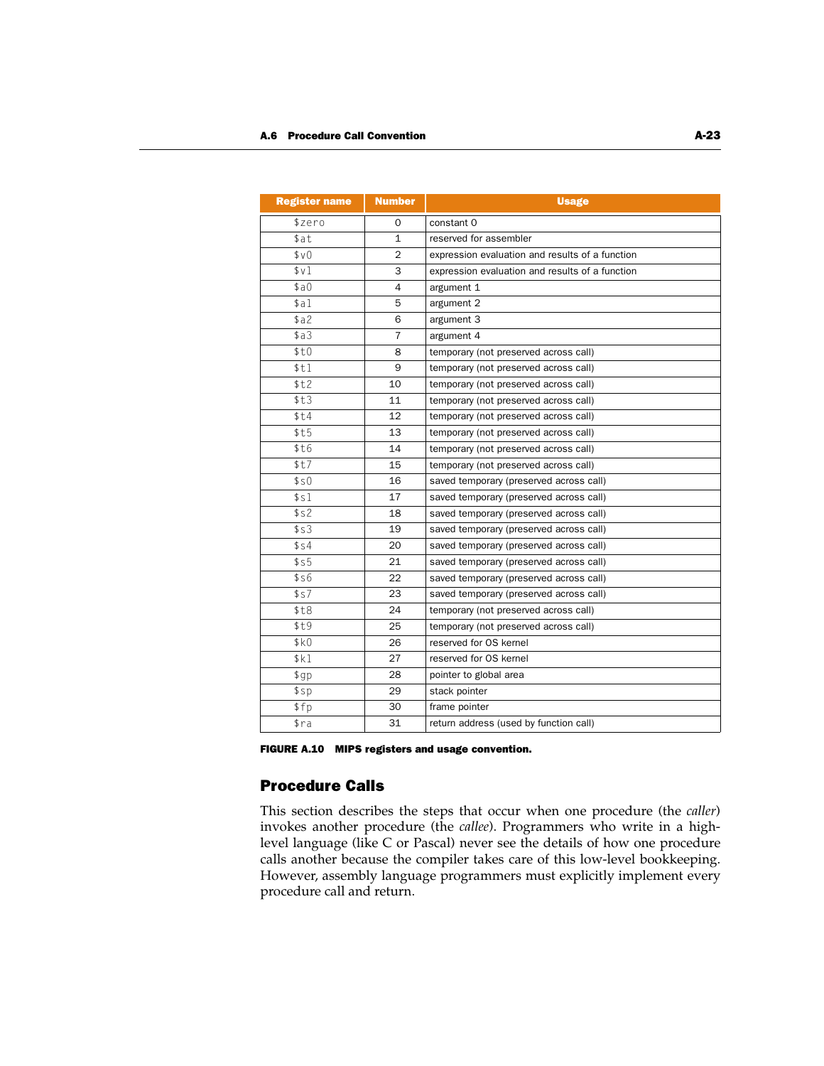| Register name | Number | Usage |
|---|---|---|
| $zero | 0 | constant 0 |
| $at | 1 | reserved for assembler |
| $v0 | 2 | expression evaluation and results of a function |
| $v1 | 3 | expression evaluation and results of a function |
| $a0 | 4 | argument 1 |
| $a1 | 5 | argument 2 |
| $a2 | 6 | argument 3 |
| $a3 | 7 | argument 4 |
| $t0 | 8 | temporary (not preserved across call) |
| $t1 | 9 | temporary (not preserved across call) |
| $t2 | 10 | temporary (not preserved across call) |
| $t3 | 11 | temporary (not preserved across call) |
| $t4 | 12 | temporary (not preserved across call) |
| $t5 | 13 | temporary (not preserved across call) |
| $t6 | 14 | temporary (not preserved across call) |
| $t7 | 15 | temporary (not preserved across call) |
| $s0 | 16 | saved temporary (preserved across call) |
| $s1 | 17 | saved temporary (preserved across call) |
| $s2 | 18 | saved temporary (preserved across call) |
| $s3 | 19 | saved temporary (preserved across call) |
| $s4 | 20 | saved temporary (preserved across call) |
| $s5 | 21 | saved temporary (preserved across call) |
| $s6 | 22 | saved temporary (preserved across call) |
| $s7 | 23 | saved temporary (preserved across call) |
| $t8 | 24 | temporary (not preserved across call) |
| $t9 | 25 | temporary (not preserved across call) |
| $k0 | 26 | reserved for OS kernel |
| $k1 | 27 | reserved for OS kernel |
| $gp | 28 | pointer to global area |
| $sp | 29 | stack pointer |
| $fp | 30 | frame pointer |
| $ra | 31 | return address (used by function call) |

**FIGURE A.10 MIPS registers and usage convention.**

## Procedure Calls

This section describes the steps that occur when one procedure (the *caller*) invokes another procedure (the *callee*). Programmers who write in a high-level language (like C or Pascal) never see the details of how one procedure calls another because the compiler takes care of this low-level bookkeeping. However, assembly language programmers must explicitly implement every procedure call and return.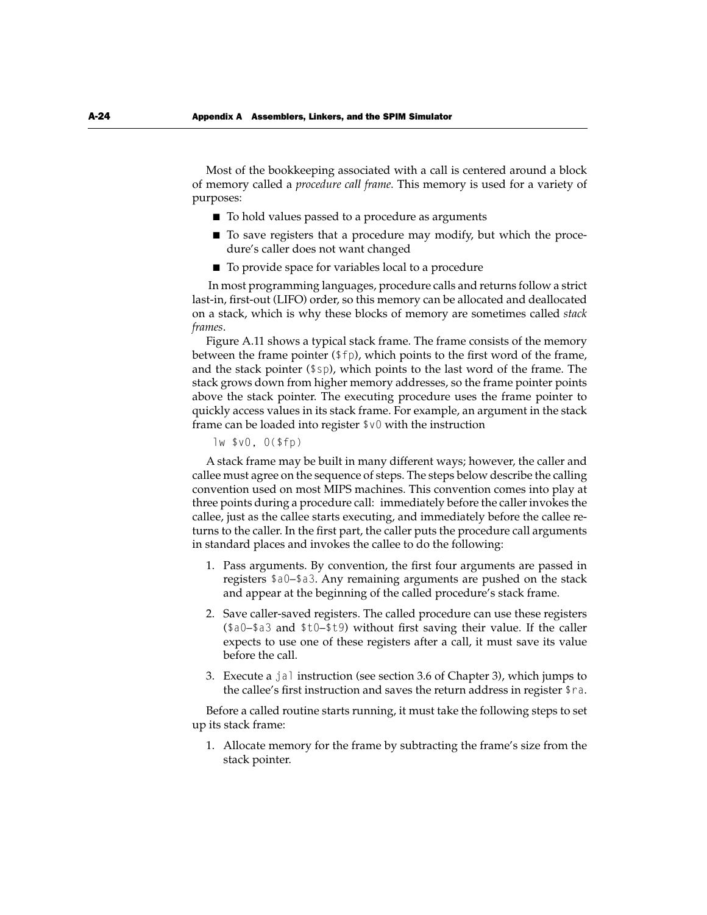Most of the bookkeeping associated with a call is centered around a block of memory called a *procedure call frame*. This memory is used for a variety of purposes:

- To hold values passed to a procedure as arguments
- To save registers that a procedure may modify, but which the procedure's caller does not want changed
- To provide space for variables local to a procedure

In most programming languages, procedure calls and returns follow a strict last-in, first-out (LIFO) order, so this memory can be allocated and deallocated on a stack, which is why these blocks of memory are sometimes called *stack frames*.

Figure A.11 shows a typical stack frame. The frame consists of the memory between the frame pointer (`$fp`), which points to the first word of the frame, and the stack pointer (`$sp`), which points to the last word of the frame. The stack grows down from higher memory addresses, so the frame pointer points above the stack pointer. The executing procedure uses the frame pointer to quickly access values in its stack frame. For example, an argument in the stack frame can be loaded into register `$v0` with the instruction

```
lw $v0, 0($fp)
```

A stack frame may be built in many different ways; however, the caller and callee must agree on the sequence of steps. The steps below describe the calling convention used on most MIPS machines. This convention comes into play at three points during a procedure call: immediately before the caller invokes the callee, just as the callee starts executing, and immediately before the callee returns to the caller. In the first part, the caller puts the procedure call arguments in standard places and invokes the callee to do the following:

1. Pass arguments. By convention, the first four arguments are passed in registers `$a0`–`$a3`. Any remaining arguments are pushed on the stack and appear at the beginning of the called procedure's stack frame.
2. Save caller-saved registers. The called procedure can use these registers (`$a0`–`$a3` and `$t0`–`$t9`) without first saving their value. If the caller expects to use one of these registers after a call, it must save its value before the call.
3. Execute a `jal` instruction (see section 3.6 of Chapter 3), which jumps to the callee's first instruction and saves the return address in register `$ra`.

Before a called routine starts running, it must take the following steps to set up its stack frame:

1. Allocate memory for the frame by subtracting the frame's size from the stack pointer.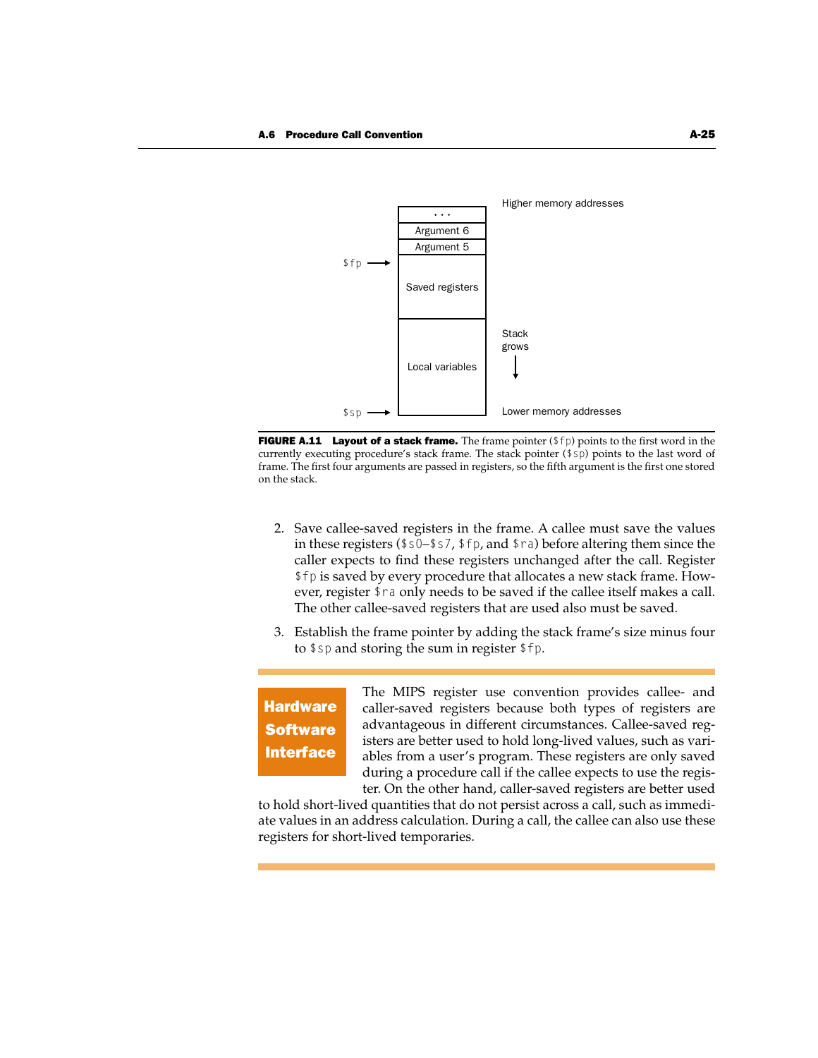Higher memory addresses

| |
|---|
| . . . |
| Argument 6 |
| Argument 5 |
| Saved registers |
| Local variables |

`$fp` → (points to the first word of Saved registers)

`$sp` → (points to the bottom of Local variables)

Stack grows ↓

Lower memory addresses

**FIGURE A.11 Layout of a stack frame.** The frame pointer (`$fp`) points to the first word in the currently executing procedure's stack frame. The stack pointer (`$sp`) points to the last word of frame. The first four arguments are passed in registers, so the fifth argument is the first one stored on the stack.

2. Save callee-saved registers in the frame. A callee must save the values in these registers (`$s0`–`$s7`, `$fp`, and `$ra`) before altering them since the caller expects to find these registers unchanged after the call. Register `$fp` is saved by every procedure that allocates a new stack frame. However, register `$ra` only needs to be saved if the callee itself makes a call. The other callee-saved registers that are used also must be saved.

3. Establish the frame pointer by adding the stack frame's size minus four to `$sp` and storing the sum in register `$fp`.

**Hardware Software Interface**

The MIPS register use convention provides callee- and caller-saved registers because both types of registers are advantageous in different circumstances. Callee-saved registers are better used to hold long-lived values, such as variables from a user's program. These registers are only saved during a procedure call if the callee expects to use the register. On the other hand, caller-saved registers are better used to hold short-lived quantities that do not persist across a call, such as immediate values in an address calculation. During a call, the callee can also use these registers for short-lived temporaries.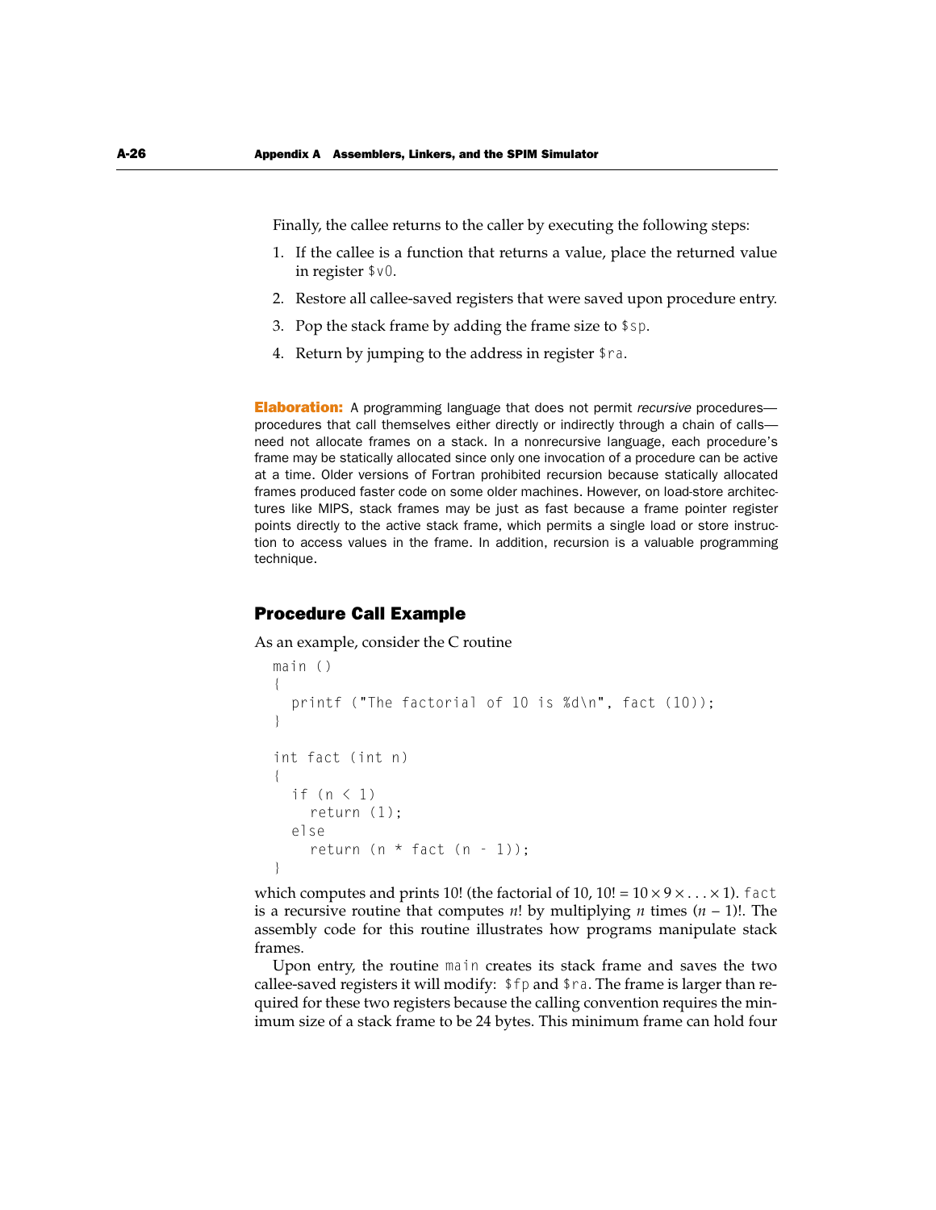Finally, the callee returns to the caller by executing the following steps:

1. If the callee is a function that returns a value, place the returned value in register `$v0`.
2. Restore all callee-saved registers that were saved upon procedure entry.
3. Pop the stack frame by adding the frame size to `$sp`.
4. Return by jumping to the address in register `$ra`.

**Elaboration:** A programming language that does not permit *recursive* procedures—procedures that call themselves either directly or indirectly through a chain of calls—need not allocate frames on a stack. In a nonrecursive language, each procedure's frame may be statically allocated since only one invocation of a procedure can be active at a time. Older versions of Fortran prohibited recursion because statically allocated frames produced faster code on some older machines. However, on load-store architectures like MIPS, stack frames may be just as fast because a frame pointer register points directly to the active stack frame, which permits a single load or store instruction to access values in the frame. In addition, recursion is a valuable programming technique.

## Procedure Call Example

As an example, consider the C routine

```
main ()
{
  printf ("The factorial of 10 is %d\n", fact (10));
}

int fact (int n)
{
  if (n < 1)
    return (1);
  else
    return (n * fact (n - 1));
}
```

which computes and prints 10! (the factorial of 10, $10! = 10 \times 9 \times \ldots \times 1$). `fact` is a recursive routine that computes $n!$ by multiplying $n$ times $(n - 1)!$. The assembly code for this routine illustrates how programs manipulate stack frames.

Upon entry, the routine `main` creates its stack frame and saves the two callee-saved registers it will modify: `$fp` and `$ra`. The frame is larger than required for these two registers because the calling convention requires the minimum size of a stack frame to be 24 bytes. This minimum frame can hold four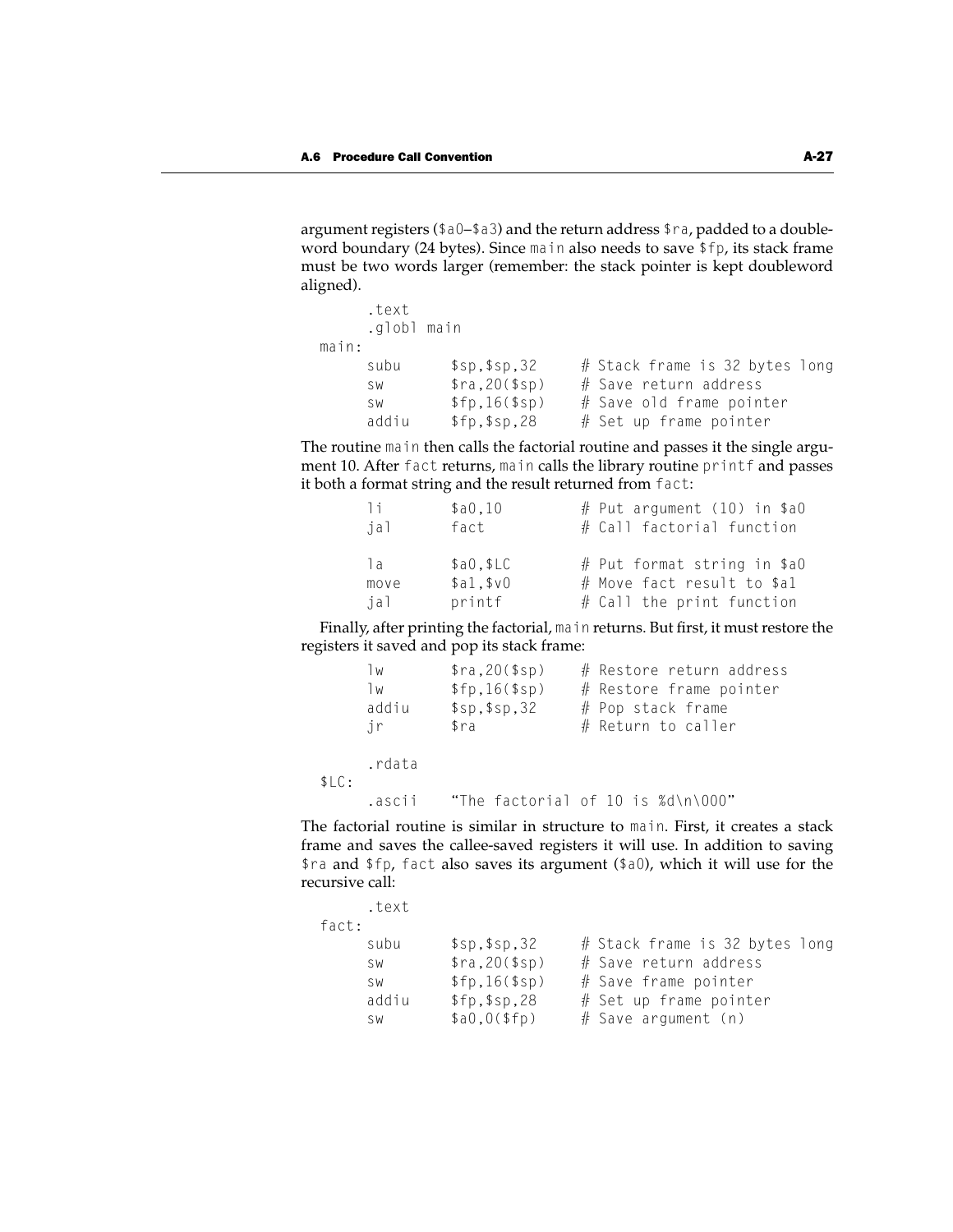argument registers (`$a0`–`$a3`) and the return address `$ra`, padded to a doubleword boundary (24 bytes). Since `main` also needs to save `$fp`, its stack frame must be two words larger (remember: the stack pointer is kept doubleword aligned).

```
        .text
        .globl main
main:
        subu    $sp,$sp,32      # Stack frame is 32 bytes long
        sw      $ra,20($sp)     # Save return address
        sw      $fp,16($sp)     # Save old frame pointer
        addiu   $fp,$sp,28      # Set up frame pointer
```

The routine `main` then calls the factorial routine and passes it the single argument 10. After `fact` returns, `main` calls the library routine `printf` and passes it both a format string and the result returned from `fact`:

```
        li      $a0,10          # Put argument (10) in $a0
        jal     fact            # Call factorial function

        la      $a0,$LC         # Put format string in $a0
        move    $a1,$v0         # Move fact result to $a1
        jal     printf          # Call the print function
```

Finally, after printing the factorial, `main` returns. But first, it must restore the registers it saved and pop its stack frame:

```
        lw      $ra,20($sp)     # Restore return address
        lw      $fp,16($sp)     # Restore frame pointer
        addiu   $sp,$sp,32      # Pop stack frame
        jr      $ra             # Return to caller

        .rdata
$LC:
        .ascii  "The factorial of 10 is %d\n\000"
```

The factorial routine is similar in structure to `main`. First, it creates a stack frame and saves the callee-saved registers it will use. In addition to saving `$ra` and `$fp`, `fact` also saves its argument (`$a0`), which it will use for the recursive call:

```
        .text
fact:
        subu    $sp,$sp,32      # Stack frame is 32 bytes long
        sw      $ra,20($sp)     # Save return address
        sw      $fp,16($sp)     # Save frame pointer
        addiu   $fp,$sp,28      # Set up frame pointer
        sw      $a0,0($fp)      # Save argument (n)
```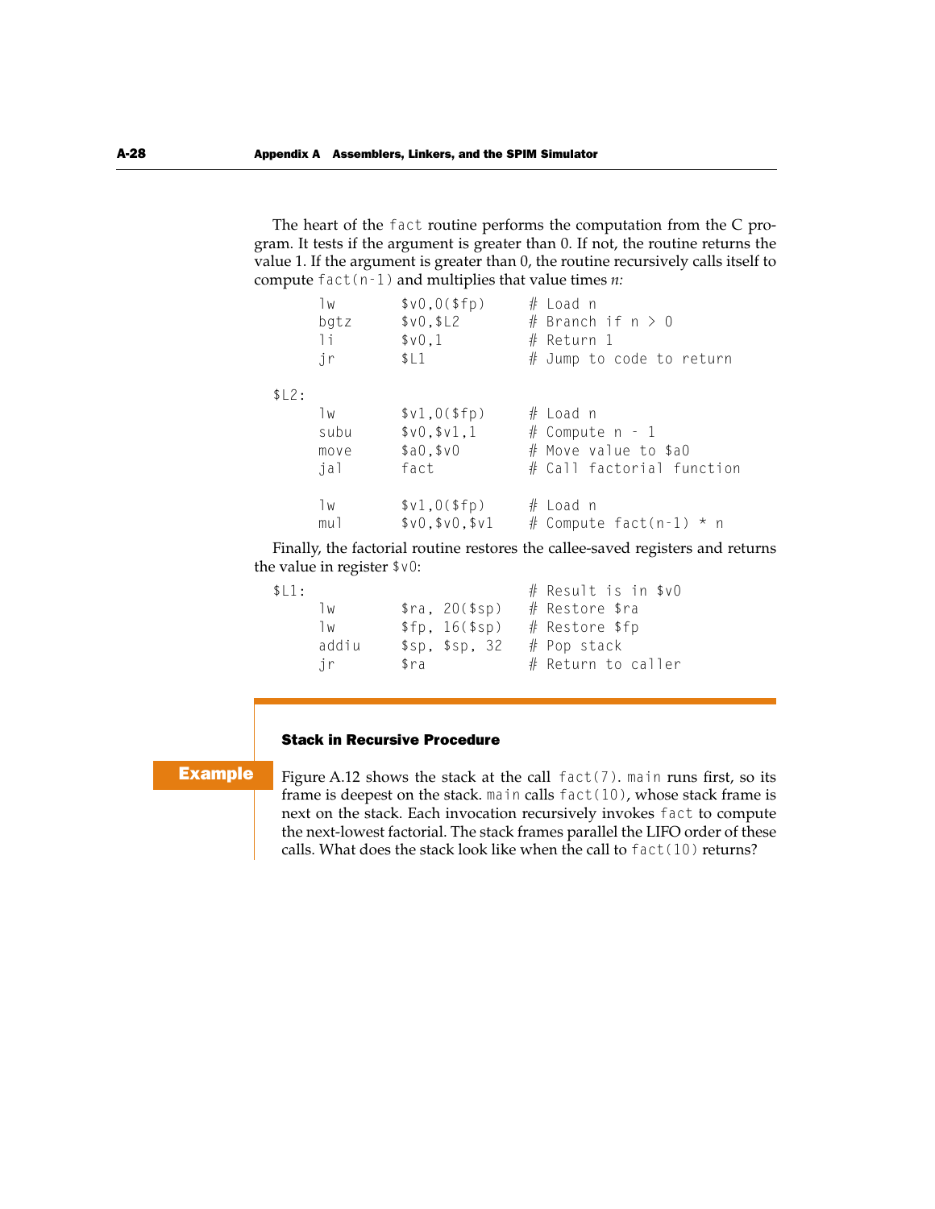The heart of the `fact` routine performs the computation from the C program. It tests if the argument is greater than 0. If not, the routine returns the value 1. If the argument is greater than 0, the routine recursively calls itself to compute `fact(n-1)` and multiplies that value times *n:*

```
        lw       $v0,0($fp)      # Load n
        bgtz     $v0,$L2         # Branch if n > 0
        li       $v0,1           # Return 1
        jr       $L1             # Jump to code to return

$L2:
        lw       $v1,0($fp)      # Load n
        subu     $v0,$v1,1       # Compute n - 1
        move     $a0,$v0         # Move value to $a0
        jal      fact            # Call factorial function

        lw       $v1,0($fp)      # Load n
        mul      $v0,$v0,$v1     # Compute fact(n-1) * n
```

Finally, the factorial routine restores the callee-saved registers and returns the value in register `$v0`:

```
$L1:                             # Result is in $v0
        lw       $ra, 20($sp)    # Restore $ra
        lw       $fp, 16($sp)    # Restore $fp
        addiu    $sp, $sp, 32    # Pop stack
        jr       $ra             # Return to caller
```

**Example**

### Stack in Recursive Procedure

Figure A.12 shows the stack at the call `fact(7)`. `main` runs first, so its frame is deepest on the stack. `main` calls `fact(10)`, whose stack frame is next on the stack. Each invocation recursively invokes `fact` to compute the next-lowest factorial. The stack frames parallel the LIFO order of these calls. What does the stack look like when the call to `fact(10)` returns?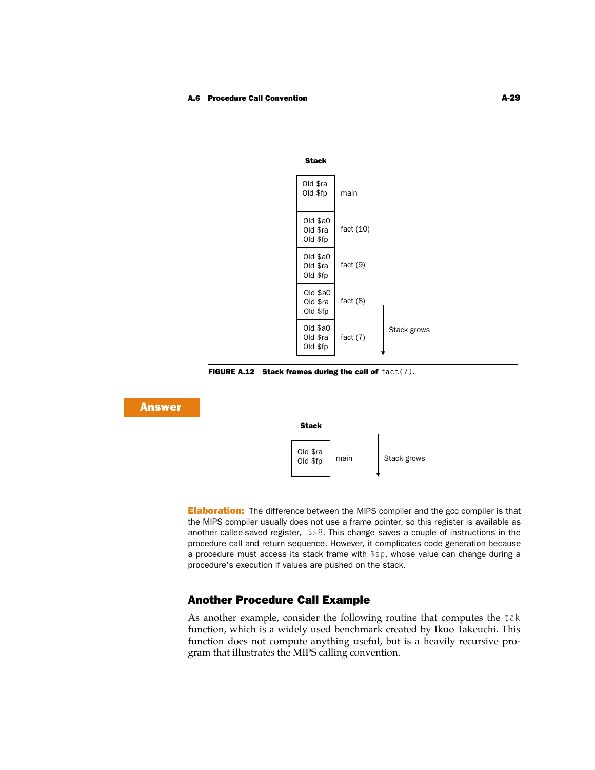**Stack**

| Stack | |
| --- | --- |
| Old $ra<br>Old $fp | main |
| Old $a0<br>Old $ra<br>Old $fp | fact (10) |
| Old $a0<br>Old $ra<br>Old $fp | fact (9) |
| Old $a0<br>Old $ra<br>Old $fp | fact (8) |
| Old $a0<br>Old $ra<br>Old $fp | fact (7) |

Stack grows

**FIGURE A.12 Stack frames during the call of** `fact(7)`**.**

**Answer**

| Stack | |
| --- | --- |
| Old $ra<br>Old $fp | main |

Stack grows

**Elaboration:** The difference between the MIPS compiler and the gcc compiler is that the MIPS compiler usually does not use a frame pointer, so this register is available as another callee-saved register, `$s8`. This change saves a couple of instructions in the procedure call and return sequence. However, it complicates code generation because a procedure must access its stack frame with `$sp`, whose value can change during a procedure's execution if values are pushed on the stack.

## Another Procedure Call Example

As another example, consider the following routine that computes the `tak` function, which is a widely used benchmark created by Ikuo Takeuchi. This function does not compute anything useful, but is a heavily recursive program that illustrates the MIPS calling convention.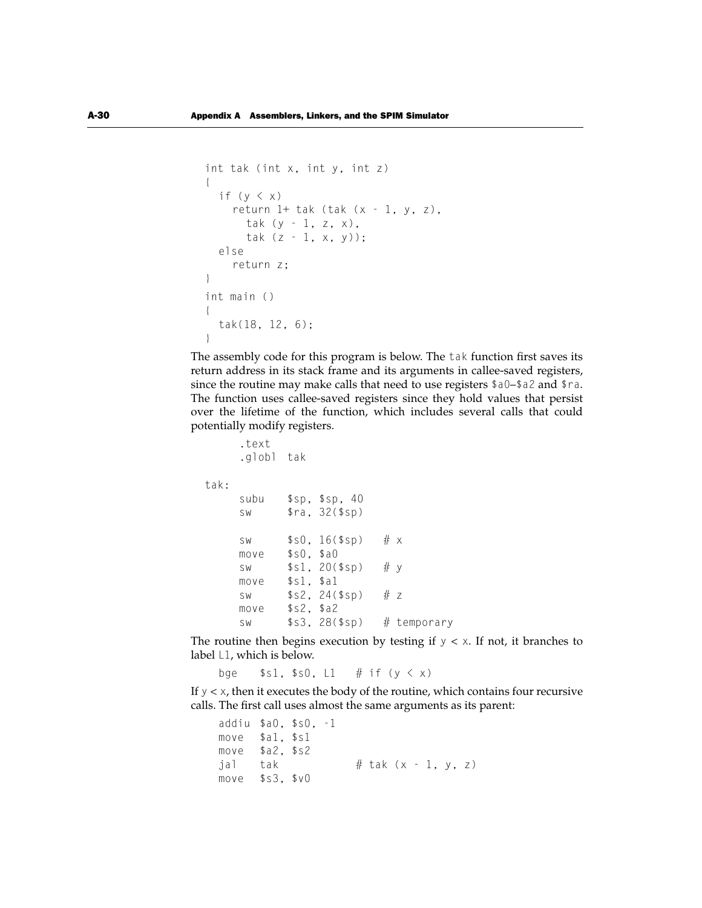```
int tak (int x, int y, int z)
{
  if (y < x)
    return 1+ tak (tak (x - 1, y, z),
      tak (y - 1, z, x),
      tak (z - 1, x, y));
  else
    return z;
}
int main ()
{
  tak(18, 12, 6);
}
```

The assembly code for this program is below. The `tak` function first saves its return address in its stack frame and its arguments in callee-saved registers, since the routine may make calls that need to use registers `$a0`–`$a2` and `$ra`. The function uses callee-saved registers since they hold values that persist over the lifetime of the function, which includes several calls that could potentially modify registers.

```
      .text
      .globl  tak

tak:
      subu    $sp, $sp, 40
      sw      $ra, 32($sp)

      sw      $s0, 16($sp)    # x
      move    $s0, $a0
      sw      $s1, 20($sp)    # y
      move    $s1, $a1
      sw      $s2, 24($sp)    # z
      move    $s2, $a2
      sw      $s3, 28($sp)    # temporary
```

The routine then begins execution by testing if `y < x`. If not, it branches to label `L1`, which is below.

```
    bge    $s1, $s0, L1    # if (y < x)
```

If `y < x`, then it executes the body of the routine, which contains four recursive calls. The first call uses almost the same arguments as its parent:

```
    addiu  $a0, $s0, -1
    move   $a1, $s1
    move   $a2, $s2
    jal    tak              # tak (x - 1, y, z)
    move   $s3, $v0
```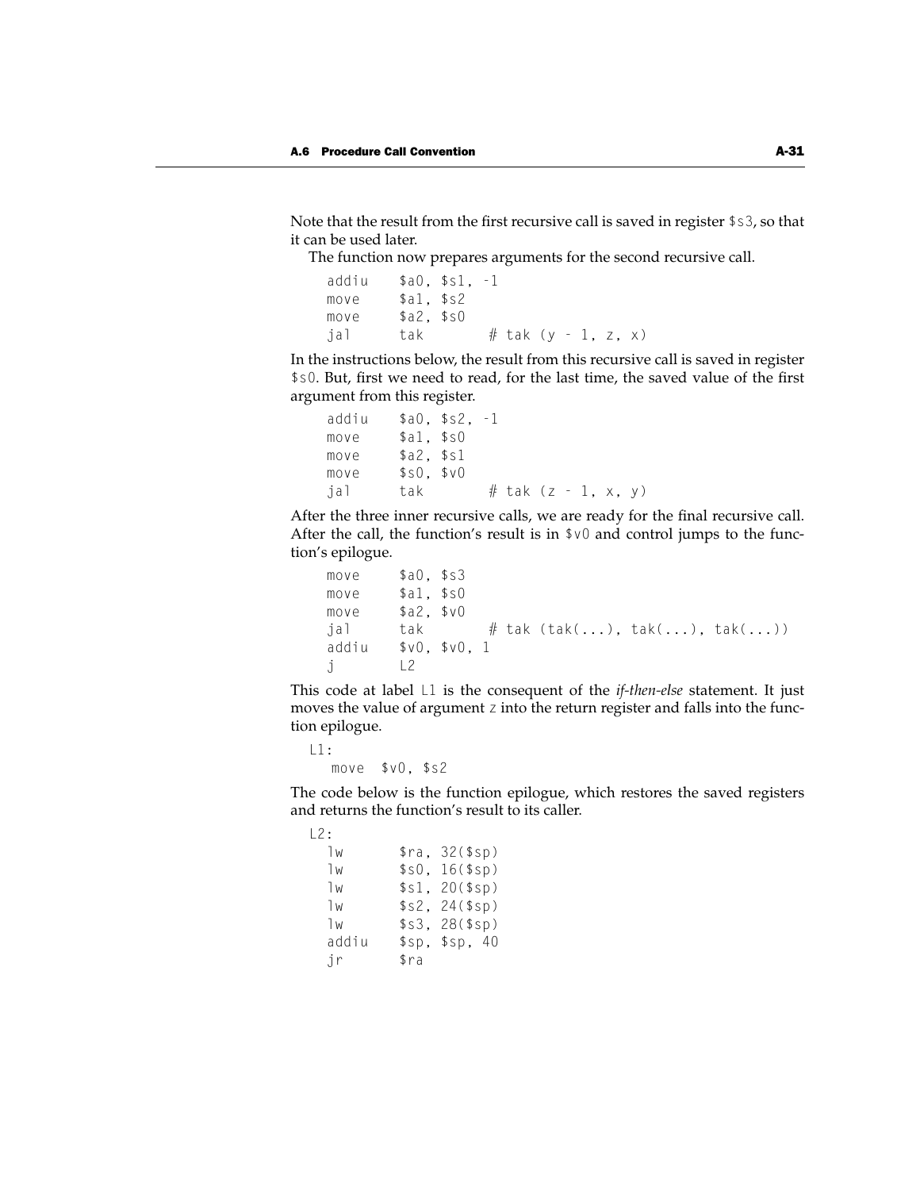Note that the result from the first recursive call is saved in register `$s3`, so that it can be used later.

The function now prepares arguments for the second recursive call.

```
addiu    $a0, $s1, -1
move     $a1, $s2
move     $a2, $s0
jal      tak        # tak (y - 1, z, x)
```

In the instructions below, the result from this recursive call is saved in register `$s0`. But, first we need to read, for the last time, the saved value of the first argument from this register.

```
addiu    $a0, $s2, -1
move     $a1, $s0
move     $a2, $s1
move     $s0, $v0
jal      tak        # tak (z - 1, x, y)
```

After the three inner recursive calls, we are ready for the final recursive call. After the call, the function's result is in `$v0` and control jumps to the function's epilogue.

```
move     $a0, $s3
move     $a1, $s0
move     $a2, $v0
jal      tak        # tak (tak(...), tak(...), tak(...))
addiu    $v0, $v0, 1
j        L2
```

This code at label `L1` is the consequent of the *if-then-else* statement. It just moves the value of argument `z` into the return register and falls into the function epilogue.

```
L1:
    move  $v0, $s2
```

The code below is the function epilogue, which restores the saved registers and returns the function's result to its caller.

```
L2:
   lw       $ra, 32($sp)
   lw       $s0, 16($sp)
   lw       $s1, 20($sp)
   lw       $s2, 24($sp)
   lw       $s3, 28($sp)
   addiu    $sp, $sp, 40
   jr       $ra
```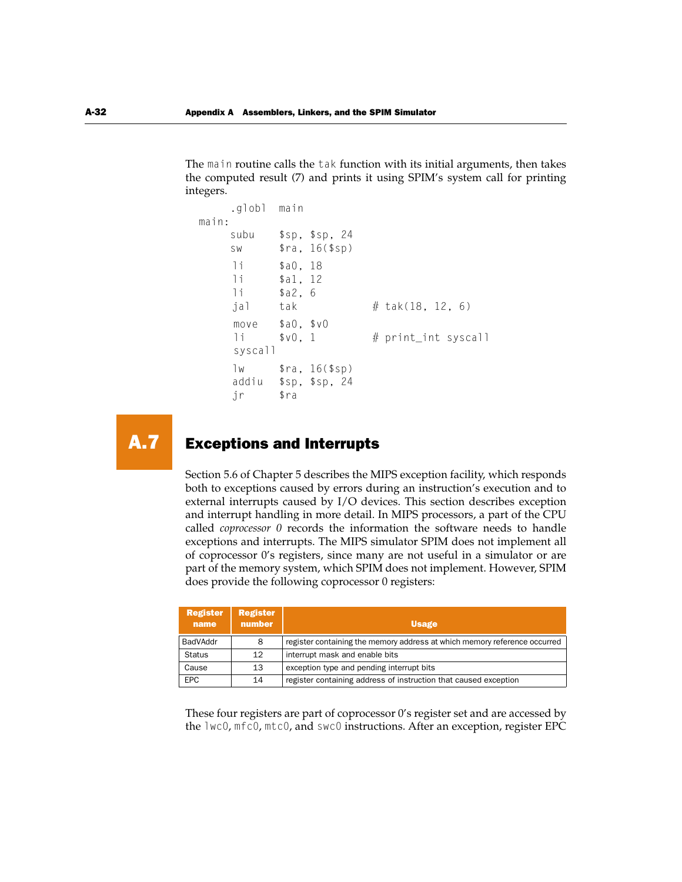The `main` routine calls the `tak` function with its initial arguments, then takes the computed result (7) and prints it using SPIM's system call for printing integers.

```
        .globl  main
main:
        subu    $sp, $sp, 24
        sw      $ra, 16($sp)

        li      $a0, 18
        li      $a1, 12
        li      $a2, 6
        jal     tak             # tak(18, 12, 6)

        move    $a0, $v0
        li      $v0, 1          # print_int syscall
        syscall

        lw      $ra, 16($sp)
        addiu   $sp, $sp, 24
        jr      $ra
```

# A.7 Exceptions and Interrupts

Section 5.6 of Chapter 5 describes the MIPS exception facility, which responds both to exceptions caused by errors during an instruction's execution and to external interrupts caused by I/O devices. This section describes exception and interrupt handling in more detail. In MIPS processors, a part of the CPU called *coprocessor 0* records the information the software needs to handle exceptions and interrupts. The MIPS simulator SPIM does not implement all of coprocessor 0's registers, since many are not useful in a simulator or are part of the memory system, which SPIM does not implement. However, SPIM does provide the following coprocessor 0 registers:

| Register name | Register number | Usage |
|---|---|---|
| BadVAddr | 8 | register containing the memory address at which memory reference occurred |
| Status | 12 | interrupt mask and enable bits |
| Cause | 13 | exception type and pending interrupt bits |
| EPC | 14 | register containing address of instruction that caused exception |

These four registers are part of coprocessor 0's register set and are accessed by the `lwc0`, `mfc0`, `mtc0`, and `swc0` instructions. After an exception, register EPC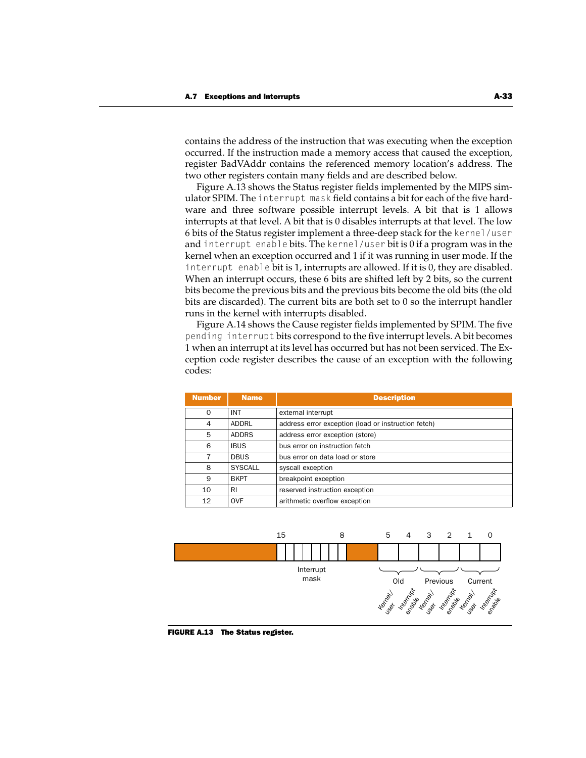contains the address of the instruction that was executing when the exception occurred. If the instruction made a memory access that caused the exception, register BadVAddr contains the referenced memory location's address. The two other registers contain many fields and are described below.

Figure A.13 shows the Status register fields implemented by the MIPS simulator SPIM. The `interrupt mask` field contains a bit for each of the five hardware and three software possible interrupt levels. A bit that is 1 allows interrupts at that level. A bit that is 0 disables interrupts at that level. The low 6 bits of the Status register implement a three-deep stack for the `kernel/user` and `interrupt enable` bits. The `kernel/user` bit is 0 if a program was in the kernel when an exception occurred and 1 if it was running in user mode. If the `interrupt enable` bit is 1, interrupts are allowed. If it is 0, they are disabled. When an interrupt occurs, these 6 bits are shifted left by 2 bits, so the current bits become the previous bits and the previous bits become the old bits (the old bits are discarded). The current bits are both set to 0 so the interrupt handler runs in the kernel with interrupts disabled.

Figure A.14 shows the Cause register fields implemented by SPIM. The five `pending interrupt` bits correspond to the five interrupt levels. A bit becomes 1 when an interrupt at its level has occurred but has not been serviced. The Exception code register describes the cause of an exception with the following codes:

| Number | Name | Description |
|---|---|---|
| 0 | INT | external interrupt |
| 4 | ADDRL | address error exception (load or instruction fetch) |
| 5 | ADDRS | address error exception (store) |
| 6 | IBUS | bus error on instruction fetch |
| 7 | DBUS | bus error on data load or store |
| 8 | SYSCALL | syscall exception |
| 9 | BKPT | breakpoint exception |
| 10 | RI | reserved instruction exception |
| 12 | OVF | arithmetic overflow exception |

| Bits 15–8 | Bit 5 | Bit 4 | Bit 3 | Bit 2 | Bit 1 | Bit 0 |
|---|---|---|---|---|---|---|
| Interrupt mask | Old: Kernel/user | Old: Interrupt enable | Previous: Kernel/user | Previous: Interrupt enable | Current: Kernel/user | Current: Interrupt enable |

**FIGURE A.13 The Status register.**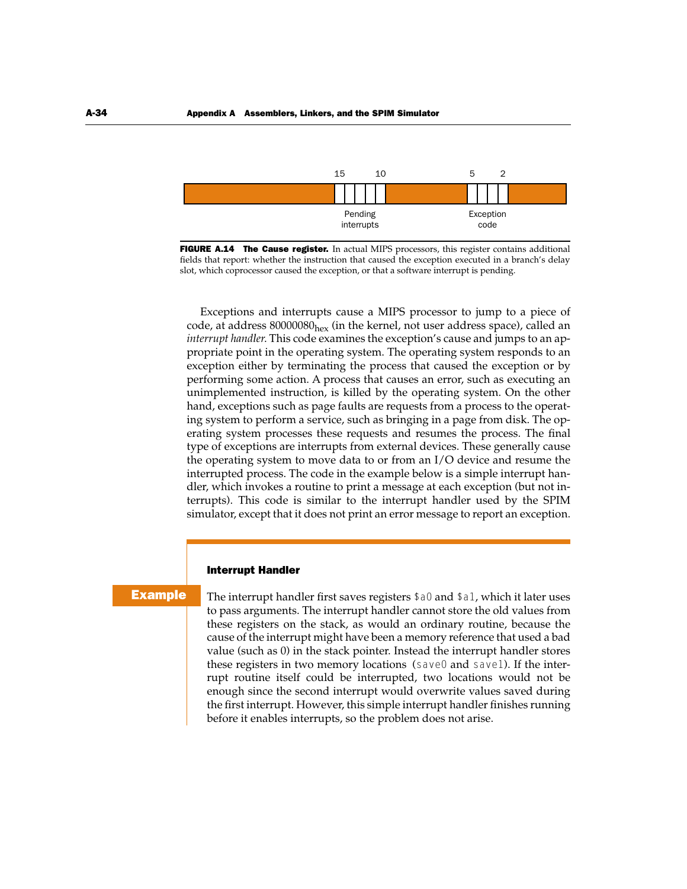15 10 5 2

Pending interrupts

Exception code

**FIGURE A.14 The Cause register.** In actual MIPS processors, this register contains additional fields that report: whether the instruction that caused the exception executed in a branch's delay slot, which coprocessor caused the exception, or that a software interrupt is pending.

Exceptions and interrupts cause a MIPS processor to jump to a piece of code, at address $80000080_{hex}$ (in the kernel, not user address space), called an *interrupt handler.* This code examines the exception's cause and jumps to an appropriate point in the operating system. The operating system responds to an exception either by terminating the process that caused the exception or by performing some action. A process that causes an error, such as executing an unimplemented instruction, is killed by the operating system. On the other hand, exceptions such as page faults are requests from a process to the operating system to perform a service, such as bringing in a page from disk. The operating system processes these requests and resumes the process. The final type of exceptions are interrupts from external devices. These generally cause the operating system to move data to or from an I/O device and resume the interrupted process. The code in the example below is a simple interrupt handler, which invokes a routine to print a message at each exception (but not interrupts). This code is similar to the interrupt handler used by the SPIM simulator, except that it does not print an error message to report an exception.

**Example**

### Interrupt Handler

The interrupt handler first saves registers `$a0` and `$a1`, which it later uses to pass arguments. The interrupt handler cannot store the old values from these registers on the stack, as would an ordinary routine, because the cause of the interrupt might have been a memory reference that used a bad value (such as 0) in the stack pointer. Instead the interrupt handler stores these registers in two memory locations (`save0` and `save1`). If the interrupt routine itself could be interrupted, two locations would not be enough since the second interrupt would overwrite values saved during the first interrupt. However, this simple interrupt handler finishes running before it enables interrupts, so the problem does not arise.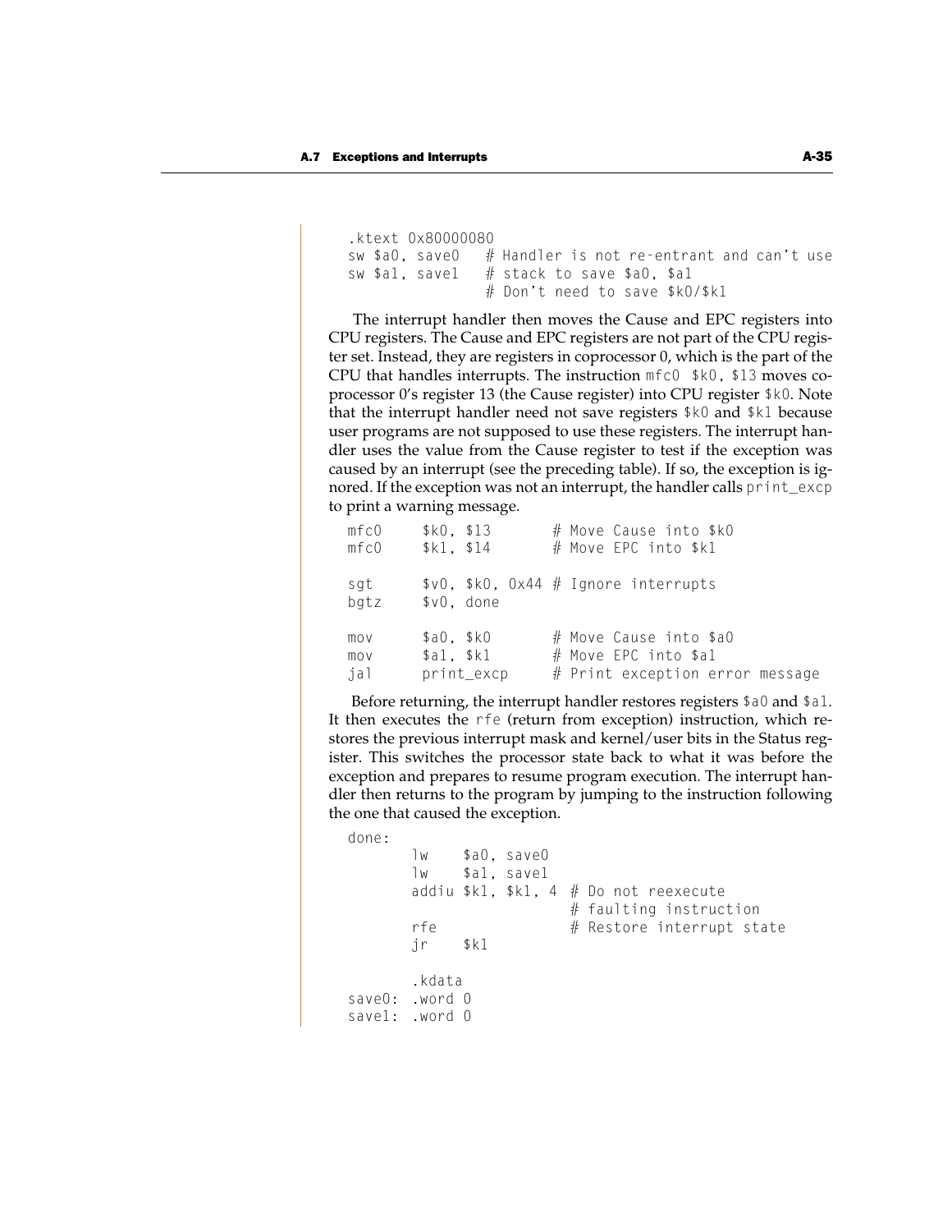```
.ktext 0x80000080
sw $a0, save0   # Handler is not re-entrant and can't use
sw $a1, save1   # stack to save $a0, $a1
                # Don't need to save $k0/$k1
```

The interrupt handler then moves the Cause and EPC registers into CPU registers. The Cause and EPC registers are not part of the CPU register set. Instead, they are registers in coprocessor 0, which is the part of the CPU that handles interrupts. The instruction `mfc0 $k0, $13` moves coprocessor 0's register 13 (the Cause register) into CPU register `$k0`. Note that the interrupt handler need not save registers `$k0` and `$k1` because user programs are not supposed to use these registers. The interrupt handler uses the value from the Cause register to test if the exception was caused by an interrupt (see the preceding table). If so, the exception is ignored. If the exception was not an interrupt, the handler calls `print_excp` to print a warning message.

```
mfc0     $k0, $13       # Move Cause into $k0
mfc0     $k1, $14       # Move EPC into $k1

sgt      $v0, $k0, 0x44 # Ignore interrupts
bgtz     $v0, done

mov      $a0, $k0       # Move Cause into $a0
mov      $a1, $k1       # Move EPC into $a1
jal      print_excp     # Print exception error message
```

Before returning, the interrupt handler restores registers `$a0` and `$a1`. It then executes the `rfe` (return from exception) instruction, which restores the previous interrupt mask and kernel/user bits in the Status register. This switches the processor state back to what it was before the exception and prepares to resume program execution. The interrupt handler then returns to the program by jumping to the instruction following the one that caused the exception.

```
done:
        lw    $a0, save0
        lw    $a1, save1
        addiu $k1, $k1, 4  # Do not reexecute
                           # faulting instruction
        rfe                # Restore interrupt state
        jr    $k1

        .kdata
save0:  .word 0
save1:  .word 0
```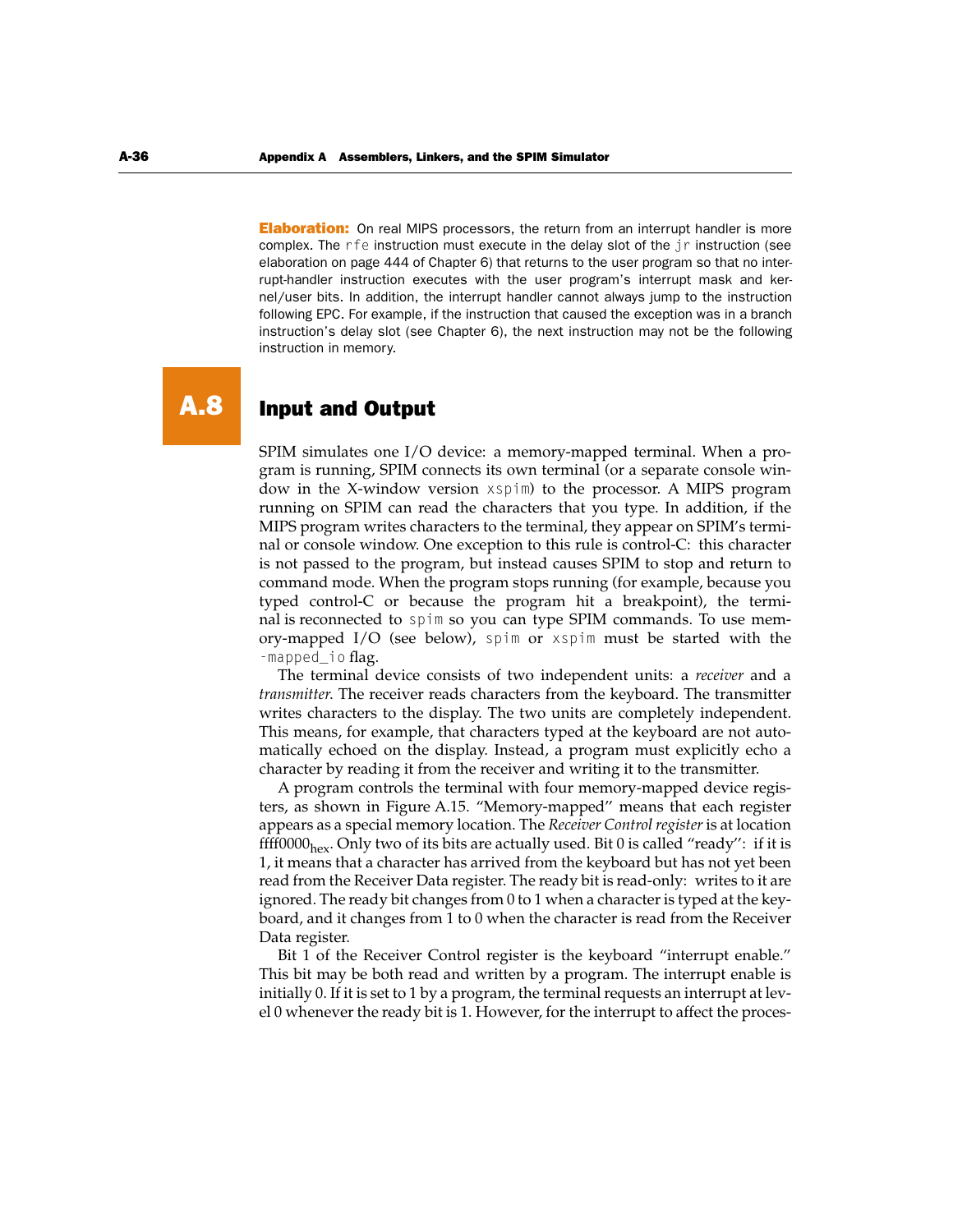**Elaboration:** On real MIPS processors, the return from an interrupt handler is more complex. The `rfe` instruction must execute in the delay slot of the `jr` instruction (see elaboration on page 444 of Chapter 6) that returns to the user program so that no interrupt-handler instruction executes with the user program's interrupt mask and kernel/user bits. In addition, the interrupt handler cannot always jump to the instruction following EPC. For example, if the instruction that caused the exception was in a branch instruction's delay slot (see Chapter 6), the next instruction may not be the following instruction in memory.

## A.8 Input and Output

SPIM simulates one I/O device: a memory-mapped terminal. When a program is running, SPIM connects its own terminal (or a separate console window in the X-window version `xspim`) to the processor. A MIPS program running on SPIM can read the characters that you type. In addition, if the MIPS program writes characters to the terminal, they appear on SPIM's terminal or console window. One exception to this rule is control-C: this character is not passed to the program, but instead causes SPIM to stop and return to command mode. When the program stops running (for example, because you typed control-C or because the program hit a breakpoint), the terminal is reconnected to `spim` so you can type SPIM commands. To use memory-mapped I/O (see below), `spim` or `xspim` must be started with the `-mapped_io` flag.

The terminal device consists of two independent units: a *receiver* and a *transmitter*. The receiver reads characters from the keyboard. The transmitter writes characters to the display. The two units are completely independent. This means, for example, that characters typed at the keyboard are not automatically echoed on the display. Instead, a program must explicitly echo a character by reading it from the receiver and writing it to the transmitter.

A program controls the terminal with four memory-mapped device registers, as shown in Figure A.15. "Memory-mapped" means that each register appears as a special memory location. The *Receiver Control register* is at location $\text{ffff0000}_{\text{hex}}$. Only two of its bits are actually used. Bit 0 is called "ready": if it is 1, it means that a character has arrived from the keyboard but has not yet been read from the Receiver Data register. The ready bit is read-only: writes to it are ignored. The ready bit changes from 0 to 1 when a character is typed at the keyboard, and it changes from 1 to 0 when the character is read from the Receiver Data register.

Bit 1 of the Receiver Control register is the keyboard "interrupt enable." This bit may be both read and written by a program. The interrupt enable is initially 0. If it is set to 1 by a program, the terminal requests an interrupt at level 0 whenever the ready bit is 1. However, for the interrupt to affect the proces-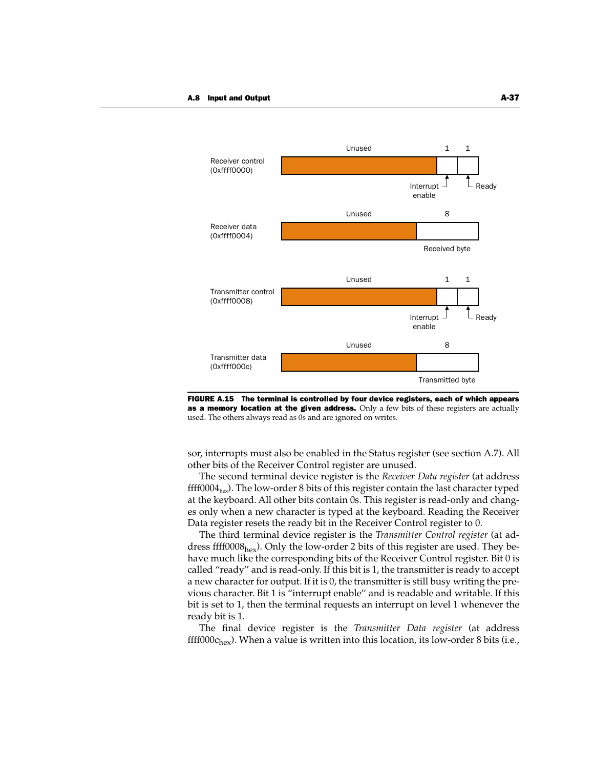Receiver control (0xffff0000) — Unused | 1 | 1 — Interrupt enable, Ready

Receiver data (0xffff0004) — Unused | 8 — Received byte

Transmitter control (0xffff0008) — Unused | 1 | 1 — Interrupt enable, Ready

Transmitter data (0xffff000c) — Unused | 8 — Transmitted byte

**FIGURE A.15 The terminal is controlled by four device registers, each of which appears as a memory location at the given address.** Only a few bits of these registers are actually used. The others always read as 0s and are ignored on writes.

sor, interrupts must also be enabled in the Status register (see section A.7). All other bits of the Receiver Control register are unused.

The second terminal device register is the *Receiver Data register* (at address $\text{ffff0004}_{\text{hex}}$). The low-order 8 bits of this register contain the last character typed at the keyboard. All other bits contain 0s. This register is read-only and changes only when a new character is typed at the keyboard. Reading the Receiver Data register resets the ready bit in the Receiver Control register to 0.

The third terminal device register is the *Transmitter Control register* (at address $\text{ffff0008}_{\text{hex}}$). Only the low-order 2 bits of this register are used. They behave much like the corresponding bits of the Receiver Control register. Bit 0 is called "ready" and is read-only. If this bit is 1, the transmitter is ready to accept a new character for output. If it is 0, the transmitter is still busy writing the previous character. Bit 1 is "interrupt enable" and is readable and writable. If this bit is set to 1, then the terminal requests an interrupt on level 1 whenever the ready bit is 1.

The final device register is the *Transmitter Data register* (at address $\text{ffff000c}_{\text{hex}}$). When a value is written into this location, its low-order 8 bits (i.e.,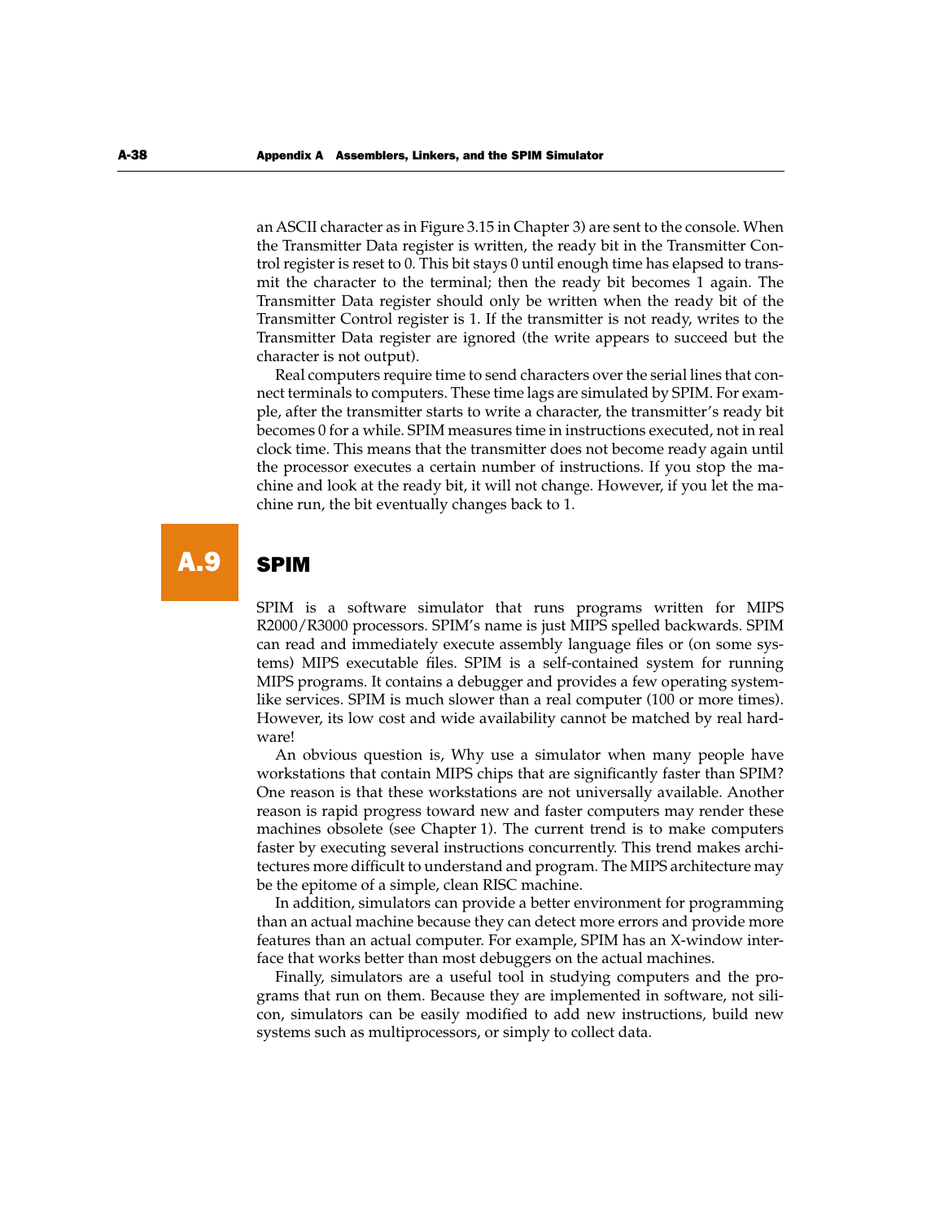an ASCII character as in Figure 3.15 in Chapter 3) are sent to the console. When the Transmitter Data register is written, the ready bit in the Transmitter Control register is reset to 0. This bit stays 0 until enough time has elapsed to transmit the character to the terminal; then the ready bit becomes 1 again. The Transmitter Data register should only be written when the ready bit of the Transmitter Control register is 1. If the transmitter is not ready, writes to the Transmitter Data register are ignored (the write appears to succeed but the character is not output).

Real computers require time to send characters over the serial lines that connect terminals to computers. These time lags are simulated by SPIM. For example, after the transmitter starts to write a character, the transmitter's ready bit becomes 0 for a while. SPIM measures time in instructions executed, not in real clock time. This means that the transmitter does not become ready again until the processor executes a certain number of instructions. If you stop the machine and look at the ready bit, it will not change. However, if you let the machine run, the bit eventually changes back to 1.

## A.9 SPIM

SPIM is a software simulator that runs programs written for MIPS R2000/R3000 processors. SPIM's name is just MIPS spelled backwards. SPIM can read and immediately execute assembly language files or (on some systems) MIPS executable files. SPIM is a self-contained system for running MIPS programs. It contains a debugger and provides a few operating system-like services. SPIM is much slower than a real computer (100 or more times). However, its low cost and wide availability cannot be matched by real hardware!

An obvious question is, Why use a simulator when many people have workstations that contain MIPS chips that are significantly faster than SPIM? One reason is that these workstations are not universally available. Another reason is rapid progress toward new and faster computers may render these machines obsolete (see Chapter 1). The current trend is to make computers faster by executing several instructions concurrently. This trend makes architectures more difficult to understand and program. The MIPS architecture may be the epitome of a simple, clean RISC machine.

In addition, simulators can provide a better environment for programming than an actual machine because they can detect more errors and provide more features than an actual computer. For example, SPIM has an X-window interface that works better than most debuggers on the actual machines.

Finally, simulators are a useful tool in studying computers and the programs that run on them. Because they are implemented in software, not silicon, simulators can be easily modified to add new instructions, build new systems such as multiprocessors, or simply to collect data.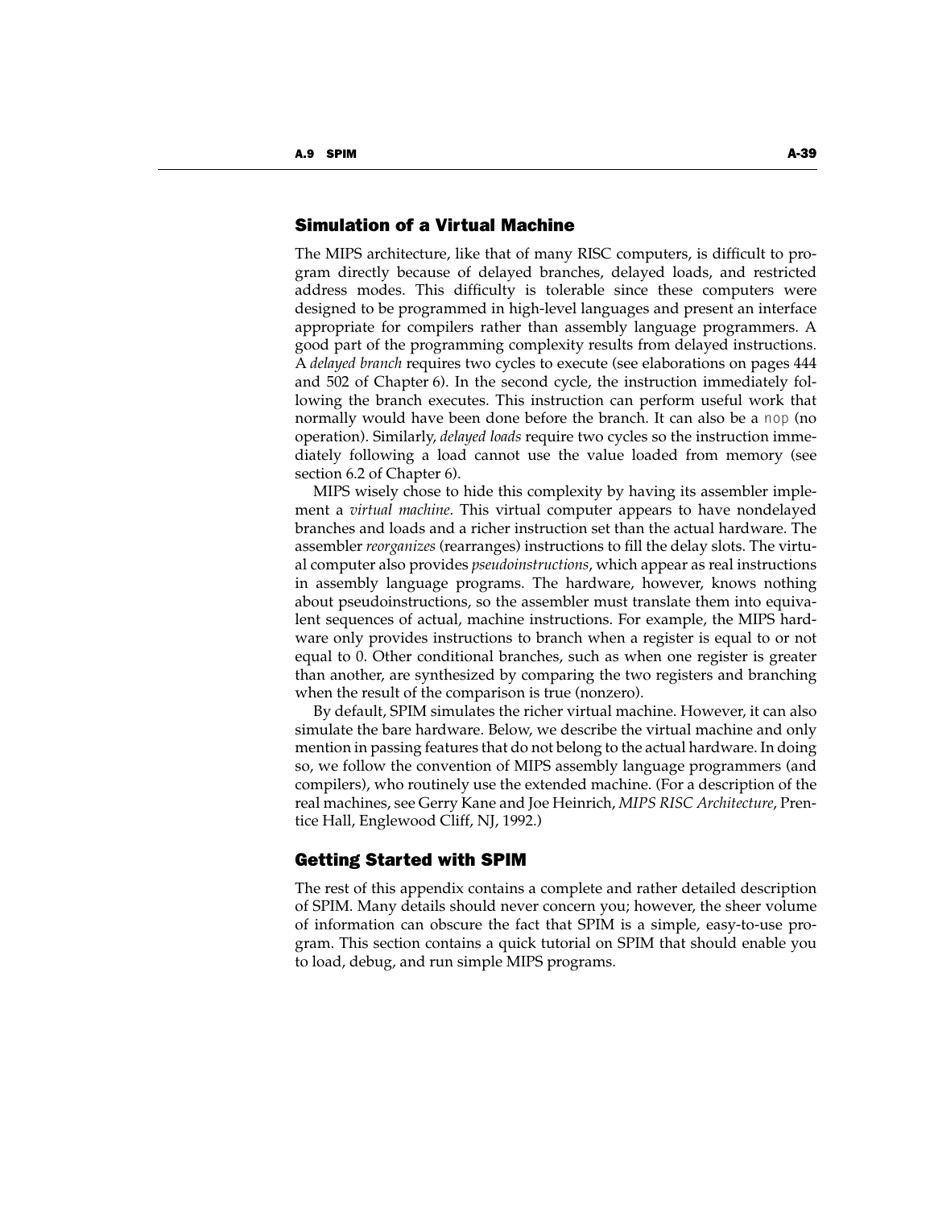## Simulation of a Virtual Machine

The MIPS architecture, like that of many RISC computers, is difficult to program directly because of delayed branches, delayed loads, and restricted address modes. This difficulty is tolerable since these computers were designed to be programmed in high-level languages and present an interface appropriate for compilers rather than assembly language programmers. A good part of the programming complexity results from delayed instructions. A *delayed branch* requires two cycles to execute (see elaborations on pages 444 and 502 of Chapter 6). In the second cycle, the instruction immediately following the branch executes. This instruction can perform useful work that normally would have been done before the branch. It can also be a `nop` (no operation). Similarly, *delayed loads* require two cycles so the instruction immediately following a load cannot use the value loaded from memory (see section 6.2 of Chapter 6).

MIPS wisely chose to hide this complexity by having its assembler implement a *virtual machine*. This virtual computer appears to have nondelayed branches and loads and a richer instruction set than the actual hardware. The assembler *reorganizes* (rearranges) instructions to fill the delay slots. The virtual computer also provides *pseudoinstructions*, which appear as real instructions in assembly language programs. The hardware, however, knows nothing about pseudoinstructions, so the assembler must translate them into equivalent sequences of actual, machine instructions. For example, the MIPS hardware only provides instructions to branch when a register is equal to or not equal to 0. Other conditional branches, such as when one register is greater than another, are synthesized by comparing the two registers and branching when the result of the comparison is true (nonzero).

By default, SPIM simulates the richer virtual machine. However, it can also simulate the bare hardware. Below, we describe the virtual machine and only mention in passing features that do not belong to the actual hardware. In doing so, we follow the convention of MIPS assembly language programmers (and compilers), who routinely use the extended machine. (For a description of the real machines, see Gerry Kane and Joe Heinrich, *MIPS RISC Architecture*, Prentice Hall, Englewood Cliff, NJ, 1992.)

## Getting Started with SPIM

The rest of this appendix contains a complete and rather detailed description of SPIM. Many details should never concern you; however, the sheer volume of information can obscure the fact that SPIM is a simple, easy-to-use program. This section contains a quick tutorial on SPIM that should enable you to load, debug, and run simple MIPS programs.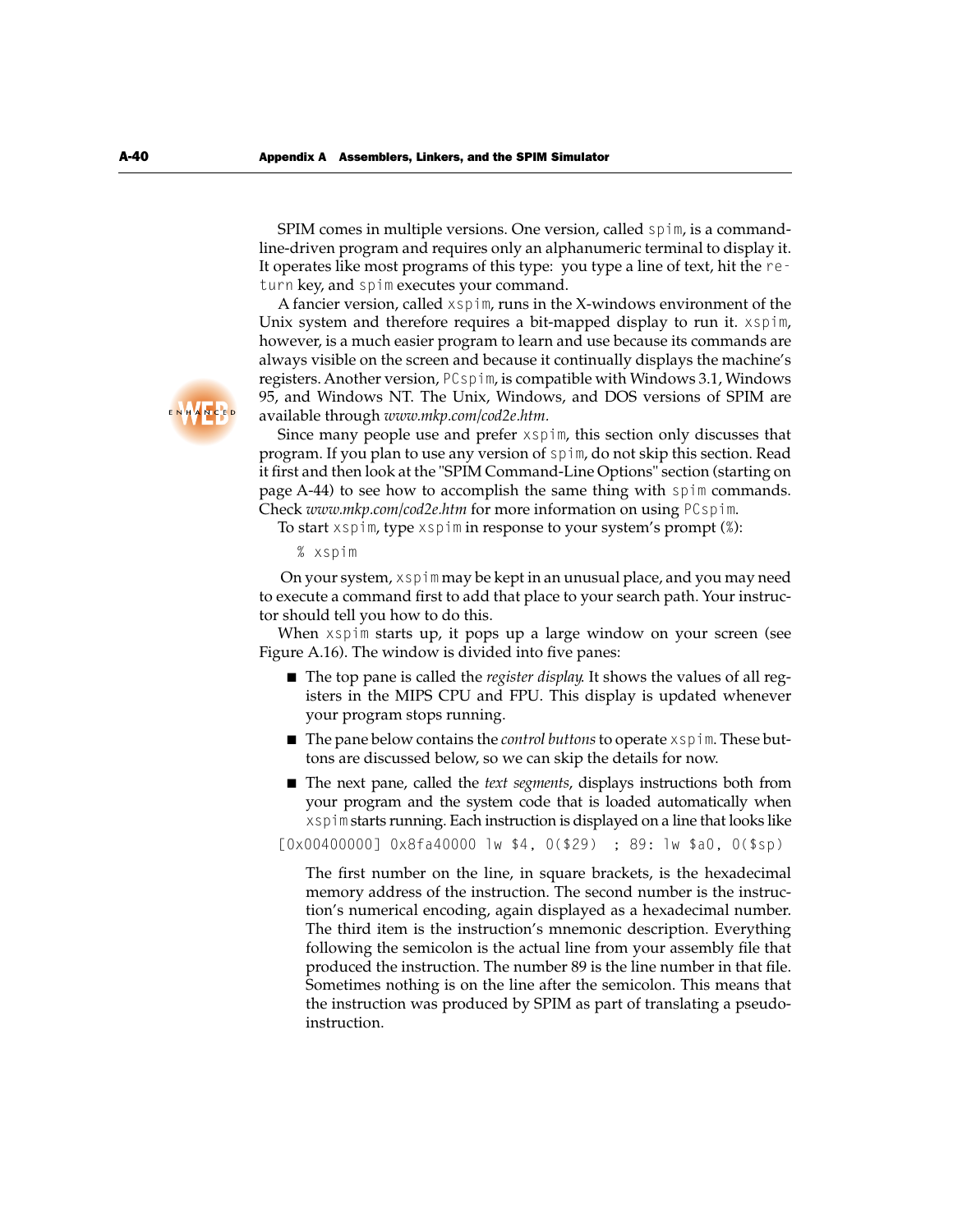SPIM comes in multiple versions. One version, called `spim`, is a command-line-driven program and requires only an alphanumeric terminal to display it. It operates like most programs of this type: you type a line of text, hit the `return` key, and `spim` executes your command.

A fancier version, called `xspim`, runs in the X-windows environment of the Unix system and therefore requires a bit-mapped display to run it. `xspim`, however, is a much easier program to learn and use because its commands are always visible on the screen and because it continually displays the machine's registers. Another version, `PCspim`, is compatible with Windows 3.1, Windows 95, and Windows NT. The Unix, Windows, and DOS versions of SPIM are available through *www.mkp.com/cod2e.htm.*

Since many people use and prefer `xspim`, this section only discusses that program. If you plan to use any version of `spim`, do not skip this section. Read it first and then look at the "SPIM Command-Line Options" section (starting on page A-44) to see how to accomplish the same thing with `spim` commands. Check *www.mkp.com/cod2e.htm* for more information on using `PCspim`.

To start `xspim`, type `xspim` in response to your system's prompt (`%`):

```
% xspim
```

On your system, `xspim` may be kept in an unusual place, and you may need to execute a command first to add that place to your search path. Your instructor should tell you how to do this.

When `xspim` starts up, it pops up a large window on your screen (see Figure A.16). The window is divided into five panes:

- The top pane is called the *register display*. It shows the values of all registers in the MIPS CPU and FPU. This display is updated whenever your program stops running.
- The pane below contains the *control buttons* to operate `xspim`. These buttons are discussed below, so we can skip the details for now.
- The next pane, called the *text segments*, displays instructions both from your program and the system code that is loaded automatically when `xspim` starts running. Each instruction is displayed on a line that looks like

```
[0x00400000] 0x8fa40000 lw $4, 0($29)  ; 89: lw $a0, 0($sp)
```

  The first number on the line, in square brackets, is the hexadecimal memory address of the instruction. The second number is the instruction's numerical encoding, again displayed as a hexadecimal number. The third item is the instruction's mnemonic description. Everything following the semicolon is the actual line from your assembly file that produced the instruction. The number 89 is the line number in that file. Sometimes nothing is on the line after the semicolon. This means that the instruction was produced by SPIM as part of translating a pseudoinstruction.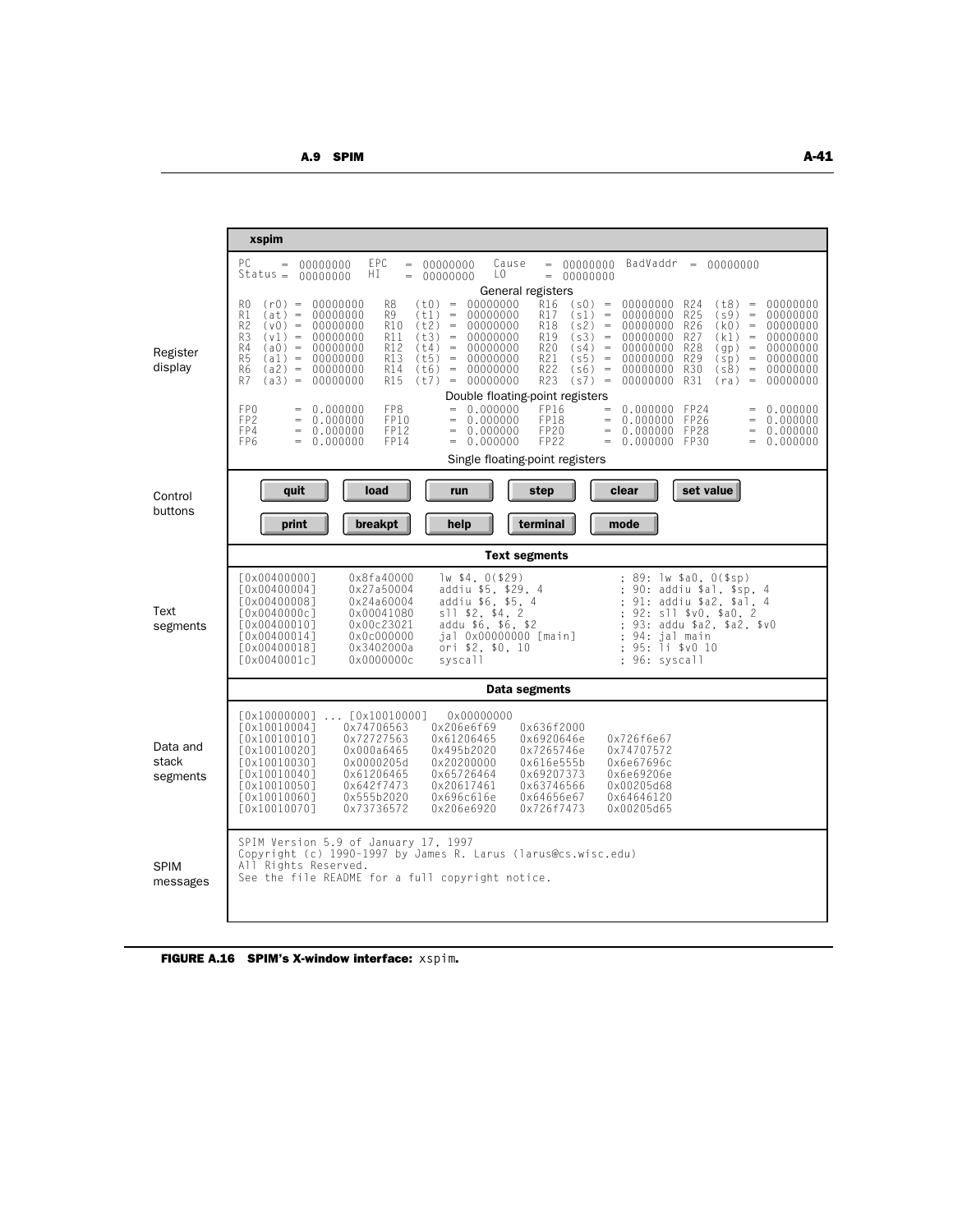**xspim**

Register display

```
PC     = 00000000   EPC    = 00000000   Cause   = 00000000   BadVaddr = 00000000
Status = 00000000   HI     = 00000000   LO      = 00000000
                              General registers
R0  (r0) = 00000000  R8  (t0) = 00000000  R16 (s0) = 00000000  R24 (t8) = 00000000
R1  (at) = 00000000  R9  (t1) = 00000000  R17 (s1) = 00000000  R25 (s9) = 00000000
R2  (v0) = 00000000  R10 (t2) = 00000000  R18 (s2) = 00000000  R26 (k0) = 00000000
R3  (v1) = 00000000  R11 (t3) = 00000000  R19 (s3) = 00000000  R27 (k1) = 00000000
R4  (a0) = 00000000  R12 (t4) = 00000000  R20 (s4) = 00000000  R28 (gp) = 00000000
R5  (a1) = 00000000  R13 (t5) = 00000000  R21 (s5) = 00000000  R29 (sp) = 00000000
R6  (a2) = 00000000  R14 (t6) = 00000000  R22 (s6) = 00000000  R30 (s8) = 00000000
R7  (a3) = 00000000  R15 (t7) = 00000000  R23 (s7) = 00000000  R31 (ra) = 00000000
                        Double floating-point registers
FP0  = 0.000000   FP8  = 0.000000   FP16 = 0.000000   FP24 = 0.000000
FP2  = 0.000000   FP10 = 0.000000   FP18 = 0.000000   FP26 = 0.000000
FP4  = 0.000000   FP12 = 0.000000   FP20 = 0.000000   FP28 = 0.000000
FP6  = 0.000000   FP14 = 0.000000   FP22 = 0.000000   FP30 = 0.000000
                        Single floating-point registers
```

Control buttons

**quit** **load** **run** **step** **clear** **set value**

**print** **breakpt** **help** **terminal** **mode**

Text segments

**Text segments**

```
[0x00400000]   0x8fa40000   lw $4, 0($29)            ; 89: lw $a0, 0($sp)
[0x00400004]   0x27a50004   addiu $5, $29, 4         ; 90: addiu $a1, $sp, 4
[0x00400008]   0x24a60004   addiu $6, $5, 4          ; 91: addiu $a2, $a1, 4
[0x0040000c]   0x00041080   sll $2, $4, 2            ; 92: sll $v0, $a0, 2
[0x00400010]   0x00c23021   addu $6, $6, $2          ; 93: addu $a2, $a2, $v0
[0x00400014]   0x0c000000   jal 0x00000000 [main]    ; 94: jal main
[0x00400018]   0x3402000a   ori $2, $0, 10           ; 95: li $v0 10
[0x0040001c]   0x0000000c   syscall                  ; 96: syscall
```

Data and stack segments

**Data segments**

```
[0x10000000] ... [0x10010000]   0x00000000
[0x10010004]   0x74706563   0x206e6f69   0x636f2000
[0x10010010]   0x72727563   0x61206465   0x6920646e   0x726f6e67
[0x10010020]   0x000a6465   0x495b2020   0x7265746e   0x74707572
[0x10010030]   0x0000205d   0x20200000   0x616e555b   0x6e67696c
[0x10010040]   0x61206465   0x65726464   0x69207373   0x6e69206e
[0x10010050]   0x642f7473   0x20617461   0x63746566   0x00205d68
[0x10010060]   0x555b2020   0x696c616e   0x64656e67   0x64646120
[0x10010070]   0x73736572   0x206e6920   0x726f7473   0x00205d65
```

SPIM messages

```
SPIM Version 5.9 of January 17, 1997
Copyright (c) 1990-1997 by James R. Larus (larus@cs.wisc.edu)
All Rights Reserved.
See the file README for a full copyright notice.
```

**FIGURE A.16 SPIM's X-window interface:** `xspim`**.**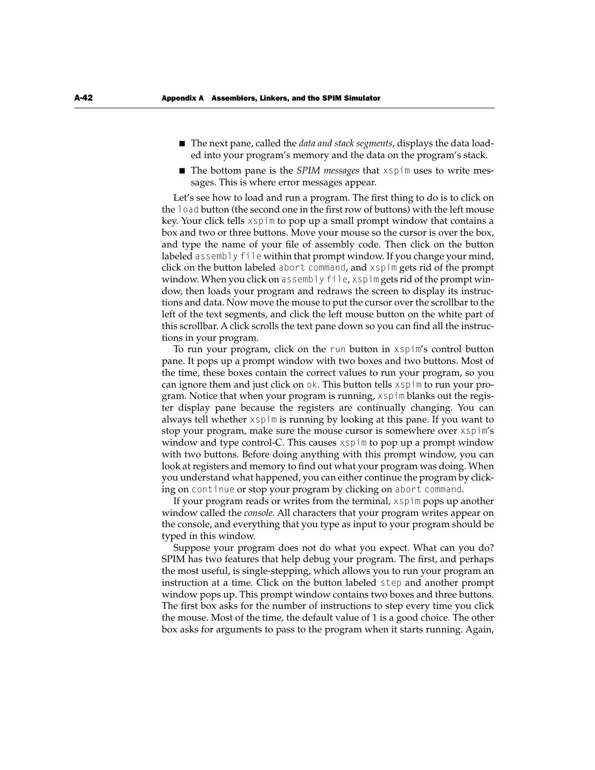- The next pane, called the *data and stack segments*, displays the data loaded into your program's memory and the data on the program's stack.
- The bottom pane is the *SPIM messages* that `xspim` uses to write messages. This is where error messages appear.

Let's see how to load and run a program. The first thing to do is to click on the `load` button (the second one in the first row of buttons) with the left mouse key. Your click tells `xspim` to pop up a small prompt window that contains a box and two or three buttons. Move your mouse so the cursor is over the box, and type the name of your file of assembly code. Then click on the button labeled `assembly file` within that prompt window. If you change your mind, click on the button labeled `abort command`, and `xspim` gets rid of the prompt window. When you click on `assembly file`, `xspim` gets rid of the prompt window, then loads your program and redraws the screen to display its instructions and data. Now move the mouse to put the cursor over the scrollbar to the left of the text segments, and click the left mouse button on the white part of this scrollbar. A click scrolls the text pane down so you can find all the instructions in your program.

To run your program, click on the `run` button in `xspim`'s control button pane. It pops up a prompt window with two boxes and two buttons. Most of the time, these boxes contain the correct values to run your program, so you can ignore them and just click on `ok`. This button tells `xspim` to run your program. Notice that when your program is running, `xspim` blanks out the register display pane because the registers are continually changing. You can always tell whether `xspim` is running by looking at this pane. If you want to stop your program, make sure the mouse cursor is somewhere over `xspim`'s window and type control-C. This causes `xspim` to pop up a prompt window with two buttons. Before doing anything with this prompt window, you can look at registers and memory to find out what your program was doing. When you understand what happened, you can either continue the program by clicking on `continue` or stop your program by clicking on `abort command`.

If your program reads or writes from the terminal, `xspim` pops up another window called the *console*. All characters that your program writes appear on the console, and everything that you type as input to your program should be typed in this window.

Suppose your program does not do what you expect. What can you do? SPIM has two features that help debug your program. The first, and perhaps the most useful, is single-stepping, which allows you to run your program an instruction at a time. Click on the button labeled `step` and another prompt window pops up. This prompt window contains two boxes and three buttons. The first box asks for the number of instructions to step every time you click the mouse. Most of the time, the default value of 1 is a good choice. The other box asks for arguments to pass to the program when it starts running. Again,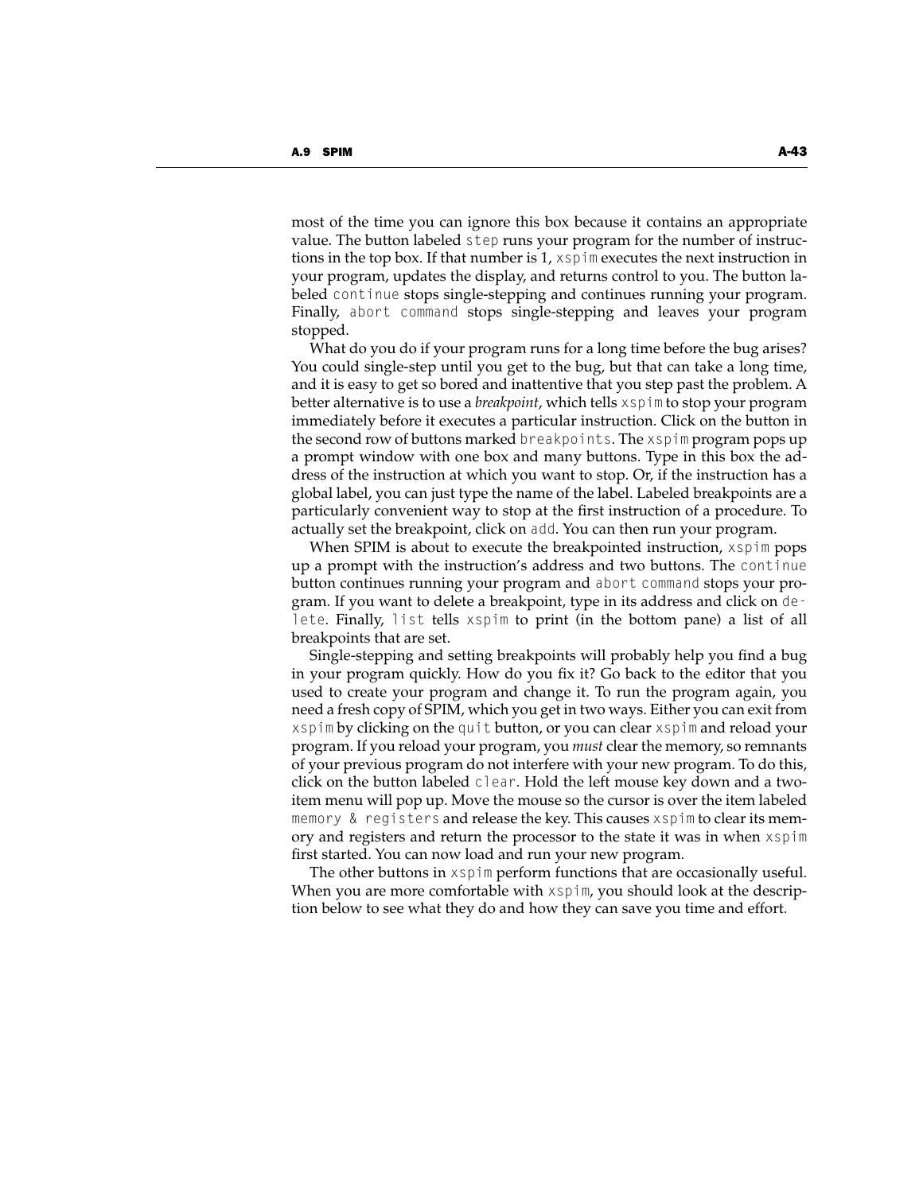most of the time you can ignore this box because it contains an appropriate value. The button labeled `step` runs your program for the number of instructions in the top box. If that number is 1, `xspim` executes the next instruction in your program, updates the display, and returns control to you. The button labeled `continue` stops single-stepping and continues running your program. Finally, `abort command` stops single-stepping and leaves your program stopped.

What do you do if your program runs for a long time before the bug arises? You could single-step until you get to the bug, but that can take a long time, and it is easy to get so bored and inattentive that you step past the problem. A better alternative is to use a *breakpoint*, which tells `xspim` to stop your program immediately before it executes a particular instruction. Click on the button in the second row of buttons marked `breakpoints`. The `xspim` program pops up a prompt window with one box and many buttons. Type in this box the address of the instruction at which you want to stop. Or, if the instruction has a global label, you can just type the name of the label. Labeled breakpoints are a particularly convenient way to stop at the first instruction of a procedure. To actually set the breakpoint, click on `add`. You can then run your program.

When SPIM is about to execute the breakpointed instruction, `xspim` pops up a prompt with the instruction's address and two buttons. The `continue` button continues running your program and `abort command` stops your program. If you want to delete a breakpoint, type in its address and click on `delete`. Finally, `list` tells `xspim` to print (in the bottom pane) a list of all breakpoints that are set.

Single-stepping and setting breakpoints will probably help you find a bug in your program quickly. How do you fix it? Go back to the editor that you used to create your program and change it. To run the program again, you need a fresh copy of SPIM, which you get in two ways. Either you can exit from `xspim` by clicking on the `quit` button, or you can clear `xspim` and reload your program. If you reload your program, you *must* clear the memory, so remnants of your previous program do not interfere with your new program. To do this, click on the button labeled `clear`. Hold the left mouse key down and a two-item menu will pop up. Move the mouse so the cursor is over the item labeled `memory & registers` and release the key. This causes `xspim` to clear its memory and registers and return the processor to the state it was in when `xspim` first started. You can now load and run your new program.

The other buttons in `xspim` perform functions that are occasionally useful. When you are more comfortable with `xspim`, you should look at the description below to see what they do and how they can save you time and effort.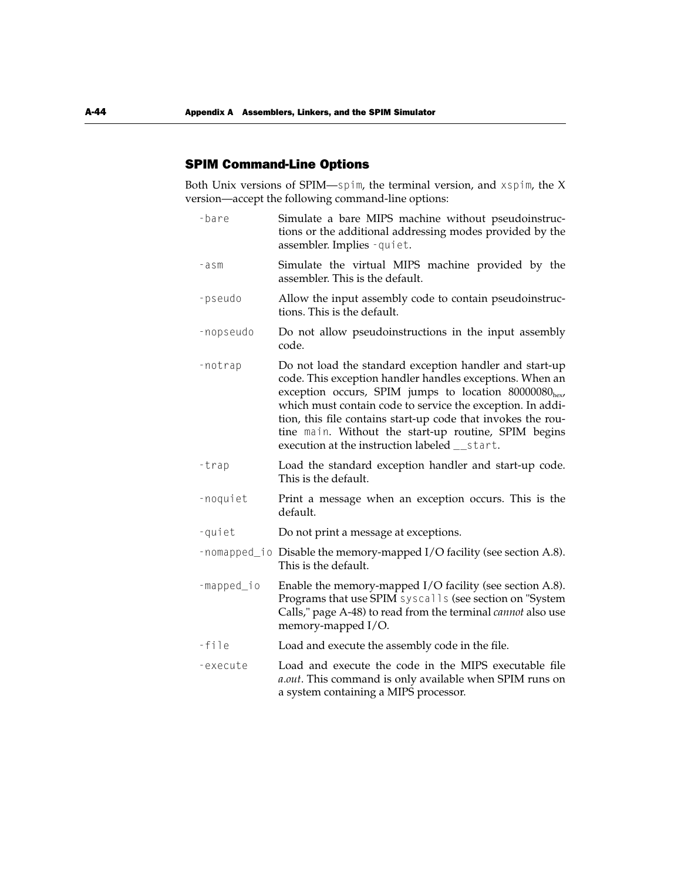## SPIM Command-Line Options

Both Unix versions of SPIM—`spim`, the terminal version, and `xspim`, the X version—accept the following command-line options:

| | |
|---|---|
| `-bare` | Simulate a bare MIPS machine without pseudoinstructions or the additional addressing modes provided by the assembler. Implies `-quiet`. |
| `-asm` | Simulate the virtual MIPS machine provided by the assembler. This is the default. |
| `-pseudo` | Allow the input assembly code to contain pseudoinstructions. This is the default. |
| `-nopseudo` | Do not allow pseudoinstructions in the input assembly code. |
| `-notrap` | Do not load the standard exception handler and start-up code. This exception handler handles exceptions. When an exception occurs, SPIM jumps to location $80000080_{hex}$, which must contain code to service the exception. In addition, this file contains start-up code that invokes the routine `main`. Without the start-up routine, SPIM begins execution at the instruction labeled `__start`. |
| `-trap` | Load the standard exception handler and start-up code. This is the default. |
| `-noquiet` | Print a message when an exception occurs. This is the default. |
| `-quiet` | Do not print a message at exceptions. |
| `-nomapped_io` | Disable the memory-mapped I/O facility (see section A.8). This is the default. |
| `-mapped_io` | Enable the memory-mapped I/O facility (see section A.8). Programs that use SPIM `syscalls` (see section on "System Calls," page A-48) to read from the terminal *cannot* also use memory-mapped I/O. |
| `-file` | Load and execute the assembly code in the file. |
| `-execute` | Load and execute the code in the MIPS executable file *a.out*. This command is only available when SPIM runs on a system containing a MIPS processor. |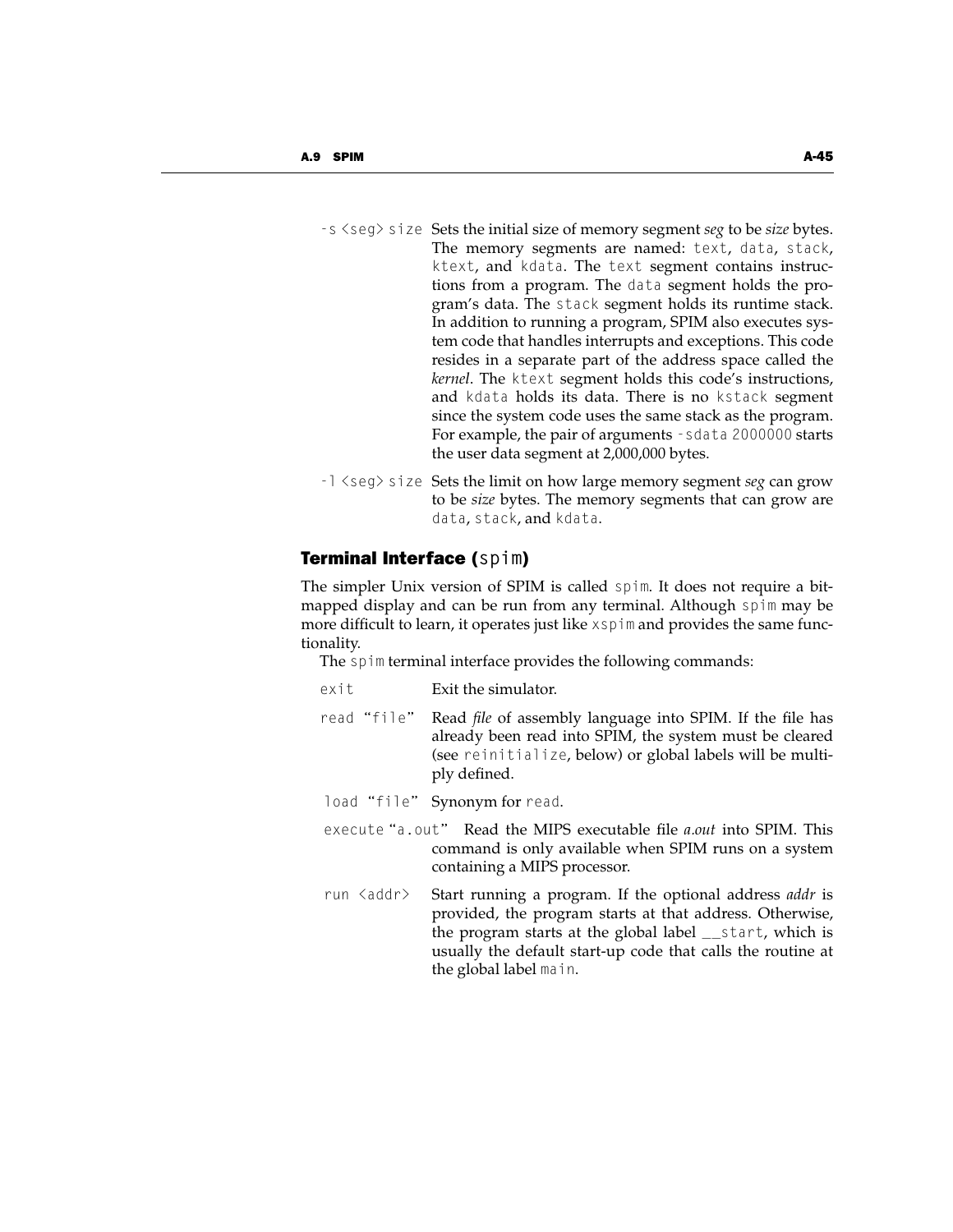`-s <seg> size` Sets the initial size of memory segment *seg* to be *size* bytes. The memory segments are named: `text`, `data`, `stack`, `ktext`, and `kdata`. The `text` segment contains instructions from a program. The `data` segment holds the program's data. The `stack` segment holds its runtime stack. In addition to running a program, SPIM also executes system code that handles interrupts and exceptions. This code resides in a separate part of the address space called the *kernel*. The `ktext` segment holds this code's instructions, and `kdata` holds its data. There is no `kstack` segment since the system code uses the same stack as the program. For example, the pair of arguments `-sdata 2000000` starts the user data segment at 2,000,000 bytes.

`-l <seg> size` Sets the limit on how large memory segment *seg* can grow to be *size* bytes. The memory segments that can grow are `data`, `stack`, and `kdata`.

## Terminal Interface (`spim`)

The simpler Unix version of SPIM is called `spim`. It does not require a bit-mapped display and can be run from any terminal. Although `spim` may be more difficult to learn, it operates just like `xspim` and provides the same functionality.

The `spim` terminal interface provides the following commands:

`exit` Exit the simulator.

`read "file"` Read *file* of assembly language into SPIM. If the file has already been read into SPIM, the system must be cleared (see `reinitialize`, below) or global labels will be multiply defined.

`load "file"` Synonym for `read`.

`execute "a.out"` Read the MIPS executable file *a.out* into SPIM. This command is only available when SPIM runs on a system containing a MIPS processor.

`run <addr>` Start running a program. If the optional address *addr* is provided, the program starts at that address. Otherwise, the program starts at the global label `__start`, which is usually the default start-up code that calls the routine at the global label `main`.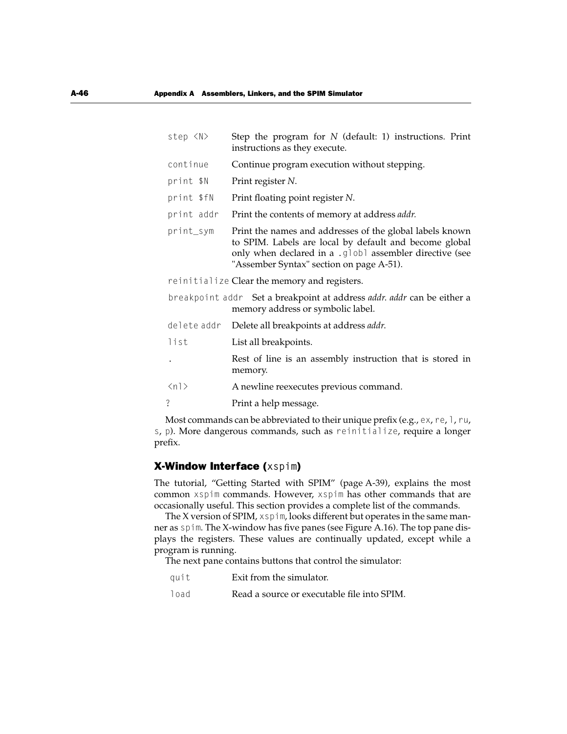| | |
|---|---|
| `step <N>` | Step the program for *N* (default: 1) instructions. Print instructions as they execute. |
| `continue` | Continue program execution without stepping. |
| `print $N` | Print register *N*. |
| `print $fN` | Print floating point register *N*. |
| `print addr` | Print the contents of memory at address *addr.* |
| `print_sym` | Print the names and addresses of the global labels known to SPIM. Labels are local by default and become global only when declared in a `.globl` assembler directive (see "Assember Syntax" section on page A-51). |
| `reinitialize` | Clear the memory and registers. |
| `breakpoint addr` | Set a breakpoint at address *addr. addr* can be either a memory address or symbolic label. |
| `delete addr` | Delete all breakpoints at address *addr.* |
| `list` | List all breakpoints. |
| `.` | Rest of line is an assembly instruction that is stored in memory. |
| `<nl>` | A newline reexecutes previous command. |
| `?` | Print a help message. |

Most commands can be abbreviated to their unique prefix (e.g., `ex`, `re`, `l`, `ru`, `s`, `p`). More dangerous commands, such as `reinitialize`, require a longer prefix.

## X-Window Interface (`xspim`)

The tutorial, "Getting Started with SPIM" (page A-39), explains the most common `xspim` commands. However, `xspim` has other commands that are occasionally useful. This section provides a complete list of the commands.

The X version of SPIM, `xspim`, looks different but operates in the same manner as `spim`. The X-window has five panes (see Figure A.16). The top pane displays the registers. These values are continually updated, except while a program is running.

The next pane contains buttons that control the simulator:

| | |
|---|---|
| `quit` | Exit from the simulator. |
| `load` | Read a source or executable file into SPIM. |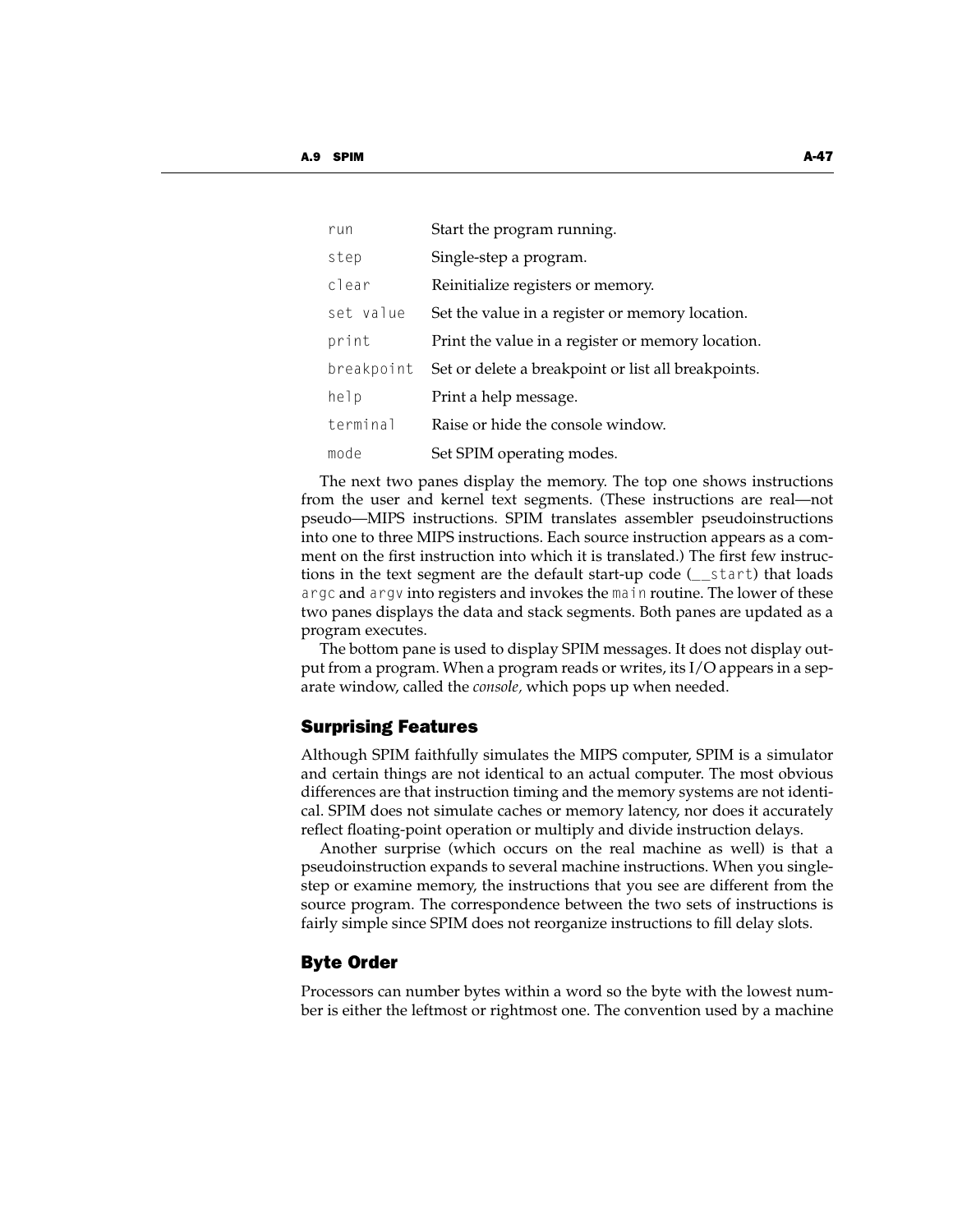| | |
|---|---|
| `run` | Start the program running. |
| `step` | Single-step a program. |
| `clear` | Reinitialize registers or memory. |
| `set value` | Set the value in a register or memory location. |
| `print` | Print the value in a register or memory location. |
| `breakpoint` | Set or delete a breakpoint or list all breakpoints. |
| `help` | Print a help message. |
| `terminal` | Raise or hide the console window. |
| `mode` | Set SPIM operating modes. |

The next two panes display the memory. The top one shows instructions from the user and kernel text segments. (These instructions are real—not pseudo—MIPS instructions. SPIM translates assembler pseudoinstructions into one to three MIPS instructions. Each source instruction appears as a comment on the first instruction into which it is translated.) The first few instructions in the text segment are the default start-up code (`__start`) that loads `argc` and `argv` into registers and invokes the `main` routine. The lower of these two panes displays the data and stack segments. Both panes are updated as a program executes.

The bottom pane is used to display SPIM messages. It does not display output from a program. When a program reads or writes, its I/O appears in a separate window, called the *console,* which pops up when needed.

## Surprising Features

Although SPIM faithfully simulates the MIPS computer, SPIM is a simulator and certain things are not identical to an actual computer. The most obvious differences are that instruction timing and the memory systems are not identical. SPIM does not simulate caches or memory latency, nor does it accurately reflect floating-point operation or multiply and divide instruction delays.

Another surprise (which occurs on the real machine as well) is that a pseudoinstruction expands to several machine instructions. When you single-step or examine memory, the instructions that you see are different from the source program. The correspondence between the two sets of instructions is fairly simple since SPIM does not reorganize instructions to fill delay slots.

## Byte Order

Processors can number bytes within a word so the byte with the lowest number is either the leftmost or rightmost one. The convention used by a machine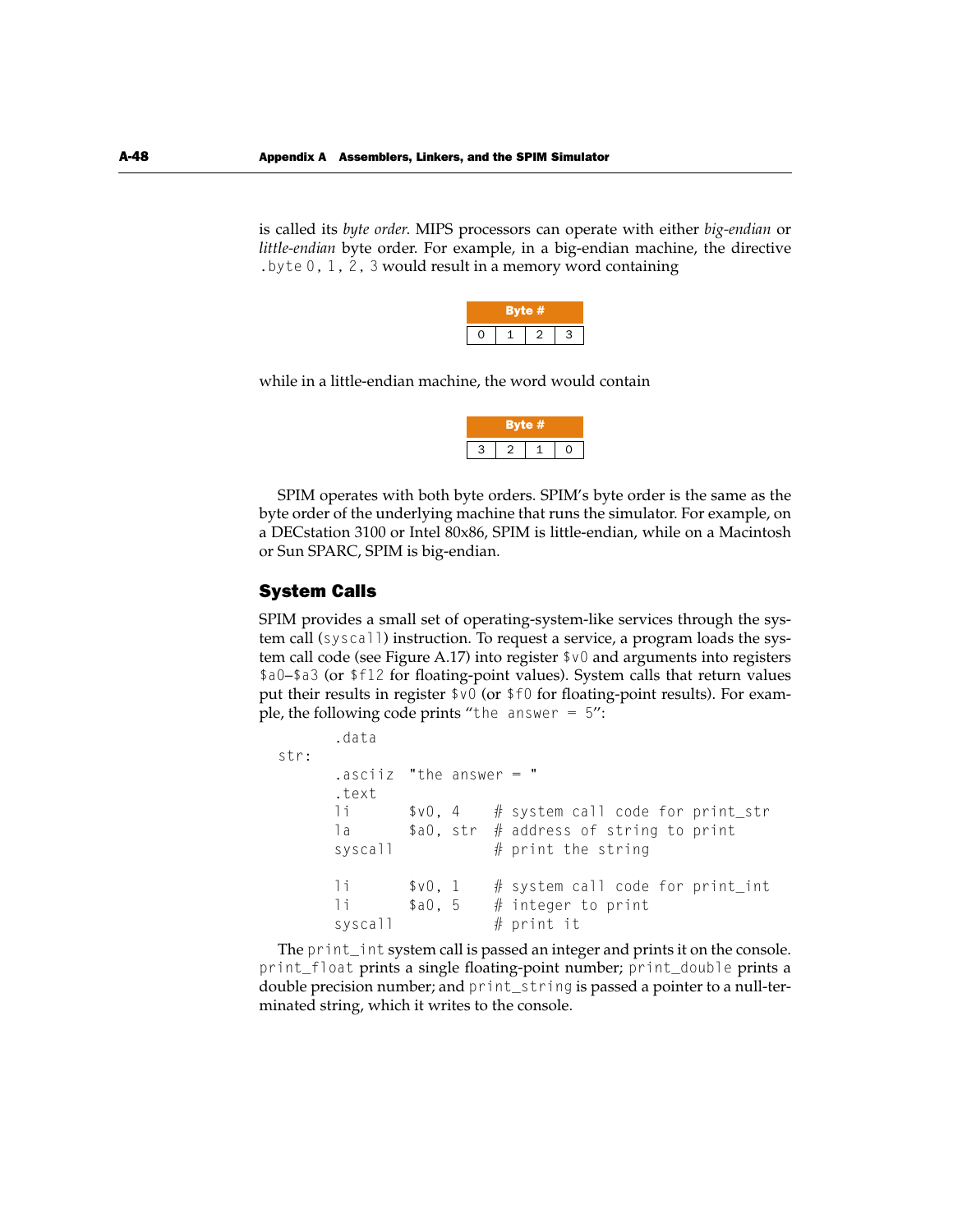is called its *byte order*. MIPS processors can operate with either *big-endian* or *little-endian* byte order. For example, in a big-endian machine, the directive `.byte 0, 1, 2, 3` would result in a memory word containing

| Byte # | | | |
|---|---|---|---|
| 0 | 1 | 2 | 3 |

while in a little-endian machine, the word would contain

| Byte # | | | |
|---|---|---|---|
| 3 | 2 | 1 | 0 |

SPIM operates with both byte orders. SPIM's byte order is the same as the byte order of the underlying machine that runs the simulator. For example, on a DECstation 3100 or Intel 80x86, SPIM is little-endian, while on a Macintosh or Sun SPARC, SPIM is big-endian.

## System Calls

SPIM provides a small set of operating-system-like services through the system call (`syscall`) instruction. To request a service, a program loads the system call code (see Figure A.17) into register `$v0` and arguments into registers `$a0`–`$a3` (or `$f12` for floating-point values). System calls that return values put their results in register `$v0` (or `$f0` for floating-point results). For example, the following code prints "`the answer = 5`":

```
        .data
str:
        .asciiz  "the answer = "
        .text
        li       $v0, 4    # system call code for print_str
        la       $a0, str  # address of string to print
        syscall            # print the string

        li       $v0, 1    # system call code for print_int
        li       $a0, 5    # integer to print
        syscall            # print it
```

The `print_int` system call is passed an integer and prints it on the console. `print_float` prints a single floating-point number; `print_double` prints a double precision number; and `print_string` is passed a pointer to a null-terminated string, which it writes to the console.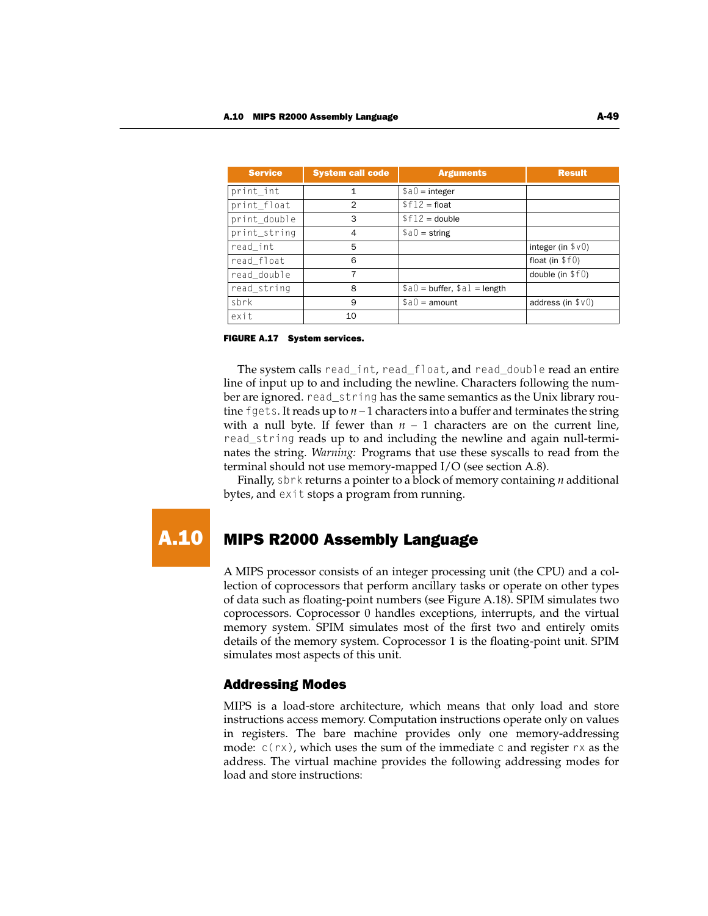| Service | System call code | Arguments | Result |
| --- | --- | --- | --- |
| `print_int` | 1 | `$a0` = integer | |
| `print_float` | 2 | `$f12` = float | |
| `print_double` | 3 | `$f12` = double | |
| `print_string` | 4 | `$a0` = string | |
| `read_int` | 5 | | integer (in `$v0`) |
| `read_float` | 6 | | float (in `$f0`) |
| `read_double` | 7 | | double (in `$f0`) |
| `read_string` | 8 | `$a0` = buffer, `$a1` = length | |
| `sbrk` | 9 | `$a0` = amount | address (in `$v0`) |
| `exit` | 10 | | |

**FIGURE A.17 System services.**

The system calls `read_int`, `read_float`, and `read_double` read an entire line of input up to and including the newline. Characters following the number are ignored. `read_string` has the same semantics as the Unix library routine `fgets`. It reads up to $n - 1$ characters into a buffer and terminates the string with a null byte. If fewer than $n - 1$ characters are on the current line, `read_string` reads up to and including the newline and again null-terminates the string. *Warning:* Programs that use these syscalls to read from the terminal should not use memory-mapped I/O (see section A.8).

Finally, `sbrk` returns a pointer to a block of memory containing $n$ additional bytes, and `exit` stops a program from running.

# A.10 MIPS R2000 Assembly Language

A MIPS processor consists of an integer processing unit (the CPU) and a collection of coprocessors that perform ancillary tasks or operate on other types of data such as floating-point numbers (see Figure A.18). SPIM simulates two coprocessors. Coprocessor 0 handles exceptions, interrupts, and the virtual memory system. SPIM simulates most of the first two and entirely omits details of the memory system. Coprocessor 1 is the floating-point unit. SPIM simulates most aspects of this unit.

## Addressing Modes

MIPS is a load-store architecture, which means that only load and store instructions access memory. Computation instructions operate only on values in registers. The bare machine provides only one memory-addressing mode: `c(rx)`, which uses the sum of the immediate `c` and register `rx` as the address. The virtual machine provides the following addressing modes for load and store instructions: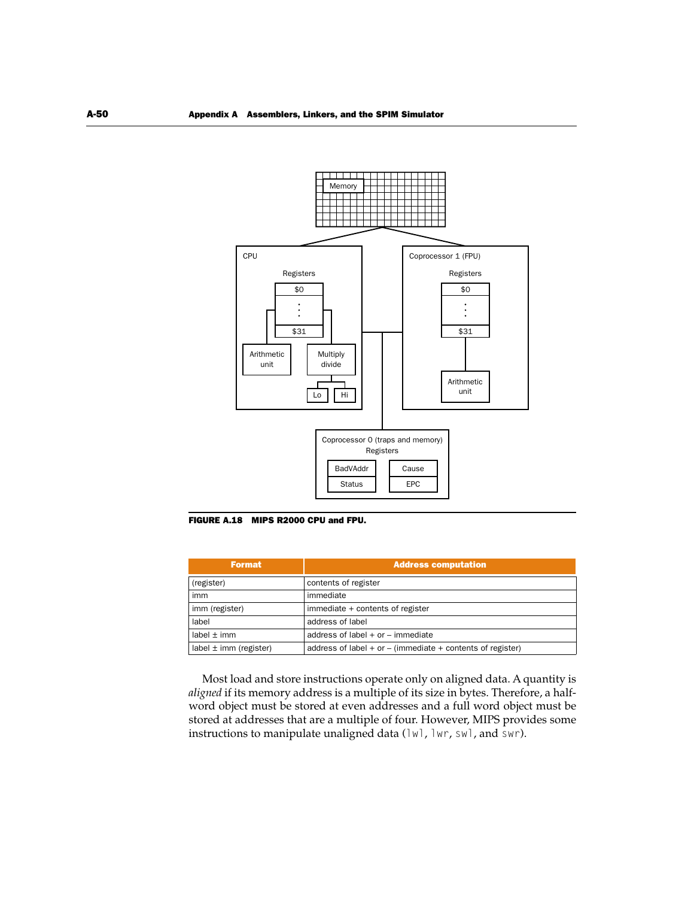**FIGURE A.18 MIPS R2000 CPU and FPU.**

| Format | Address computation |
|---|---|
| (register) | contents of register |
| imm | immediate |
| imm (register) | immediate + contents of register |
| label | address of label |
| label ± imm | address of label + or – immediate |
| label ± imm (register) | address of label + or – (immediate + contents of register) |

Most load and store instructions operate only on aligned data. A quantity is *aligned* if its memory address is a multiple of its size in bytes. Therefore, a half-word object must be stored at even addresses and a full word object must be stored at addresses that are a multiple of four. However, MIPS provides some instructions to manipulate unaligned data (`lwl`, `lwr`, `swl`, and `swr`).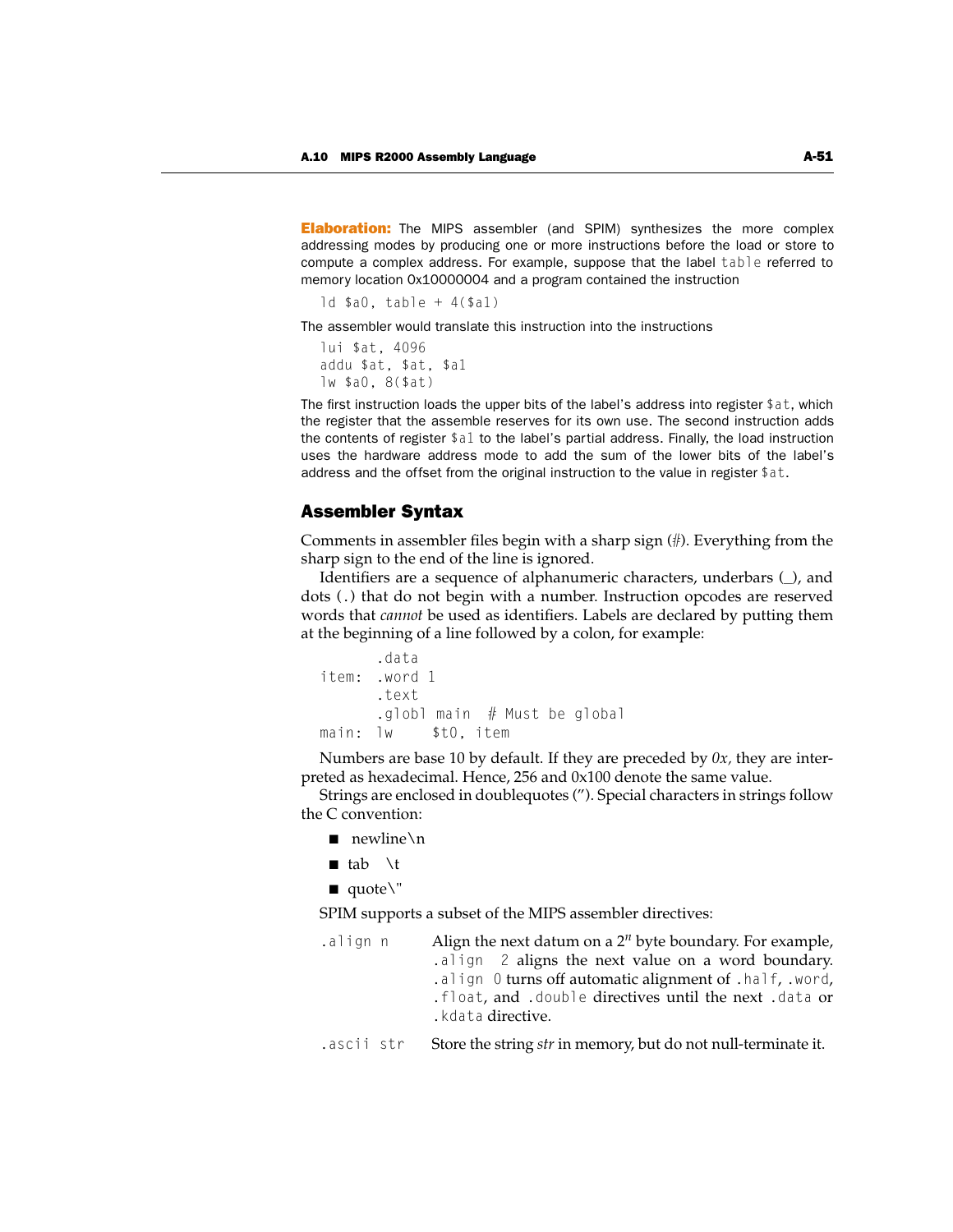**Elaboration:** The MIPS assembler (and SPIM) synthesizes the more complex addressing modes by producing one or more instructions before the load or store to compute a complex address. For example, suppose that the label `table` referred to memory location 0x10000004 and a program contained the instruction

```
ld $a0, table + 4($a1)
```

The assembler would translate this instruction into the instructions

```
lui $at, 4096
addu $at, $at, $a1
lw $a0, 8($at)
```

The first instruction loads the upper bits of the label's address into register `$at`, which the register that the assemble reserves for its own use. The second instruction adds the contents of register `$a1` to the label's partial address. Finally, the load instruction uses the hardware address mode to add the sum of the lower bits of the label's address and the offset from the original instruction to the value in register `$at`.

## Assembler Syntax

Comments in assembler files begin with a sharp sign (#). Everything from the sharp sign to the end of the line is ignored.

Identifiers are a sequence of alphanumeric characters, underbars (_), and dots (.) that do not begin with a number. Instruction opcodes are reserved words that *cannot* be used as identifiers. Labels are declared by putting them at the beginning of a line followed by a colon, for example:

```
        .data
item:   .word 1
        .text
        .globl main  # Must be global
main:   lw     $t0, item
```

Numbers are base 10 by default. If they are preceded by *0x,* they are interpreted as hexadecimal. Hence, 256 and 0x100 denote the same value.

Strings are enclosed in doublequotes ("). Special characters in strings follow the C convention:

- newline \n
- tab \t
- quote \"

SPIM supports a subset of the MIPS assembler directives:

`.align n` — Align the next datum on a $2^n$ byte boundary. For example, `.align 2` aligns the next value on a word boundary. `.align 0` turns off automatic alignment of `.half`, `.word`, `.float`, and `.double` directives until the next `.data` or `.kdata` directive.

`.ascii str` — Store the string *str* in memory, but do not null-terminate it.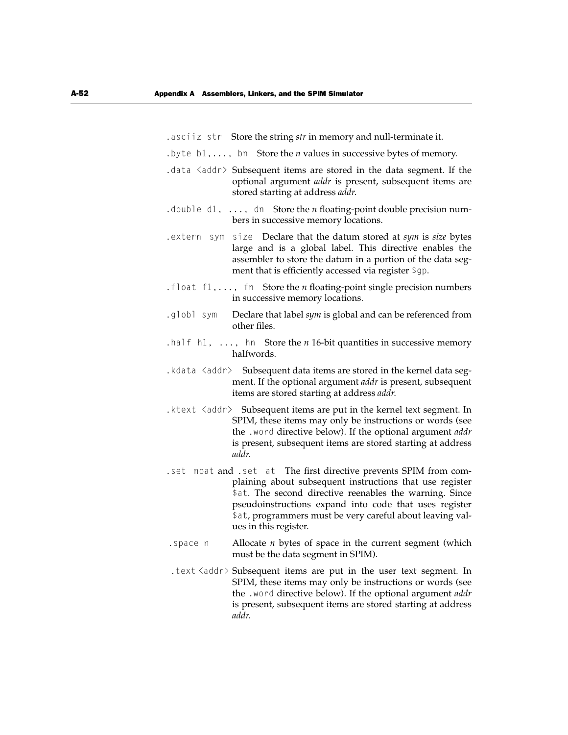`.asciiz str` Store the string *str* in memory and null-terminate it.

`.byte b1,..., bn` Store the *n* values in successive bytes of memory.

`.data <addr>` Subsequent items are stored in the data segment. If the optional argument *addr* is present, subsequent items are stored starting at address *addr*.

`.double d1, ..., dn` Store the *n* floating-point double precision numbers in successive memory locations.

`.extern sym size` Declare that the datum stored at *sym* is *size* bytes large and is a global label. This directive enables the assembler to store the datum in a portion of the data segment that is efficiently accessed via register `$gp`.

`.float f1,..., fn` Store the *n* floating-point single precision numbers in successive memory locations.

`.globl sym` Declare that label *sym* is global and can be referenced from other files.

`.half h1, ..., hn` Store the *n* 16-bit quantities in successive memory halfwords.

`.kdata <addr>` Subsequent data items are stored in the kernel data segment. If the optional argument *addr* is present, subsequent items are stored starting at address *addr*.

`.ktext <addr>` Subsequent items are put in the kernel text segment. In SPIM, these items may only be instructions or words (see the `.word` directive below). If the optional argument *addr* is present, subsequent items are stored starting at address *addr*.

`.set noat` and `.set at` The first directive prevents SPIM from complaining about subsequent instructions that use register `$at`. The second directive reenables the warning. Since pseudoinstructions expand into code that uses register `$at`, programmers must be very careful about leaving values in this register.

`.space n` Allocate *n* bytes of space in the current segment (which must be the data segment in SPIM).

`.text <addr>` Subsequent items are put in the user text segment. In SPIM, these items may only be instructions or words (see the `.word` directive below). If the optional argument *addr* is present, subsequent items are stored starting at address *addr*.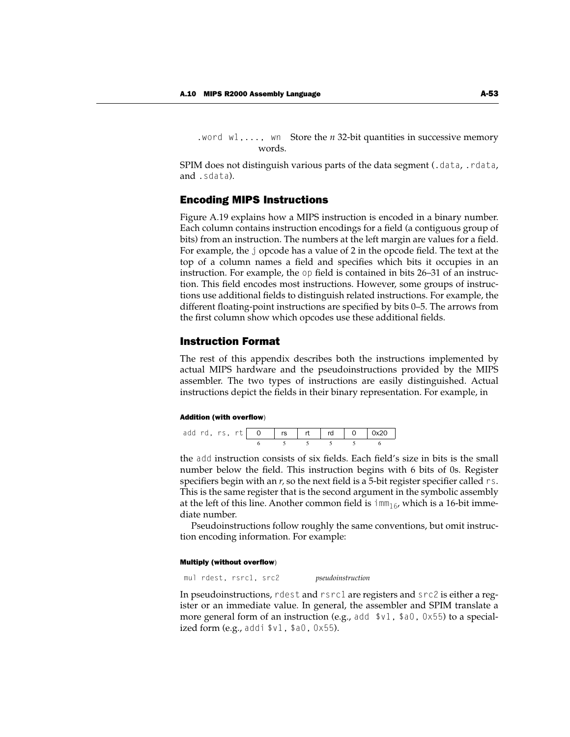`.word w1,..., wn`  Store the *n* 32-bit quantities in successive memory words.

SPIM does not distinguish various parts of the data segment (`.data`, `.rdata`, and `.sdata`).

## Encoding MIPS Instructions

Figure A.19 explains how a MIPS instruction is encoded in a binary number. Each column contains instruction encodings for a field (a contiguous group of bits) from an instruction. The numbers at the left margin are values for a field. For example, the `j` opcode has a value of 2 in the opcode field. The text at the top of a column names a field and specifies which bits it occupies in an instruction. For example, the `op` field is contained in bits 26–31 of an instruction. This field encodes most instructions. However, some groups of instructions use additional fields to distinguish related instructions. For example, the different floating-point instructions are specified by bits 0–5. The arrows from the first column show which opcodes use these additional fields.

## Instruction Format

The rest of this appendix describes both the instructions implemented by actual MIPS hardware and the pseudoinstructions provided by the MIPS assembler. The two types of instructions are easily distinguished. Actual instructions depict the fields in their binary representation. For example, in

#### Addition (with overflow)

| `add rd, rs, rt` | 0 | rs | rt | rd | 0 | 0x20 |
|---|---|---|---|---|---|---|
| | 6 | 5 | 5 | 5 | 5 | 6 |

the `add` instruction consists of six fields. Each field's size in bits is the small number below the field. This instruction begins with 6 bits of 0s. Register specifiers begin with an *r*, so the next field is a 5-bit register specifier called `rs`. This is the same register that is the second argument in the symbolic assembly at the left of this line. Another common field is $\texttt{imm}_{16}$, which is a 16-bit immediate number.

Pseudoinstructions follow roughly the same conventions, but omit instruction encoding information. For example:

#### Multiply (without overflow)

`mul rdest, rsrc1, src2`  *pseudoinstruction*

In pseudoinstructions, `rdest` and `rsrc1` are registers and `src2` is either a register or an immediate value. In general, the assembler and SPIM translate a more general form of an instruction (e.g., `add $v1, $a0, 0x55`) to a specialized form (e.g., `addi $v1, $a0, 0x55`).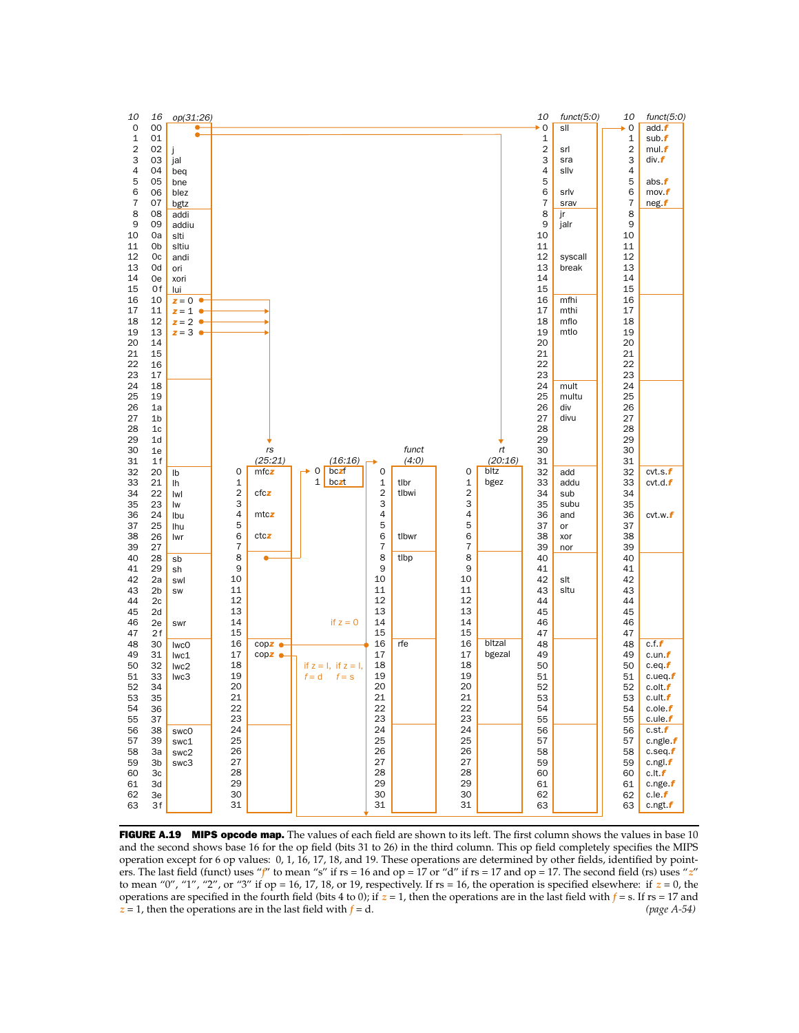| 10 | 16 | op(31:26) | funct(5:0) | funct(5:0) |
|---|---|---|---|---|
| 0 | 00 | → funct(5:0) | sll | add.*f* |
| 1 | 01 | → rt(20:16) | | sub.*f* |
| 2 | 02 | j | srl | mul.*f* |
| 3 | 03 | jal | sra | div.*f* |
| 4 | 04 | beq | sllv | |
| 5 | 05 | bne | | abs.*f* |
| 6 | 06 | blez | srlv | mov.*f* |
| 7 | 07 | bgtz | srav | neg.*f* |
| 8 | 08 | addi | jr | |
| 9 | 09 | addiu | jalr | |
| 10 | 0a | slti | | |
| 11 | 0b | sltiu | | |
| 12 | 0c | andi | syscall | |
| 13 | 0d | ori | break | |
| 14 | 0e | xori | | |
| 15 | 0f | lui | | |
| 16 | 10 | *z* = 0 → rs | mfhi | |
| 17 | 11 | *z* = 1 → rs | mthi | |
| 18 | 12 | *z* = 2 → rs | mflo | |
| 19 | 13 | *z* = 3 → rs | mtlo | |
| 20 | 14 | | | |
| 21 | 15 | | | |
| 22 | 16 | | | |
| 23 | 17 | | | |
| 24 | 18 | | mult | |
| 25 | 19 | | multu | |
| 26 | 1a | | div | |
| 27 | 1b | | divu | |
| 28 | 1c | | | |
| 29 | 1d | | | |
| 30 | 1e | | | |
| 31 | 1f | | | |
| 32 | 20 | lb | add | cvt.s.*f* |
| 33 | 21 | lh | addu | cvt.d.*f* |
| 34 | 22 | lwl | sub | |
| 35 | 23 | lw | subu | |
| 36 | 24 | lbu | and | cvt.w.*f* |
| 37 | 25 | lhu | or | |
| 38 | 26 | lwr | xor | |
| 39 | 27 | | nor | |
| 40 | 28 | sb | | |
| 41 | 29 | sh | | |
| 42 | 2a | swl | slt | |
| 43 | 2b | sw | sltu | |
| 44 | 2c | | | |
| 45 | 2d | | | |
| 46 | 2e | swr | | |
| 47 | 2f | | | |
| 48 | 30 | lwc0 | | c.f.*f* |
| 49 | 31 | lwc1 | | c.un.*f* |
| 50 | 32 | lwc2 | | c.eq.*f* |
| 51 | 33 | lwc3 | | c.ueq.*f* |
| 52 | 34 | | | c.olt.*f* |
| 53 | 35 | | | c.ult.*f* |
| 54 | 36 | | | c.ole.*f* |
| 55 | 37 | | | c.ule.*f* |
| 56 | 38 | swc0 | | c.st.*f* |
| 57 | 39 | swc1 | | c.ngle.*f* |
| 58 | 3a | swc2 | | c.seq.*f* |
| 59 | 3b | swc3 | | c.ngl.*f* |
| 60 | 3c | | | c.lt.*f* |
| 61 | 3d | | | c.nge.*f* |
| 62 | 3e | | | c.le.*f* |
| 63 | 3f | | | c.ngt.*f* |

| | rs (25:21) | funct (4:0) | rt (20:16) |
|---|---|---|---|
| 0 | mfc*z* | | bltz |
| 1 | | tlbr | bgez |
| 2 | cfc*z* | tlbwi | |
| 3 | | | |
| 4 | mtc*z* | | |
| 5 | | | |
| 6 | ctc*z* | tlbwr | |
| 7 | | | |
| 8 | → (16:16) | tlbp | |
| 9–15 | | | |
| 16 | cop*z* (if *z* = 0 → funct (4:0)) | rfe | bltzal |
| 17 | cop*z* | | bgezal |
| 18–31 | | | |

| (16:16) | |
|---|---|
| 0 | bc*z*f |
| 1 | bc*z*t |

Notes in figure: if *z* = 0 → funct (4:0); if *z* = l, *f* = d; if *z* = l, *f* = s → last funct(5:0) field.

**FIGURE A.19 MIPS opcode map.** The values of each field are shown to its left. The first column shows the values in base 10 and the second shows base 16 for the op field (bits 31 to 26) in the third column. This op field completely specifies the MIPS operation except for 6 op values: 0, 1, 16, 17, 18, and 19. These operations are determined by other fields, identified by pointers. The last field (funct) uses "*f*" to mean "s" if rs = 16 and op = 17 or "d" if rs = 17 and op = 17. The second field (rs) uses "*z*" to mean "0", "1", "2", or "3" if op = 16, 17, 18, or 19, respectively. If rs = 16, the operation is specified elsewhere: if *z* = 0, the operations are specified in the fourth field (bits 4 to 0); if *z* = 1, then the operations are in the last field with *f* = s. If rs = 17 and *z* = 1, then the operations are in the last field with *f* = d. *(page A-54)*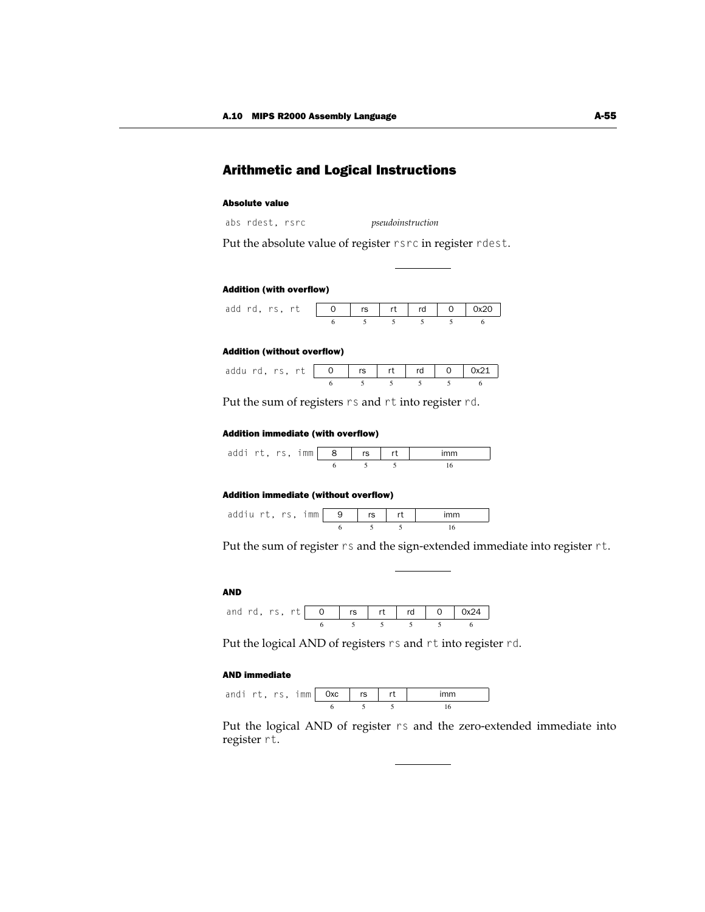## Arithmetic and Logical Instructions

#### Absolute value

`abs rdest, rsrc` *pseudoinstruction*

Put the absolute value of register `rsrc` in register `rdest`.

---

#### Addition (with overflow)

`add rd, rs, rt`

| 0 | rs | rt | rd | 0 | 0x20 |
|---|---|---|---|---|---|
| 6 | 5 | 5 | 5 | 5 | 6 |

#### Addition (without overflow)

`addu rd, rs, rt`

| 0 | rs | rt | rd | 0 | 0x21 |
|---|---|---|---|---|---|
| 6 | 5 | 5 | 5 | 5 | 6 |

Put the sum of registers `rs` and `rt` into register `rd`.

#### Addition immediate (with overflow)

`addi rt, rs, imm`

| 8 | rs | rt | imm |
|---|---|---|---|
| 6 | 5 | 5 | 16 |

#### Addition immediate (without overflow)

`addiu rt, rs, imm`

| 9 | rs | rt | imm |
|---|---|---|---|
| 6 | 5 | 5 | 16 |

Put the sum of register `rs` and the sign-extended immediate into register `rt`.

---

#### AND

`and rd, rs, rt`

| 0 | rs | rt | rd | 0 | 0x24 |
|---|---|---|---|---|---|
| 6 | 5 | 5 | 5 | 5 | 6 |

Put the logical AND of registers `rs` and `rt` into register `rd`.

#### AND immediate

`andi rt, rs, imm`

| 0xc | rs | rt | imm |
|---|---|---|---|
| 6 | 5 | 5 | 16 |

Put the logical AND of register `rs` and the zero-extended immediate into register `rt`.

---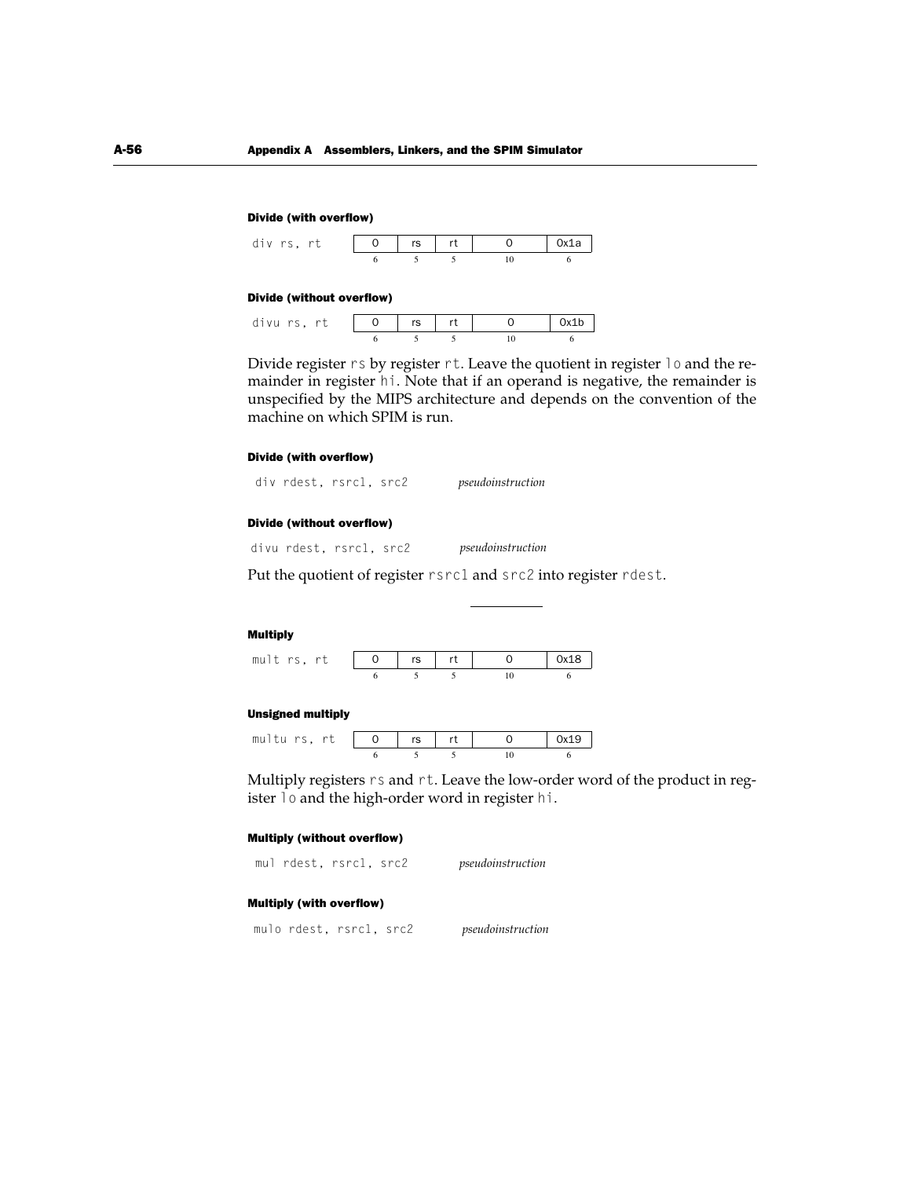#### Divide (with overflow)

`div rs, rt`

| 0 | rs | rt | 0 | 0x1a |
|---|---|---|---|---|
| 6 | 5 | 5 | 10 | 6 |

#### Divide (without overflow)

`divu rs, rt`

| 0 | rs | rt | 0 | 0x1b |
|---|---|---|---|---|
| 6 | 5 | 5 | 10 | 6 |

Divide register `rs` by register `rt`. Leave the quotient in register `lo` and the remainder in register `hi`. Note that if an operand is negative, the remainder is unspecified by the MIPS architecture and depends on the convention of the machine on which SPIM is run.

#### Divide (with overflow)

`div rdest, rsrc1, src2` *pseudoinstruction*

#### Divide (without overflow)

`divu rdest, rsrc1, src2` *pseudoinstruction*

Put the quotient of register `rsrc1` and `src2` into register `rdest`.

---

#### Multiply

`mult rs, rt`

| 0 | rs | rt | 0 | 0x18 |
|---|---|---|---|---|
| 6 | 5 | 5 | 10 | 6 |

#### Unsigned multiply

`multu rs, rt`

| 0 | rs | rt | 0 | 0x19 |
|---|---|---|---|---|
| 6 | 5 | 5 | 10 | 6 |

Multiply registers `rs` and `rt`. Leave the low-order word of the product in register `lo` and the high-order word in register `hi`.

#### Multiply (without overflow)

`mul rdest, rsrc1, src2` *pseudoinstruction*

#### Multiply (with overflow)

`mulo rdest, rsrc1, src2` *pseudoinstruction*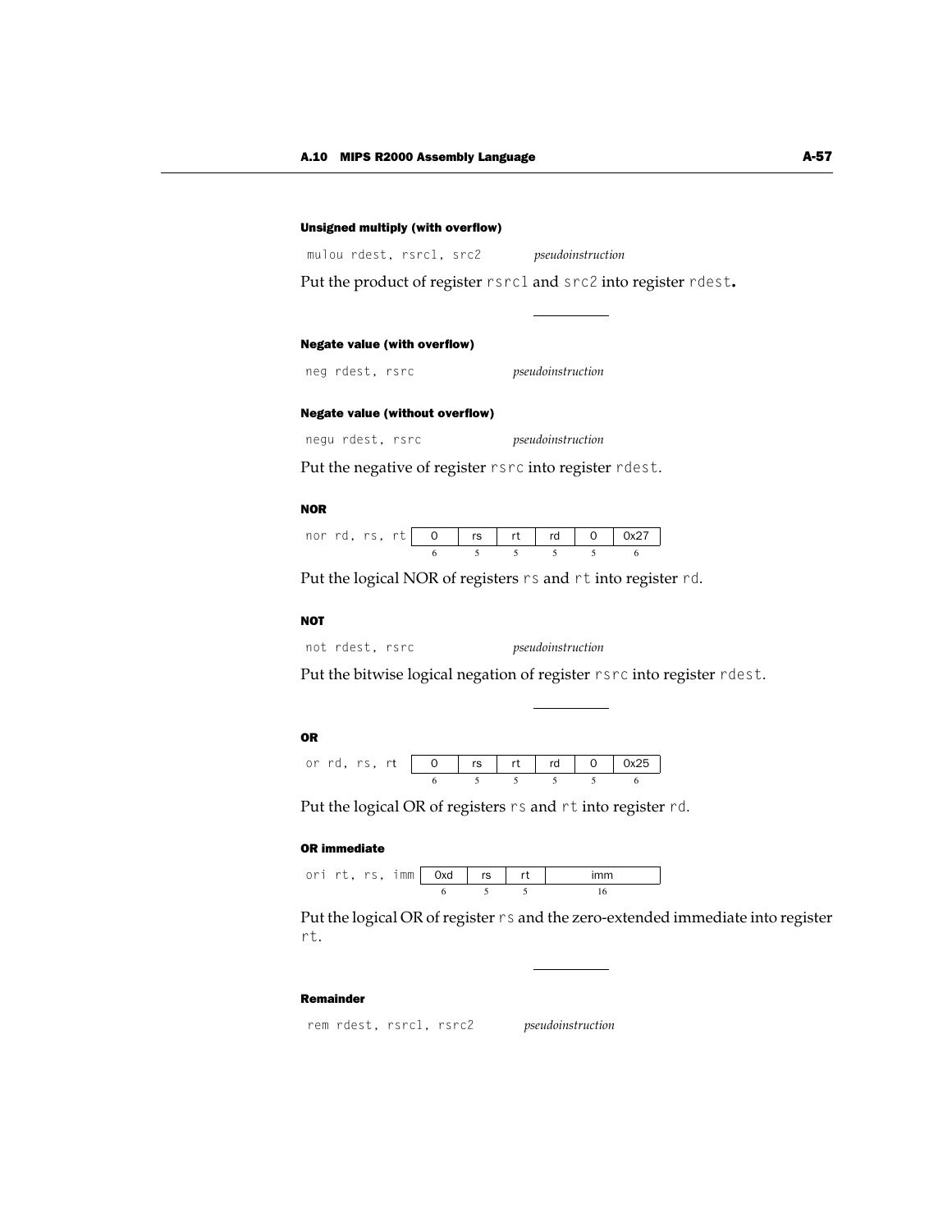#### Unsigned multiply (with overflow)

```
mulou rdest, rsrc1, src2        pseudoinstruction
```

Put the product of register `rsrc1` and `src2` into register `rdest`.

---

#### Negate value (with overflow)

```
neg rdest, rsrc                 pseudoinstruction
```

#### Negate value (without overflow)

```
negu rdest, rsrc                pseudoinstruction
```

Put the negative of register `rsrc` into register `rdest`.

#### NOR

`nor rd, rs, rt`

| 0 | rs | rt | rd | 0 | 0x27 |
|---|---|---|---|---|---|
| 6 | 5 | 5 | 5 | 5 | 6 |

Put the logical NOR of registers `rs` and `rt` into register `rd`.

#### NOT

```
not rdest, rsrc                 pseudoinstruction
```

Put the bitwise logical negation of register `rsrc` into register `rdest`.

---

#### OR

`or rd, rs, rt`

| 0 | rs | rt | rd | 0 | 0x25 |
|---|---|---|---|---|---|
| 6 | 5 | 5 | 5 | 5 | 6 |

Put the logical OR of registers `rs` and `rt` into register `rd`.

#### OR immediate

`ori rt, rs, imm`

| 0xd | rs | rt | imm |
|---|---|---|---|
| 6 | 5 | 5 | 16 |

Put the logical OR of register `rs` and the zero-extended immediate into register `rt`.

---

#### Remainder

```
rem rdest, rsrc1, rsrc2         pseudoinstruction
```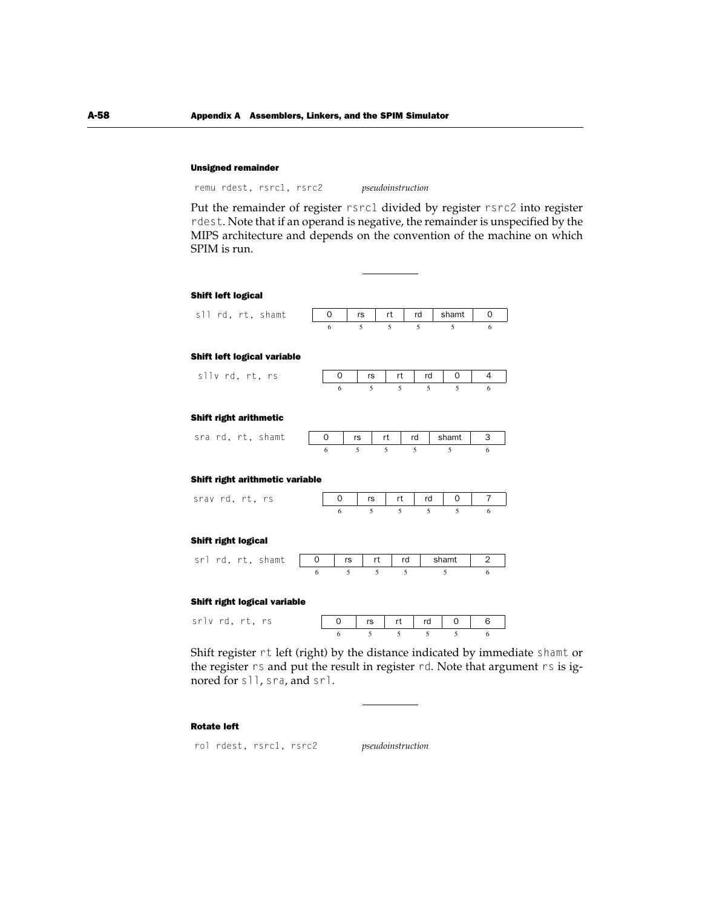#### Unsigned remainder

```
remu rdest, rsrc1, rsrc2
```
*pseudoinstruction*

Put the remainder of register `rsrc1` divided by register `rsrc2` into register `rdest`. Note that if an operand is negative, the remainder is unspecified by the MIPS architecture and depends on the convention of the machine on which SPIM is run.

---

#### Shift left logical

```
sll rd, rt, shamt
```

| 0 | rs | rt | rd | shamt | 0 |
|---|---|---|---|---|---|
| 6 | 5 | 5 | 5 | 5 | 6 |

#### Shift left logical variable

```
sllv rd, rt, rs
```

| 0 | rs | rt | rd | 0 | 4 |
|---|---|---|---|---|---|
| 6 | 5 | 5 | 5 | 5 | 6 |

#### Shift right arithmetic

```
sra rd, rt, shamt
```

| 0 | rs | rt | rd | shamt | 3 |
|---|---|---|---|---|---|
| 6 | 5 | 5 | 5 | 5 | 6 |

#### Shift right arithmetic variable

```
srav rd, rt, rs
```

| 0 | rs | rt | rd | 0 | 7 |
|---|---|---|---|---|---|
| 6 | 5 | 5 | 5 | 5 | 6 |

#### Shift right logical

```
srl rd, rt, shamt
```

| 0 | rs | rt | rd | shamt | 2 |
|---|---|---|---|---|---|
| 6 | 5 | 5 | 5 | 5 | 6 |

#### Shift right logical variable

```
srlv rd, rt, rs
```

| 0 | rs | rt | rd | 0 | 6 |
|---|---|---|---|---|---|
| 6 | 5 | 5 | 5 | 5 | 6 |

Shift register `rt` left (right) by the distance indicated by immediate `shamt` or the register `rs` and put the result in register `rd`. Note that argument `rs` is ignored for `sll`, `sra`, and `srl`.

---

#### Rotate left

```
rol rdest, rsrc1, rsrc2
```
*pseudoinstruction*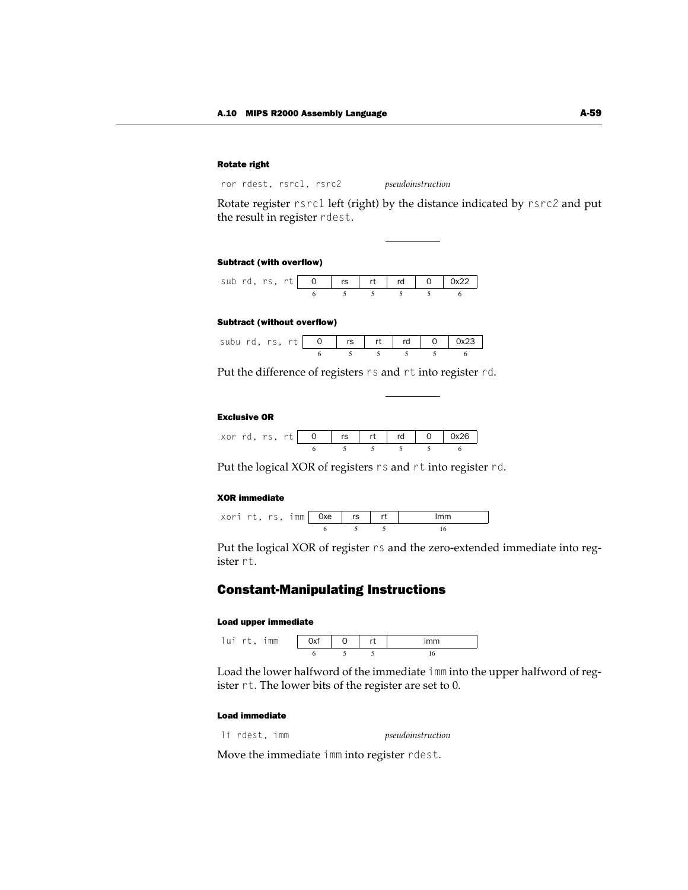#### Rotate right

```
ror rdest, rsrc1, rsrc2
```
*pseudoinstruction*

Rotate register `rsrc1` left (right) by the distance indicated by `rsrc2` and put the result in register `rdest`.

---

#### Subtract (with overflow)

`sub rd, rs, rt`

| 0 | rs | rt | rd | 0 | 0x22 |
|---|---|---|---|---|---|
| 6 | 5 | 5 | 5 | 5 | 6 |

#### Subtract (without overflow)

`subu rd, rs, rt`

| 0 | rs | rt | rd | 0 | 0x23 |
|---|---|---|---|---|---|
| 6 | 5 | 5 | 5 | 5 | 6 |

Put the difference of registers `rs` and `rt` into register `rd`.

---

#### Exclusive OR

`xor rd, rs, rt`

| 0 | rs | rt | rd | 0 | 0x26 |
|---|---|---|---|---|---|
| 6 | 5 | 5 | 5 | 5 | 6 |

Put the logical XOR of registers `rs` and `rt` into register `rd`.

#### XOR immediate

`xori rt, rs, imm`

| 0xe | rs | rt | Imm |
|---|---|---|---|
| 6 | 5 | 5 | 16 |

Put the logical XOR of register `rs` and the zero-extended immediate into register `rt`.

## Constant-Manipulating Instructions

#### Load upper immediate

`lui rt, imm`

| 0xf | O | rt | imm |
|---|---|---|---|
| 6 | 5 | 5 | 16 |

Load the lower halfword of the immediate `imm` into the upper halfword of register `rt`. The lower bits of the register are set to 0.

#### Load immediate

```
li rdest, imm
```
*pseudoinstruction*

Move the immediate `imm` into register `rdest`.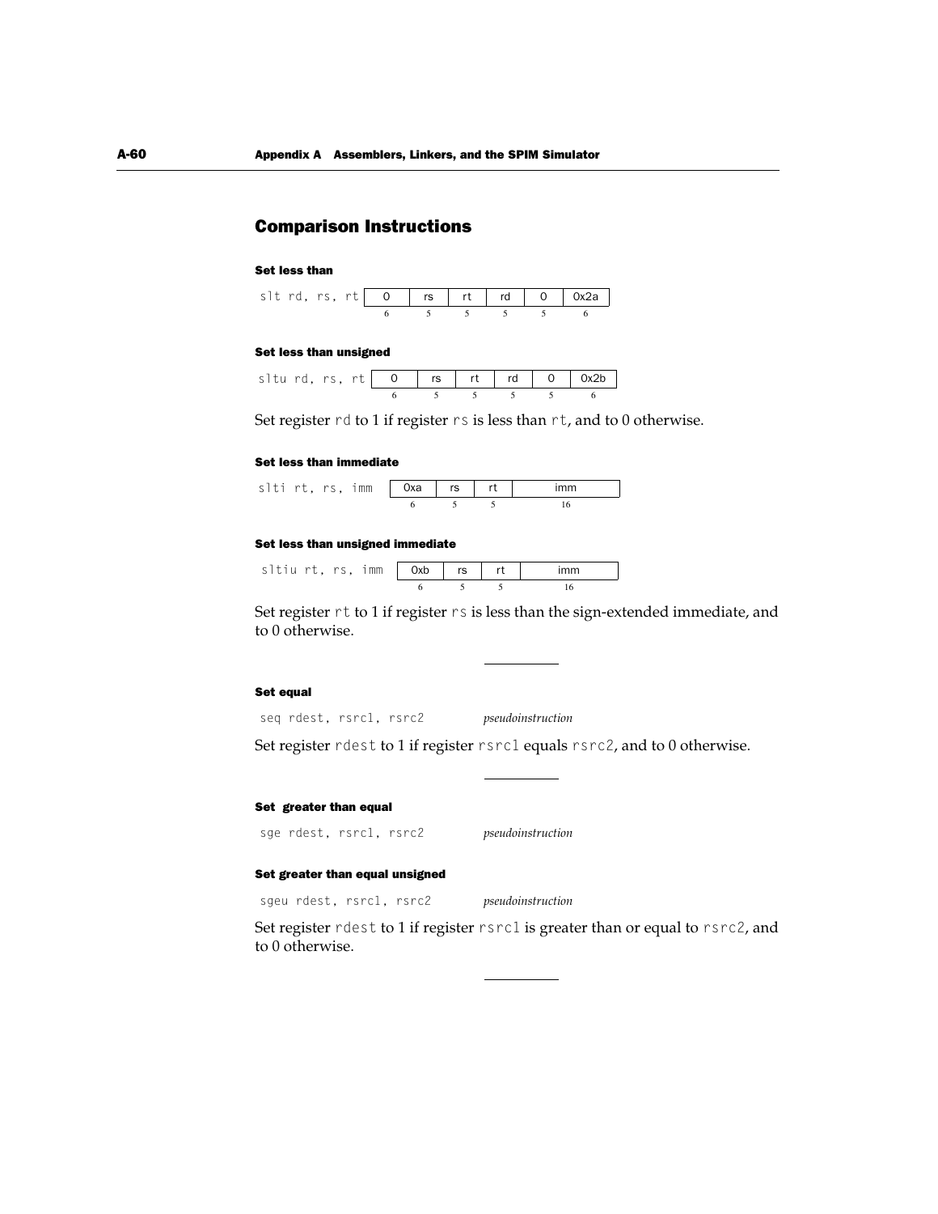## Comparison Instructions

#### Set less than

`slt rd, rs, rt`

| 0 | rs | rt | rd | 0 | 0x2a |
|---|---|---|---|---|---|
| 6 | 5 | 5 | 5 | 5 | 6 |

#### Set less than unsigned

`sltu rd, rs, rt`

| 0 | rs | rt | rd | 0 | 0x2b |
|---|---|---|---|---|---|
| 6 | 5 | 5 | 5 | 5 | 6 |

Set register `rd` to 1 if register `rs` is less than `rt`, and to 0 otherwise.

#### Set less than immediate

`slti rt, rs, imm`

| 0xa | rs | rt | imm |
|---|---|---|---|
| 6 | 5 | 5 | 16 |

#### Set less than unsigned immediate

`sltiu rt, rs, imm`

| 0xb | rs | rt | imm |
|---|---|---|---|
| 6 | 5 | 5 | 16 |

Set register `rt` to 1 if register `rs` is less than the sign-extended immediate, and to 0 otherwise.

---

#### Set equal

`seq rdest, rsrc1, rsrc2` *pseudoinstruction*

Set register `rdest` to 1 if register `rsrc1` equals `rsrc2`, and to 0 otherwise.

---

#### Set greater than equal

`sge rdest, rsrc1, rsrc2` *pseudoinstruction*

#### Set greater than equal unsigned

`sgeu rdest, rsrc1, rsrc2` *pseudoinstruction*

Set register `rdest` to 1 if register `rsrc1` is greater than or equal to `rsrc2`, and to 0 otherwise.

---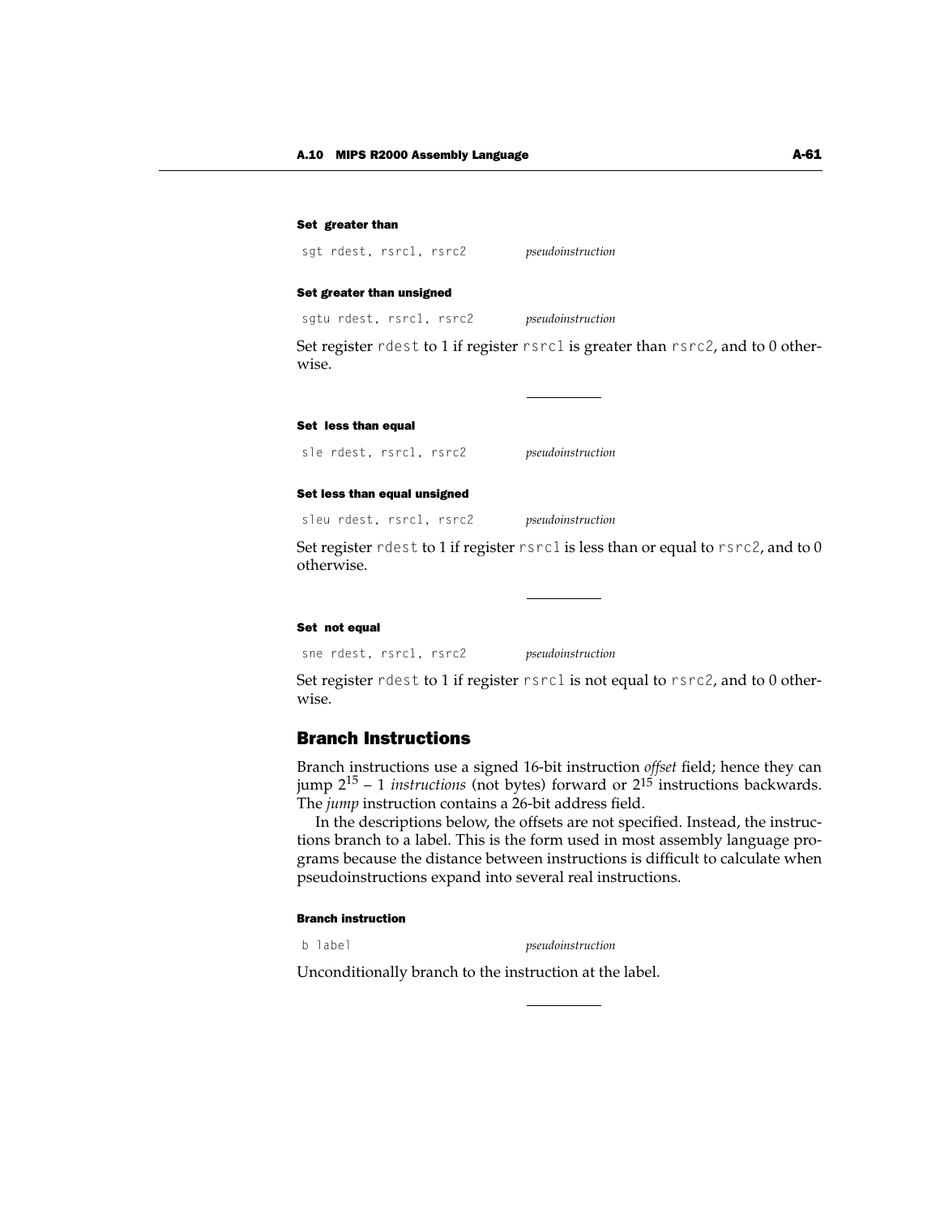#### Set greater than

```
sgt rdest, rsrc1, rsrc2
```
*pseudoinstruction*

#### Set greater than unsigned

```
sgtu rdest, rsrc1, rsrc2
```
*pseudoinstruction*

Set register `rdest` to 1 if register `rsrc1` is greater than `rsrc2`, and to 0 otherwise.

---

#### Set less than equal

```
sle rdest, rsrc1, rsrc2
```
*pseudoinstruction*

#### Set less than equal unsigned

```
sleu rdest, rsrc1, rsrc2
```
*pseudoinstruction*

Set register `rdest` to 1 if register `rsrc1` is less than or equal to `rsrc2`, and to 0 otherwise.

---

#### Set not equal

```
sne rdest, rsrc1, rsrc2
```
*pseudoinstruction*

Set register `rdest` to 1 if register `rsrc1` is not equal to `rsrc2`, and to 0 otherwise.

## Branch Instructions

Branch instructions use a signed 16-bit instruction *offset* field; hence they can jump $2^{15} - 1$ *instructions* (not bytes) forward or $2^{15}$ instructions backwards. The *jump* instruction contains a 26-bit address field.

In the descriptions below, the offsets are not specified. Instead, the instructions branch to a label. This is the form used in most assembly language programs because the distance between instructions is difficult to calculate when pseudoinstructions expand into several real instructions.

#### Branch instruction

```
b label
```
*pseudoinstruction*

Unconditionally branch to the instruction at the label.

---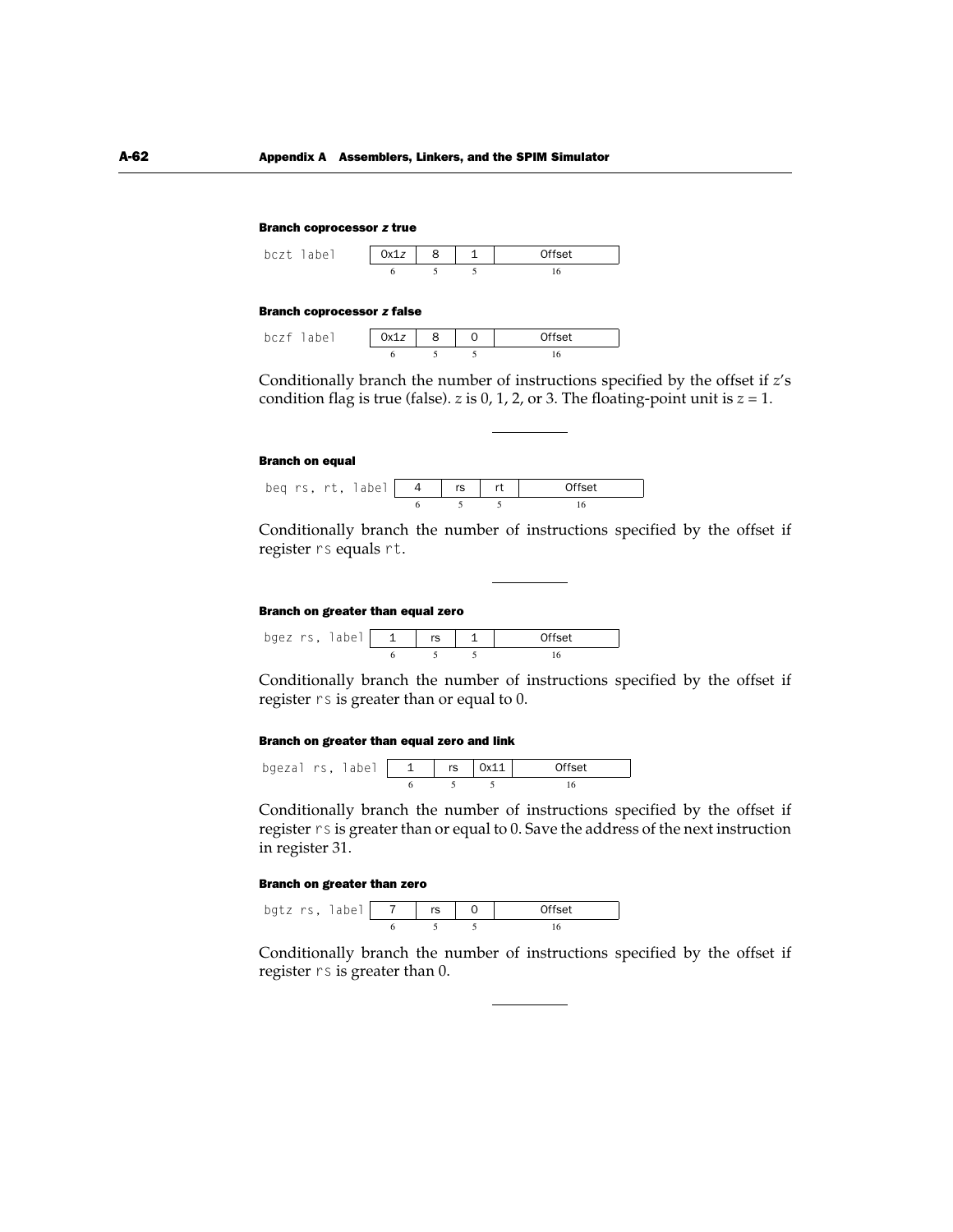#### Branch coprocessor *z* true

| bczt label | 0x1*z* | 8 | 1 | Offset |
|---|---|---|---|---|
| | 6 | 5 | 5 | 16 |

#### Branch coprocessor *z* false

| bczf label | 0x1*z* | 8 | 0 | Offset |
|---|---|---|---|---|
| | 6 | 5 | 5 | 16 |

Conditionally branch the number of instructions specified by the offset if *z*'s condition flag is true (false). *z* is 0, 1, 2, or 3. The floating-point unit is *z* = 1.

---

#### Branch on equal

| beq rs, rt, label | 4 | rs | rt | Offset |
|---|---|---|---|---|
| | 6 | 5 | 5 | 16 |

Conditionally branch the number of instructions specified by the offset if register `rs` equals `rt`.

---

#### Branch on greater than equal zero

| bgez rs, label | 1 | rs | 1 | Offset |
|---|---|---|---|---|
| | 6 | 5 | 5 | 16 |

Conditionally branch the number of instructions specified by the offset if register `rs` is greater than or equal to 0.

#### Branch on greater than equal zero and link

| bgezal rs, label | 1 | rs | 0x11 | Offset |
|---|---|---|---|---|
| | 6 | 5 | 5 | 16 |

Conditionally branch the number of instructions specified by the offset if register `rs` is greater than or equal to 0. Save the address of the next instruction in register 31.

#### Branch on greater than zero

| bgtz rs, label | 7 | rs | 0 | Offset |
|---|---|---|---|---|
| | 6 | 5 | 5 | 16 |

Conditionally branch the number of instructions specified by the offset if register `rs` is greater than 0.

---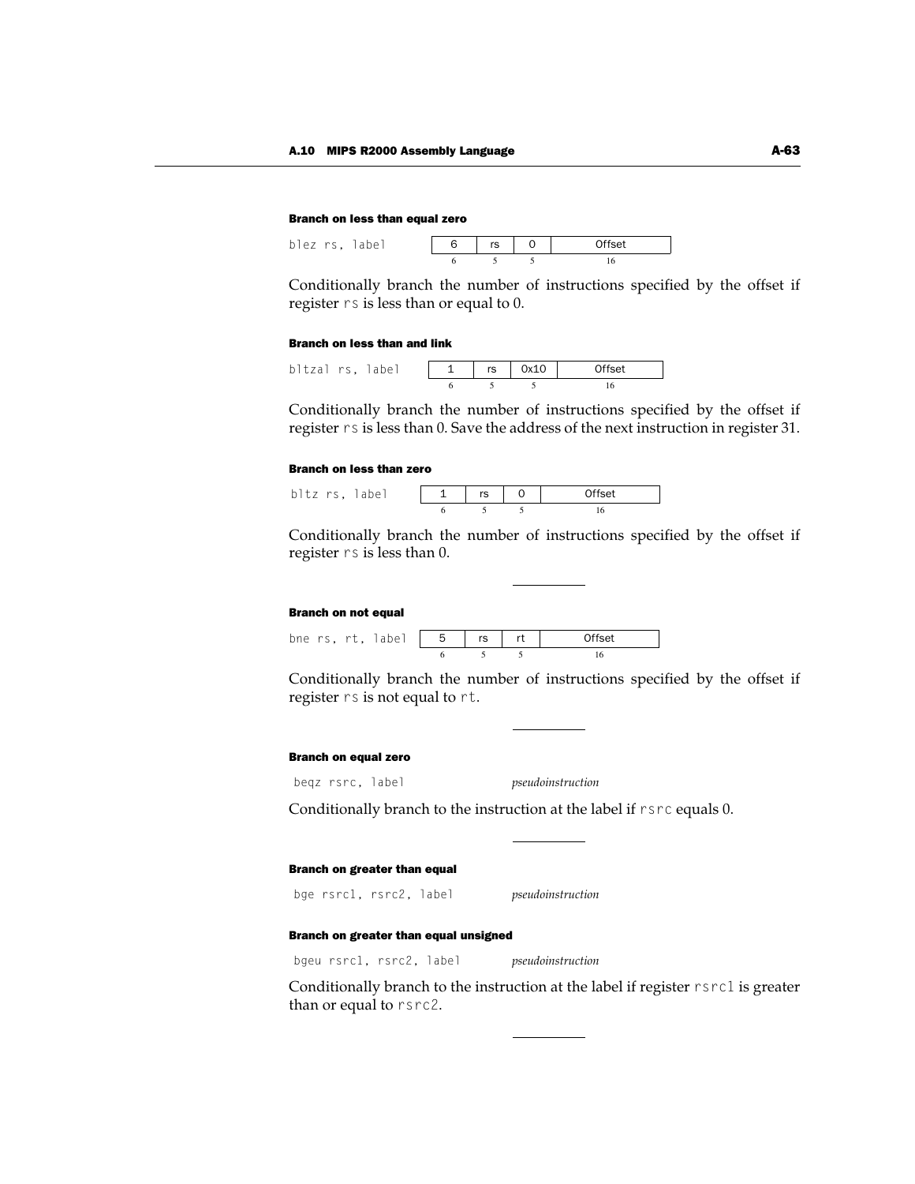#### Branch on less than equal zero

| `blez rs, label` | 6 | rs | 0 | Offset |
|---|---|---|---|---|
| | 6 | 5 | 5 | 16 |

Conditionally branch the number of instructions specified by the offset if register `rs` is less than or equal to 0.

#### Branch on less than and link

| `bltzal rs, label` | 1 | rs | 0x10 | Offset |
|---|---|---|---|---|
| | 6 | 5 | 5 | 16 |

Conditionally branch the number of instructions specified by the offset if register `rs` is less than 0. Save the address of the next instruction in register 31.

#### Branch on less than zero

| `bltz rs, label` | 1 | rs | 0 | Offset |
|---|---|---|---|---|
| | 6 | 5 | 5 | 16 |

Conditionally branch the number of instructions specified by the offset if register `rs` is less than 0.

---

#### Branch on not equal

| `bne rs, rt, label` | 5 | rs | rt | Offset |
|---|---|---|---|---|
| | 6 | 5 | 5 | 16 |

Conditionally branch the number of instructions specified by the offset if register `rs` is not equal to `rt`.

---

#### Branch on equal zero

`beqz rsrc, label` *pseudoinstruction*

Conditionally branch to the instruction at the label if `rsrc` equals 0.

---

#### Branch on greater than equal

`bge rsrc1, rsrc2, label` *pseudoinstruction*

#### Branch on greater than equal unsigned

`bgeu rsrc1, rsrc2, label` *pseudoinstruction*

Conditionally branch to the instruction at the label if register `rsrc1` is greater than or equal to `rsrc2`.

---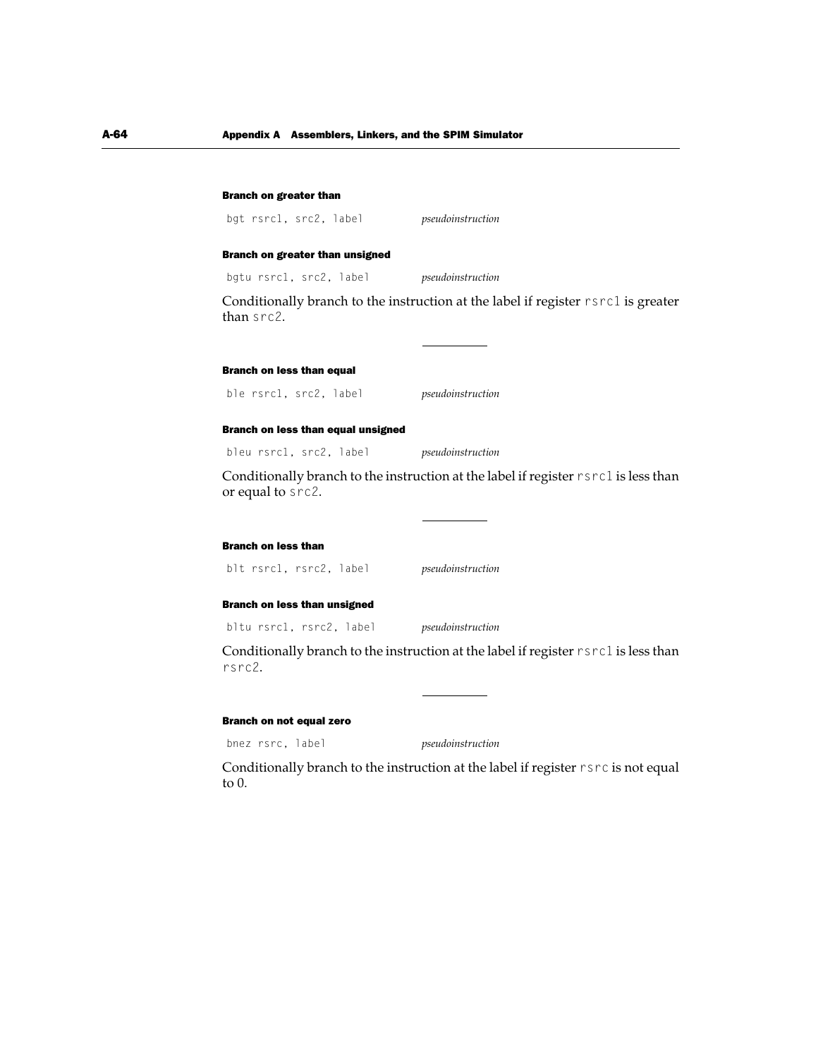#### Branch on greater than

```
bgt rsrc1, src2, label
```
*pseudoinstruction*

#### Branch on greater than unsigned

```
bgtu rsrc1, src2, label
```
*pseudoinstruction*

Conditionally branch to the instruction at the label if register `rsrc1` is greater than `src2`.

---

#### Branch on less than equal

```
ble rsrc1, src2, label
```
*pseudoinstruction*

#### Branch on less than equal unsigned

```
bleu rsrc1, src2, label
```
*pseudoinstruction*

Conditionally branch to the instruction at the label if register `rsrc1` is less than or equal to `src2`.

---

#### Branch on less than

```
blt rsrc1, rsrc2, label
```
*pseudoinstruction*

#### Branch on less than unsigned

```
bltu rsrc1, rsrc2, label
```
*pseudoinstruction*

Conditionally branch to the instruction at the label if register `rsrc1` is less than `rsrc2`.

---

#### Branch on not equal zero

```
bnez rsrc, label
```
*pseudoinstruction*

Conditionally branch to the instruction at the label if register `rsrc` is not equal to 0.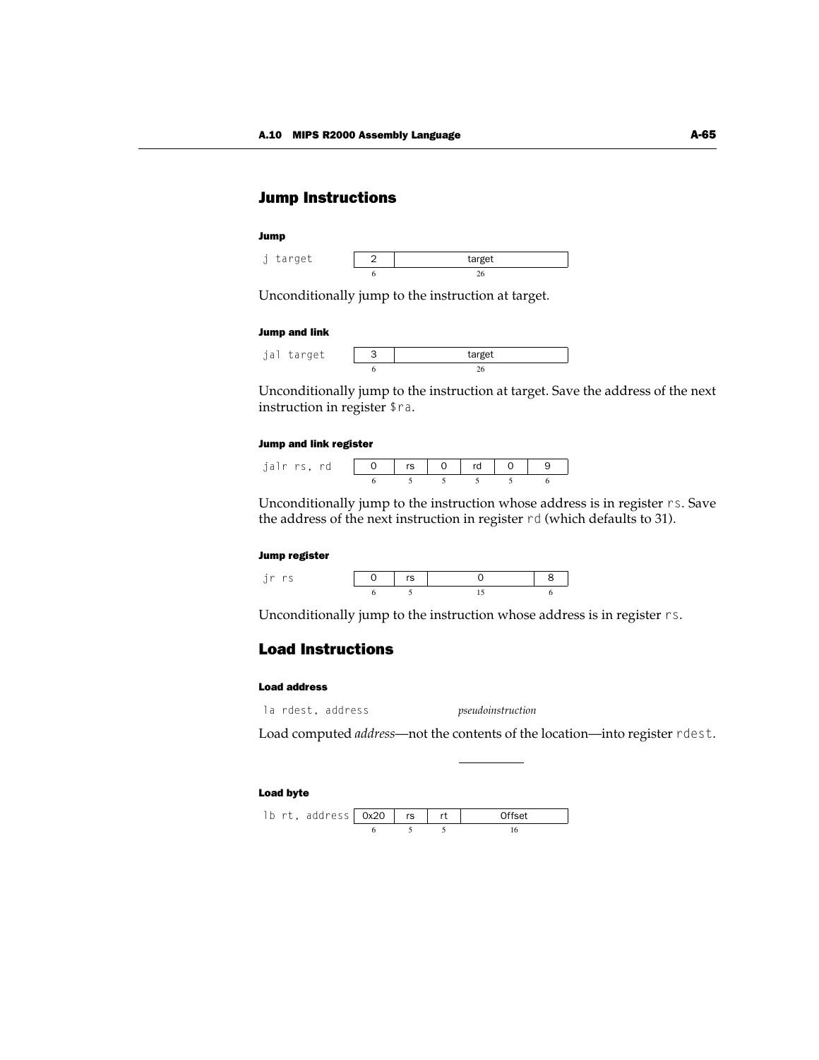## Jump Instructions

#### Jump

`j target`

| 2 | target |
|---|---|
| 6 | 26 |

Unconditionally jump to the instruction at target.

#### Jump and link

`jal target`

| 3 | target |
|---|---|
| 6 | 26 |

Unconditionally jump to the instruction at target. Save the address of the next instruction in register `$ra`.

#### Jump and link register

`jalr rs, rd`

| 0 | rs | 0 | rd | 0 | 9 |
|---|---|---|---|---|---|
| 6 | 5 | 5 | 5 | 5 | 6 |

Unconditionally jump to the instruction whose address is in register `rs`. Save the address of the next instruction in register `rd` (which defaults to 31).

#### Jump register

`jr rs`

| 0 | rs | 0 | 8 |
|---|---|---|---|
| 6 | 5 | 15 | 6 |

Unconditionally jump to the instruction whose address is in register `rs`.

## Load Instructions

#### Load address

`la rdest, address` *pseudoinstruction*

Load computed *address*—not the contents of the location—into register `rdest`.

#### Load byte

`lb rt, address`

| 0x20 | rs | rt | Offset |
|---|---|---|---|
| 6 | 5 | 5 | 16 |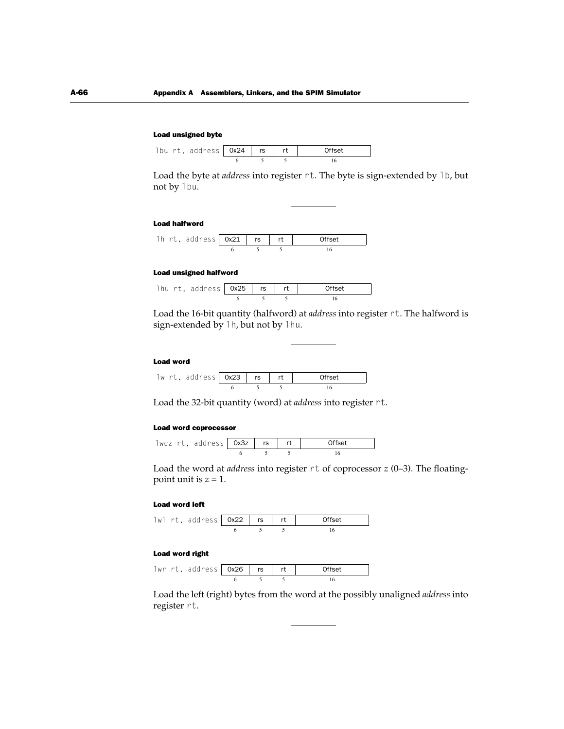#### Load unsigned byte

```
lbu rt, address
```

| 0x24 | rs | rt | Offset |
|---|---|---|---|
| 6 | 5 | 5 | 16 |

Load the byte at *address* into register `rt`. The byte is sign-extended by `lb`, but not by `lbu`.

---

#### Load halfword

```
lh rt, address
```

| 0x21 | rs | rt | Offset |
|---|---|---|---|
| 6 | 5 | 5 | 16 |

#### Load unsigned halfword

```
lhu rt, address
```

| 0x25 | rs | rt | Offset |
|---|---|---|---|
| 6 | 5 | 5 | 16 |

Load the 16-bit quantity (halfword) at *address* into register `rt`. The halfword is sign-extended by `lh`, but not by `lhu`.

---

#### Load word

```
lw rt, address
```

| 0x23 | rs | rt | Offset |
|---|---|---|---|
| 6 | 5 | 5 | 16 |

Load the 32-bit quantity (word) at *address* into register `rt`.

#### Load word coprocessor

```
lwcz rt, address
```

| 0x3*z* | rs | rt | Offset |
|---|---|---|---|
| 6 | 5 | 5 | 16 |

Load the word at *address* into register `rt` of coprocessor *z* (0–3). The floating-point unit is $z = 1$.

#### Load word left

```
lwl rt, address
```

| 0x22 | rs | rt | Offset |
|---|---|---|---|
| 6 | 5 | 5 | 16 |

#### Load word right

```
lwr rt, address
```

| 0x26 | rs | rt | Offset |
|---|---|---|---|
| 6 | 5 | 5 | 16 |

Load the left (right) bytes from the word at the possibly unaligned *address* into register `rt`.

---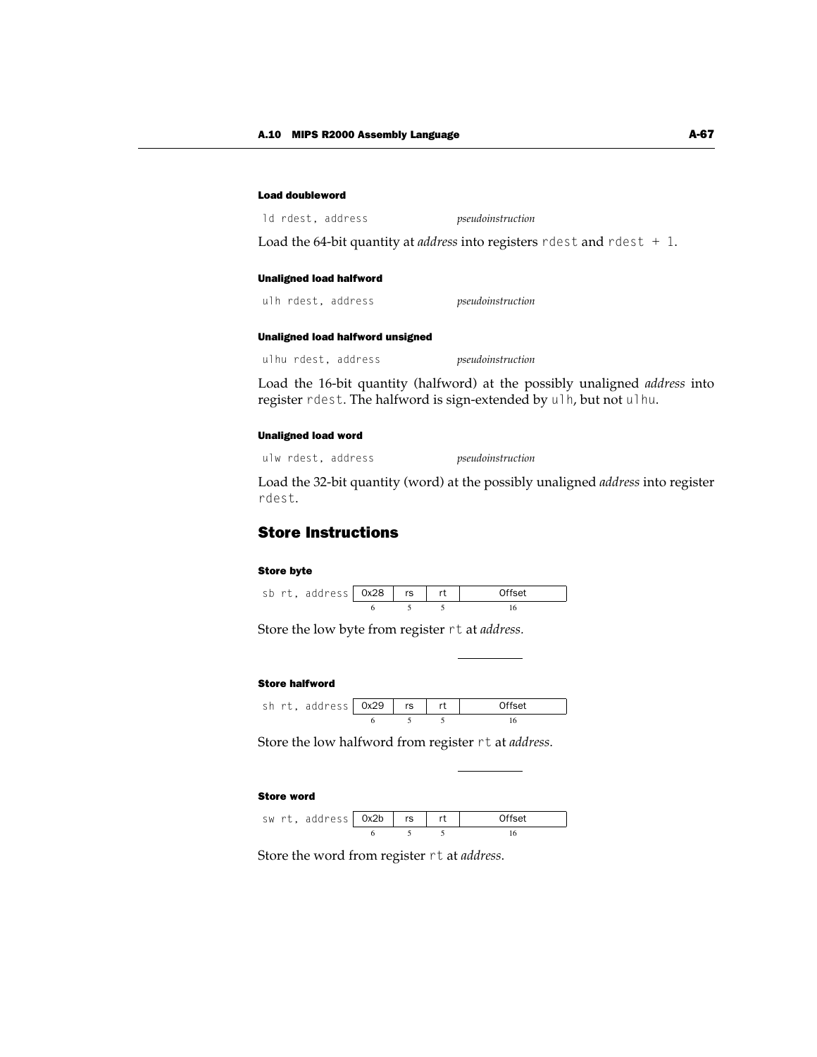#### Load doubleword

```
ld rdest, address
```
*pseudoinstruction*

Load the 64-bit quantity at *address* into registers `rdest` and `rdest + 1`.

#### Unaligned load halfword

```
ulh rdest, address
```
*pseudoinstruction*

#### Unaligned load halfword unsigned

```
ulhu rdest, address
```
*pseudoinstruction*

Load the 16-bit quantity (halfword) at the possibly unaligned *address* into register `rdest`. The halfword is sign-extended by `ulh`, but not `ulhu`.

#### Unaligned load word

```
ulw rdest, address
```
*pseudoinstruction*

Load the 32-bit quantity (word) at the possibly unaligned *address* into register `rdest`.

## Store Instructions

#### Store byte

```
sb rt, address
```

| 0x28 | rs | rt | Offset |
|---|---|---|---|
| 6 | 5 | 5 | 16 |

Store the low byte from register `rt` at *address*.

#### Store halfword

```
sh rt, address
```

| 0x29 | rs | rt | Offset |
|---|---|---|---|
| 6 | 5 | 5 | 16 |

Store the low halfword from register `rt` at *address*.

#### Store word

```
sw rt, address
```

| 0x2b | rs | rt | Offset |
|---|---|---|---|
| 6 | 5 | 5 | 16 |

Store the word from register `rt` at *address*.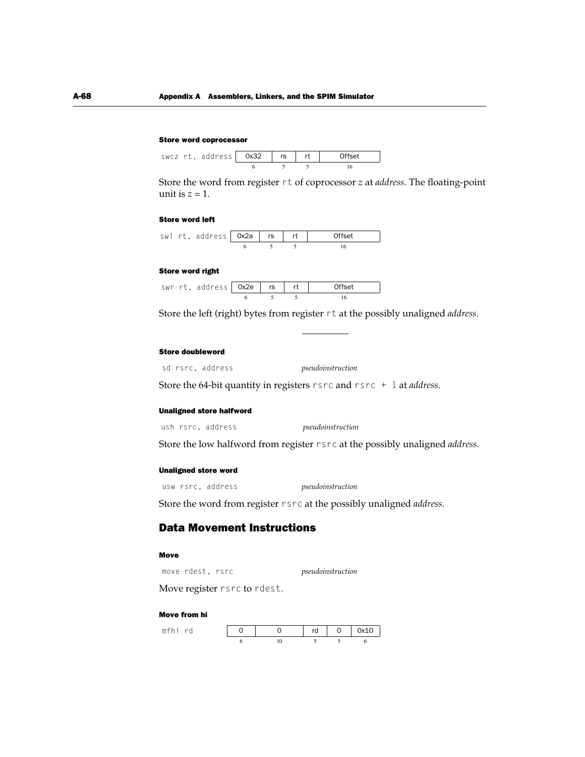#### Store word coprocessor

`swcz rt, address`

| 0x32 | rs | rt | Offset |
|---|---|---|---|
| 6 | 5 | 5 | 16 |

Store the word from register `rt` of coprocessor *z* at *address*. The floating-point unit is $z = 1$.

#### Store word left

`swl rt, address`

| 0x2a | rs | rt | Offset |
|---|---|---|---|
| 6 | 5 | 5 | 16 |

#### Store word right

`swr rt, address`

| 0x2e | rs | rt | Offset |
|---|---|---|---|
| 6 | 5 | 5 | 16 |

Store the left (right) bytes from register `rt` at the possibly unaligned *address*.

---

#### Store doubleword

`sd rsrc, address` *pseudoinstruction*

Store the 64-bit quantity in registers `rsrc` and `rsrc + 1` at *address*.

#### Unaligned store halfword

`ush rsrc, address` *pseudoinstruction*

Store the low halfword from register `rsrc` at the possibly unaligned *address*.

#### Unaligned store word

`usw rsrc, address` *pseudoinstruction*

Store the word from register `rsrc` at the possibly unaligned *address*.

### Data Movement Instructions

#### Move

`move rdest, rsrc` *pseudoinstruction*

Move register `rsrc` to `rdest`.

#### Move from hi

`mfhi rd`

| 0 | 0 | rd | 0 | 0x10 |
|---|---|---|---|---|
| 6 | 10 | 5 | 5 | 6 |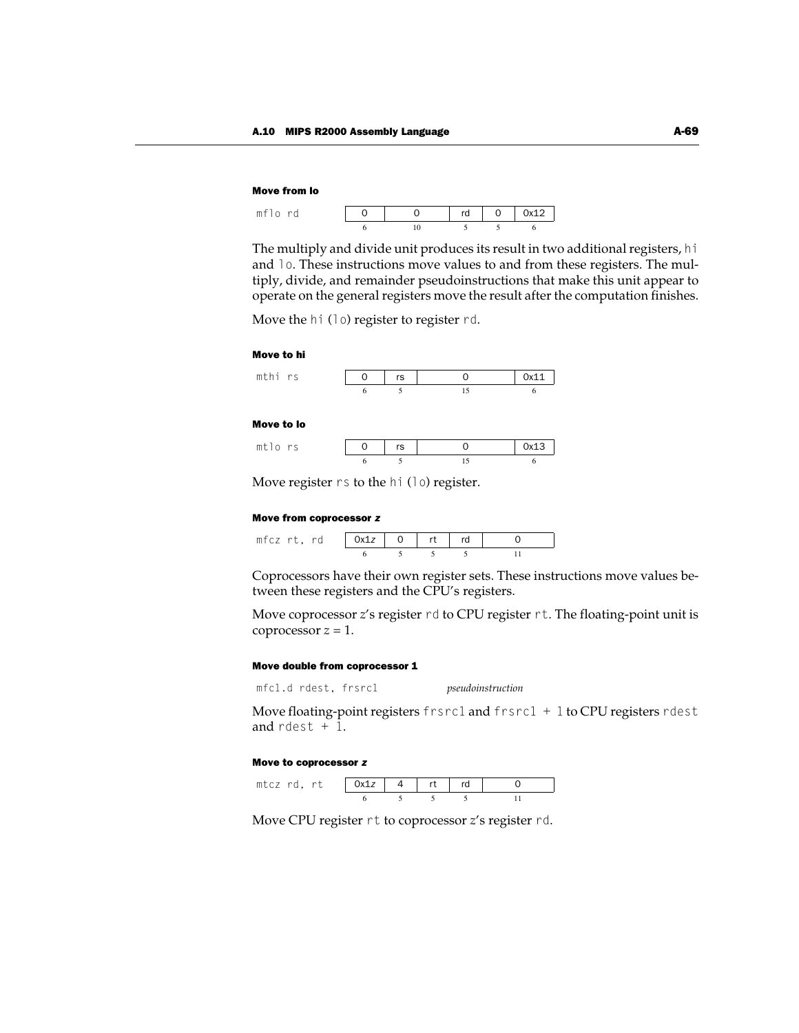#### Move from lo

`mflo rd`

| 0 | 0 | rd | 0 | 0x12 |
|---|---|---|---|---|
| 6 | 10 | 5 | 5 | 6 |

The multiply and divide unit produces its result in two additional registers, `hi` and `lo`. These instructions move values to and from these registers. The multiply, divide, and remainder pseudoinstructions that make this unit appear to operate on the general registers move the result after the computation finishes.

Move the `hi` (`lo`) register to register `rd`.

#### Move to hi

`mthi rs`

| 0 | rs | 0 | 0x11 |
|---|---|---|---|
| 6 | 5 | 15 | 6 |

#### Move to lo

`mtlo rs`

| 0 | rs | 0 | 0x13 |
|---|---|---|---|
| 6 | 5 | 15 | 6 |

Move register `rs` to the `hi` (`lo`) register.

#### Move from coprocessor *z*

`mfcz rt, rd`

| 0x1*z* | 0 | rt | rd | 0 |
|---|---|---|---|---|
| 6 | 5 | 5 | 5 | 11 |

Coprocessors have their own register sets. These instructions move values between these registers and the CPU's registers.

Move coprocessor *z*'s register `rd` to CPU register `rt`. The floating-point unit is coprocessor $z = 1$.

#### Move double from coprocessor 1

`mfc1.d rdest, frsrc1` *pseudoinstruction*

Move floating-point registers `frsrc1` and `frsrc1 + 1` to CPU registers `rdest` and `rdest + 1`.

#### Move to coprocessor *z*

`mtcz rd, rt`

| 0x1*z* | 4 | rt | rd | 0 |
|---|---|---|---|---|
| 6 | 5 | 5 | 5 | 11 |

Move CPU register `rt` to coprocessor *z*'s register `rd`.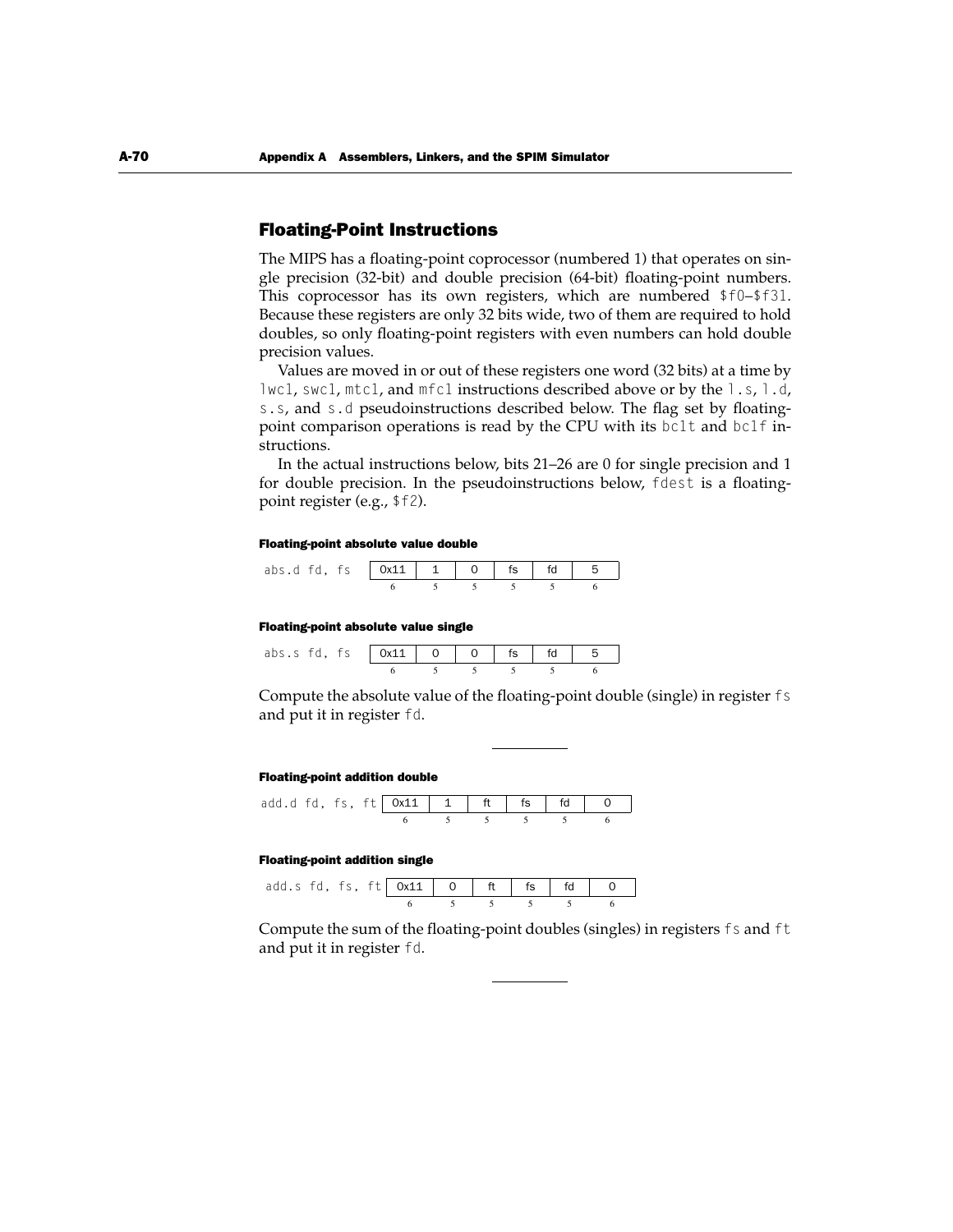## Floating-Point Instructions

The MIPS has a floating-point coprocessor (numbered 1) that operates on single precision (32-bit) and double precision (64-bit) floating-point numbers. This coprocessor has its own registers, which are numbered `$f0`–`$f31`. Because these registers are only 32 bits wide, two of them are required to hold doubles, so only floating-point registers with even numbers can hold double precision values.

Values are moved in or out of these registers one word (32 bits) at a time by `lwc1`, `swc1`, `mtc1`, and `mfc1` instructions described above or by the `l.s`, `l.d`, `s.s`, and `s.d` pseudoinstructions described below. The flag set by floating-point comparison operations is read by the CPU with its `bc1t` and `bc1f` instructions.

In the actual instructions below, bits 21–26 are 0 for single precision and 1 for double precision. In the pseudoinstructions below, `fdest` is a floating-point register (e.g., `$f2`).

#### Floating-point absolute value double

`abs.d fd, fs`

| 0x11 | 1 | 0 | fs | fd | 5 |
|---|---|---|---|---|---|
| 6 | 5 | 5 | 5 | 5 | 6 |

#### Floating-point absolute value single

`abs.s fd, fs`

| 0x11 | 0 | 0 | fs | fd | 5 |
|---|---|---|---|---|---|
| 6 | 5 | 5 | 5 | 5 | 6 |

Compute the absolute value of the floating-point double (single) in register `fs` and put it in register `fd`.

---

#### Floating-point addition double

`add.d fd, fs, ft`

| 0x11 | 1 | ft | fs | fd | 0 |
|---|---|---|---|---|---|
| 6 | 5 | 5 | 5 | 5 | 6 |

#### Floating-point addition single

`add.s fd, fs, ft`

| 0x11 | 0 | ft | fs | fd | 0 |
|---|---|---|---|---|---|
| 6 | 5 | 5 | 5 | 5 | 6 |

Compute the sum of the floating-point doubles (singles) in registers `fs` and `ft` and put it in register `fd`.

---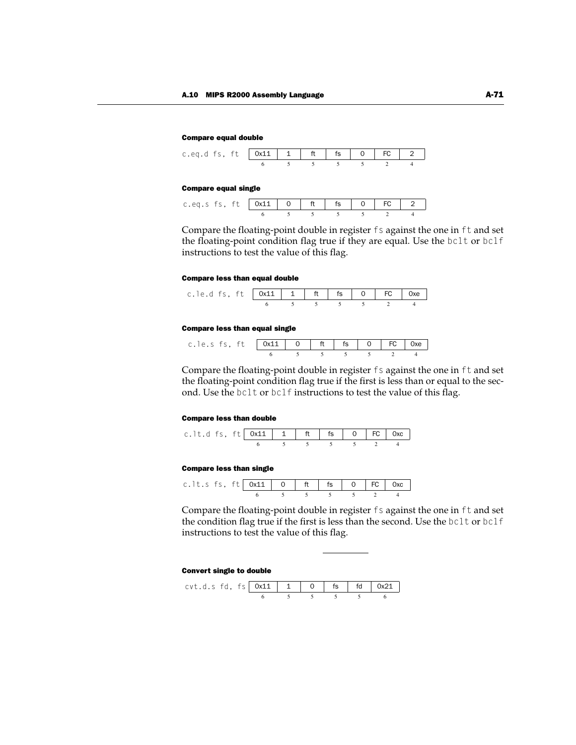#### Compare equal double

| c.eq.d fs, ft | 0x11 | 1 | ft | fs | 0 | FC | 2 |
|---|---|---|---|---|---|---|---|
| | 6 | 5 | 5 | 5 | 5 | 2 | 4 |

#### Compare equal single

| c.eq.s fs, ft | 0x11 | 0 | ft | fs | 0 | FC | 2 |
|---|---|---|---|---|---|---|---|
| | 6 | 5 | 5 | 5 | 5 | 2 | 4 |

Compare the floating-point double in register `fs` against the one in `ft` and set the floating-point condition flag true if they are equal. Use the `bclt` or `bclf` instructions to test the value of this flag.

#### Compare less than equal double

| c.le.d fs, ft | 0x11 | 1 | ft | fs | 0 | FC | 0xe |
|---|---|---|---|---|---|---|---|
| | 6 | 5 | 5 | 5 | 5 | 2 | 4 |

#### Compare less than equal single

| c.le.s fs, ft | 0x11 | 0 | ft | fs | 0 | FC | 0xe |
|---|---|---|---|---|---|---|---|
| | 6 | 5 | 5 | 5 | 5 | 2 | 4 |

Compare the floating-point double in register `fs` against the one in `ft` and set the floating-point condition flag true if the first is less than or equal to the second. Use the `bclt` or `bclf` instructions to test the value of this flag.

#### Compare less than double

| c.lt.d fs, ft | 0x11 | 1 | ft | fs | 0 | FC | 0xc |
|---|---|---|---|---|---|---|---|
| | 6 | 5 | 5 | 5 | 5 | 2 | 4 |

#### Compare less than single

| c.lt.s fs, ft | 0x11 | 0 | ft | fs | 0 | FC | 0xc |
|---|---|---|---|---|---|---|---|
| | 6 | 5 | 5 | 5 | 5 | 2 | 4 |

Compare the floating-point double in register `fs` against the one in `ft` and set the condition flag true if the first is less than the second. Use the `bclt` or `bclf` instructions to test the value of this flag.

---

#### Convert single to double

| cvt.d.s fd, fs | 0x11 | 1 | 0 | fs | fd | 0x21 |
|---|---|---|---|---|---|---|
| | 6 | 5 | 5 | 5 | 5 | 6 |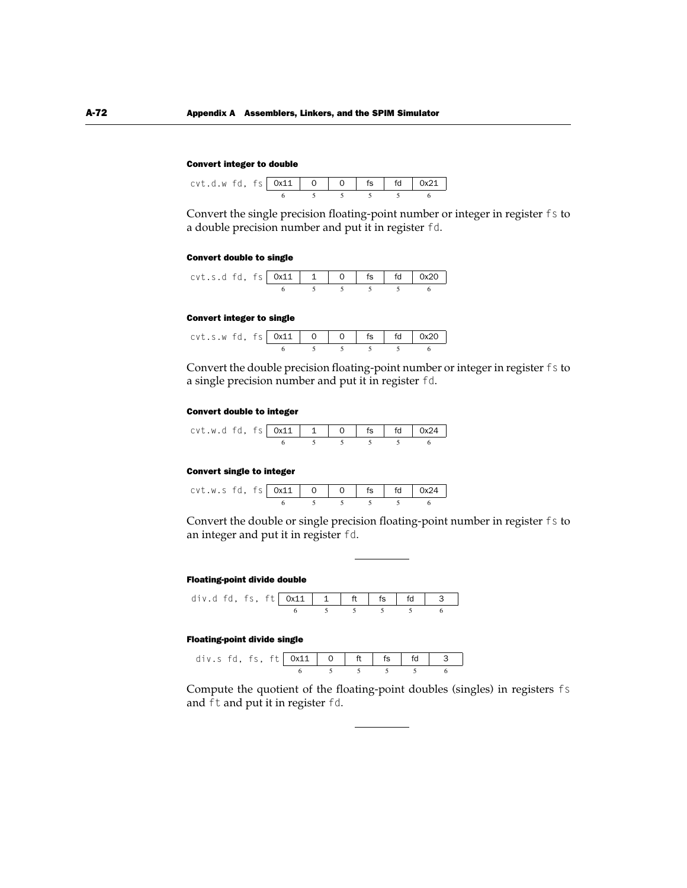#### Convert integer to double

`cvt.d.w fd, fs`

| 0x11 | 0 | 0 | fs | fd | 0x21 |
|---|---|---|---|---|---|
| 6 | 5 | 5 | 5 | 5 | 6 |

Convert the single precision floating-point number or integer in register `fs` to a double precision number and put it in register `fd`.

#### Convert double to single

`cvt.s.d fd, fs`

| 0x11 | 1 | 0 | fs | fd | 0x20 |
|---|---|---|---|---|---|
| 6 | 5 | 5 | 5 | 5 | 6 |

#### Convert integer to single

`cvt.s.w fd, fs`

| 0x11 | 0 | 0 | fs | fd | 0x20 |
|---|---|---|---|---|---|
| 6 | 5 | 5 | 5 | 5 | 6 |

Convert the double precision floating-point number or integer in register `fs` to a single precision number and put it in register `fd`.

#### Convert double to integer

`cvt.w.d fd, fs`

| 0x11 | 1 | 0 | fs | fd | 0x24 |
|---|---|---|---|---|---|
| 6 | 5 | 5 | 5 | 5 | 6 |

#### Convert single to integer

`cvt.w.s fd, fs`

| 0x11 | 0 | 0 | fs | fd | 0x24 |
|---|---|---|---|---|---|
| 6 | 5 | 5 | 5 | 5 | 6 |

Convert the double or single precision floating-point number in register `fs` to an integer and put it in register `fd`.

---

#### Floating-point divide double

`div.d fd, fs, ft`

| 0x11 | 1 | ft | fs | fd | 3 |
|---|---|---|---|---|---|
| 6 | 5 | 5 | 5 | 5 | 6 |

#### Floating-point divide single

`div.s fd, fs, ft`

| 0x11 | 0 | ft | fs | fd | 3 |
|---|---|---|---|---|---|
| 6 | 5 | 5 | 5 | 5 | 6 |

Compute the quotient of the floating-point doubles (singles) in registers `fs` and `ft` and put it in register `fd`.

---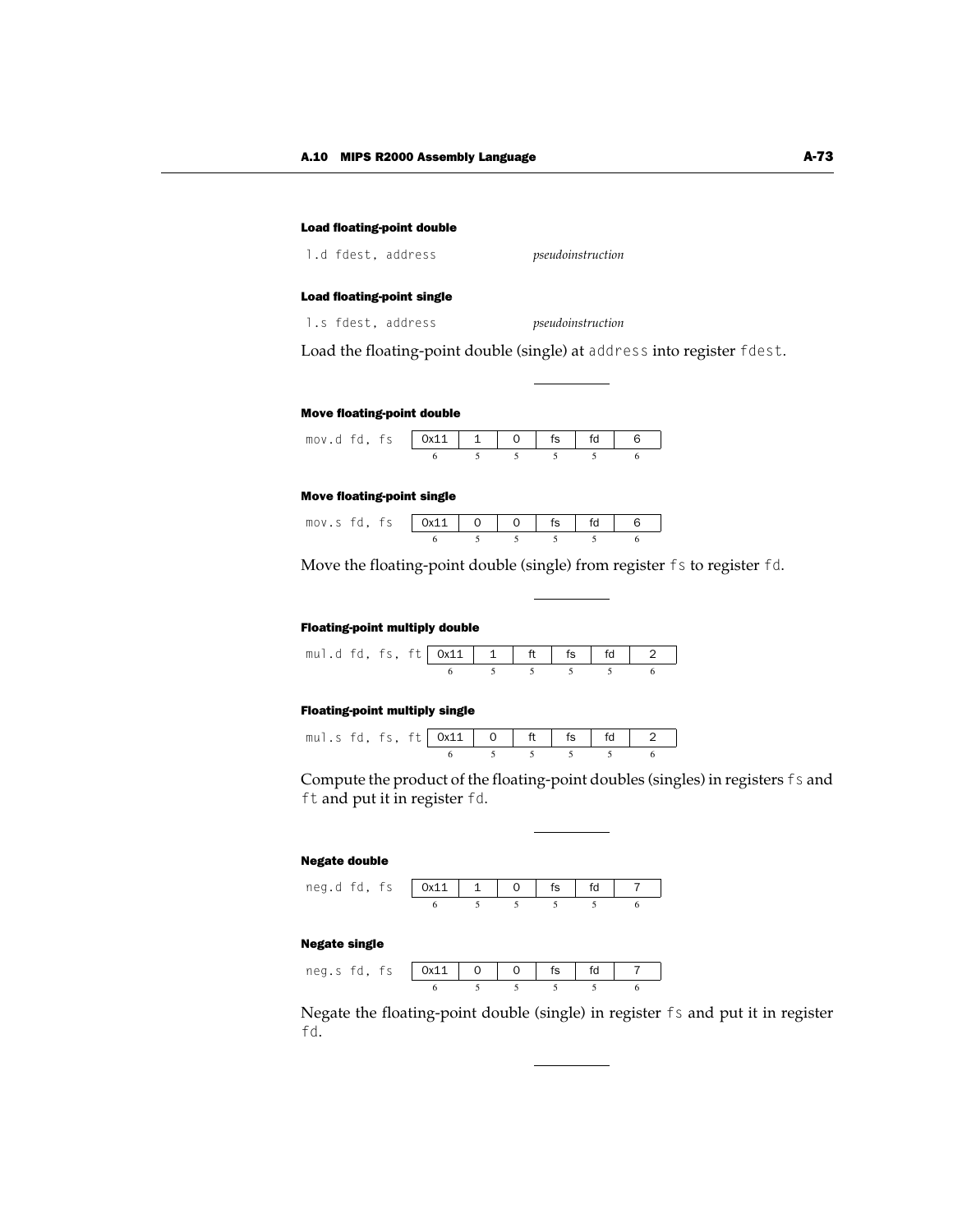#### Load floating-point double

`l.d fdest, address` *pseudoinstruction*

#### Load floating-point single

`l.s fdest, address` *pseudoinstruction*

Load the floating-point double (single) at `address` into register `fdest`.

---

#### Move floating-point double

`mov.d fd, fs`

| 0x11 | 1 | 0 | fs | fd | 6 |
|---|---|---|---|---|---|
| 6 | 5 | 5 | 5 | 5 | 6 |

#### Move floating-point single

`mov.s fd, fs`

| 0x11 | 0 | 0 | fs | fd | 6 |
|---|---|---|---|---|---|
| 6 | 5 | 5 | 5 | 5 | 6 |

Move the floating-point double (single) from register `fs` to register `fd`.

---

#### Floating-point multiply double

`mul.d fd, fs, ft`

| 0x11 | 1 | ft | fs | fd | 2 |
|---|---|---|---|---|---|
| 6 | 5 | 5 | 5 | 5 | 6 |

#### Floating-point multiply single

`mul.s fd, fs, ft`

| 0x11 | 0 | ft | fs | fd | 2 |
|---|---|---|---|---|---|
| 6 | 5 | 5 | 5 | 5 | 6 |

Compute the product of the floating-point doubles (singles) in registers `fs` and `ft` and put it in register `fd`.

---

#### Negate double

`neg.d fd, fs`

| 0x11 | 1 | 0 | fs | fd | 7 |
|---|---|---|---|---|---|
| 6 | 5 | 5 | 5 | 5 | 6 |

#### Negate single

`neg.s fd, fs`

| 0x11 | 0 | 0 | fs | fd | 7 |
|---|---|---|---|---|---|
| 6 | 5 | 5 | 5 | 5 | 6 |

Negate the floating-point double (single) in register `fs` and put it in register `fd`.

---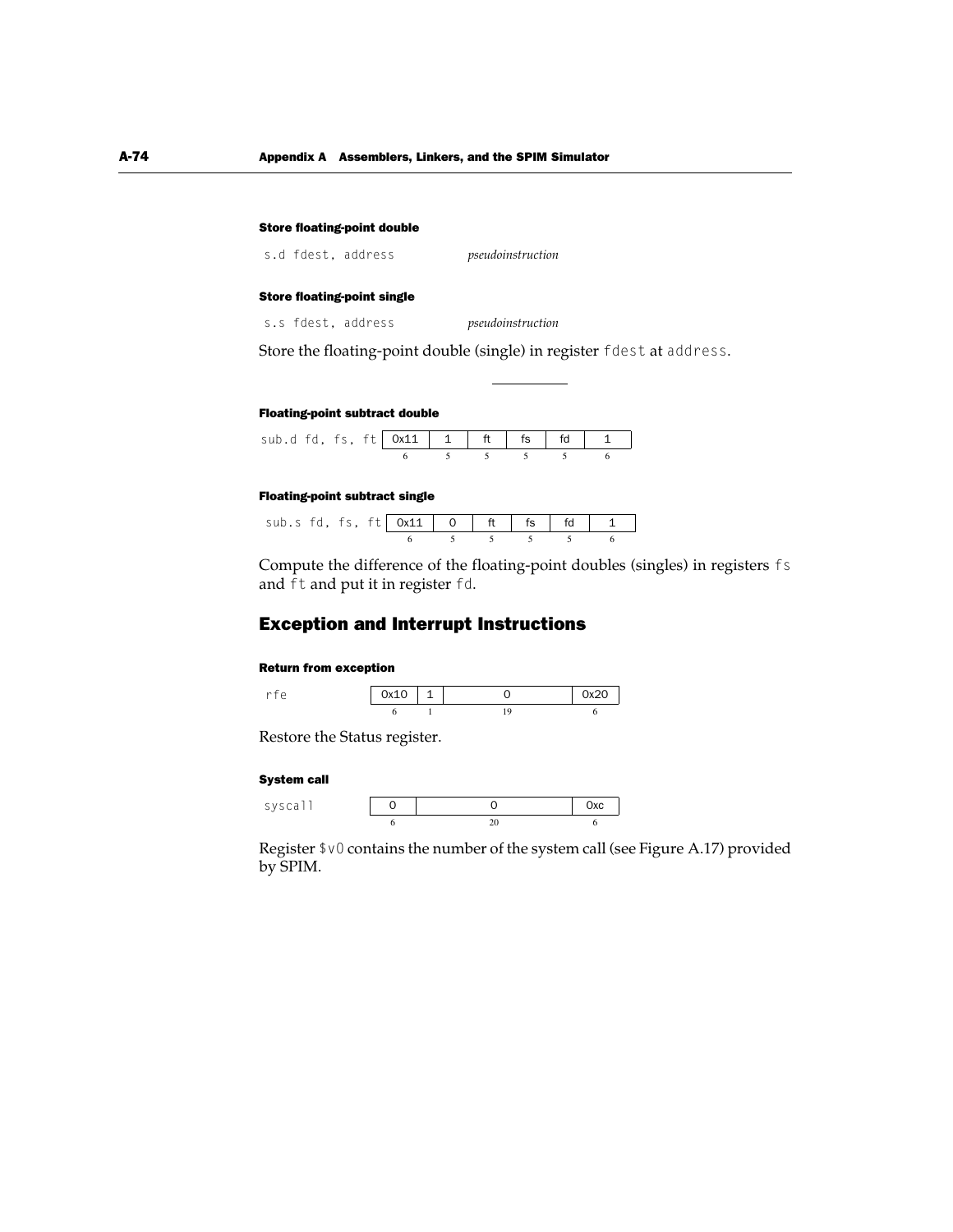#### Store floating-point double

```
s.d fdest, address
```
*pseudoinstruction*

#### Store floating-point single

```
s.s fdest, address
```
*pseudoinstruction*

Store the floating-point double (single) in register `fdest` at `address`.

---

#### Floating-point subtract double

`sub.d fd, fs, ft`

| 0x11 | 1 | ft | fs | fd | 1 |
|---|---|---|---|---|---|
| 6 | 5 | 5 | 5 | 5 | 6 |

#### Floating-point subtract single

`sub.s fd, fs, ft`

| 0x11 | 0 | ft | fs | fd | 1 |
|---|---|---|---|---|---|
| 6 | 5 | 5 | 5 | 5 | 6 |

Compute the difference of the floating-point doubles (singles) in registers `fs` and `ft` and put it in register `fd`.

## Exception and Interrupt Instructions

#### Return from exception

`rfe`

| 0x10 | 1 | 0 | 0x20 |
|---|---|---|---|
| 6 | 1 | 19 | 6 |

Restore the Status register.

#### System call

`syscall`

| 0 | 0 | 0xc |
|---|---|---|
| 6 | 20 | 6 |

Register `$v0` contains the number of the system call (see Figure A.17) provided by SPIM.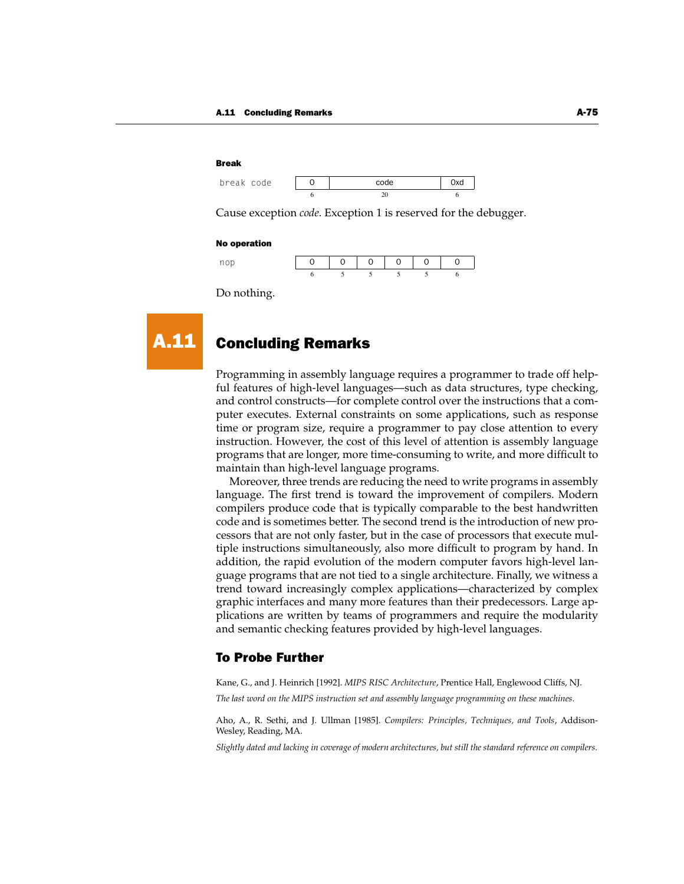**Break**

`break code`

| 0 | code | 0xd |
|---|---|---|
| 6 | 20 | 6 |

Cause exception *code*. Exception 1 is reserved for the debugger.

**No operation**

`nop`

| 0 | 0 | 0 | 0 | 0 | 0 |
|---|---|---|---|---|---|
| 6 | 5 | 5 | 5 | 5 | 6 |

Do nothing.

## A.11 Concluding Remarks

Programming in assembly language requires a programmer to trade off helpful features of high-level languages—such as data structures, type checking, and control constructs—for complete control over the instructions that a computer executes. External constraints on some applications, such as response time or program size, require a programmer to pay close attention to every instruction. However, the cost of this level of attention is assembly language programs that are longer, more time-consuming to write, and more difficult to maintain than high-level language programs.

Moreover, three trends are reducing the need to write programs in assembly language. The first trend is toward the improvement of compilers. Modern compilers produce code that is typically comparable to the best handwritten code and is sometimes better. The second trend is the introduction of new processors that are not only faster, but in the case of processors that execute multiple instructions simultaneously, also more difficult to program by hand. In addition, the rapid evolution of the modern computer favors high-level language programs that are not tied to a single architecture. Finally, we witness a trend toward increasingly complex applications—characterized by complex graphic interfaces and many more features than their predecessors. Large applications are written by teams of programmers and require the modularity and semantic checking features provided by high-level languages.

### To Probe Further

Kane, G., and J. Heinrich [1992]. *MIPS RISC Architecture*, Prentice Hall, Englewood Cliffs, NJ.

*The last word on the MIPS instruction set and assembly language programming on these machines.*

Aho, A., R. Sethi, and J. Ullman [1985]. *Compilers: Principles, Techniques, and Tools*, Addison-Wesley, Reading, MA.

*Slightly dated and lacking in coverage of modern architectures, but still the standard reference on compilers.*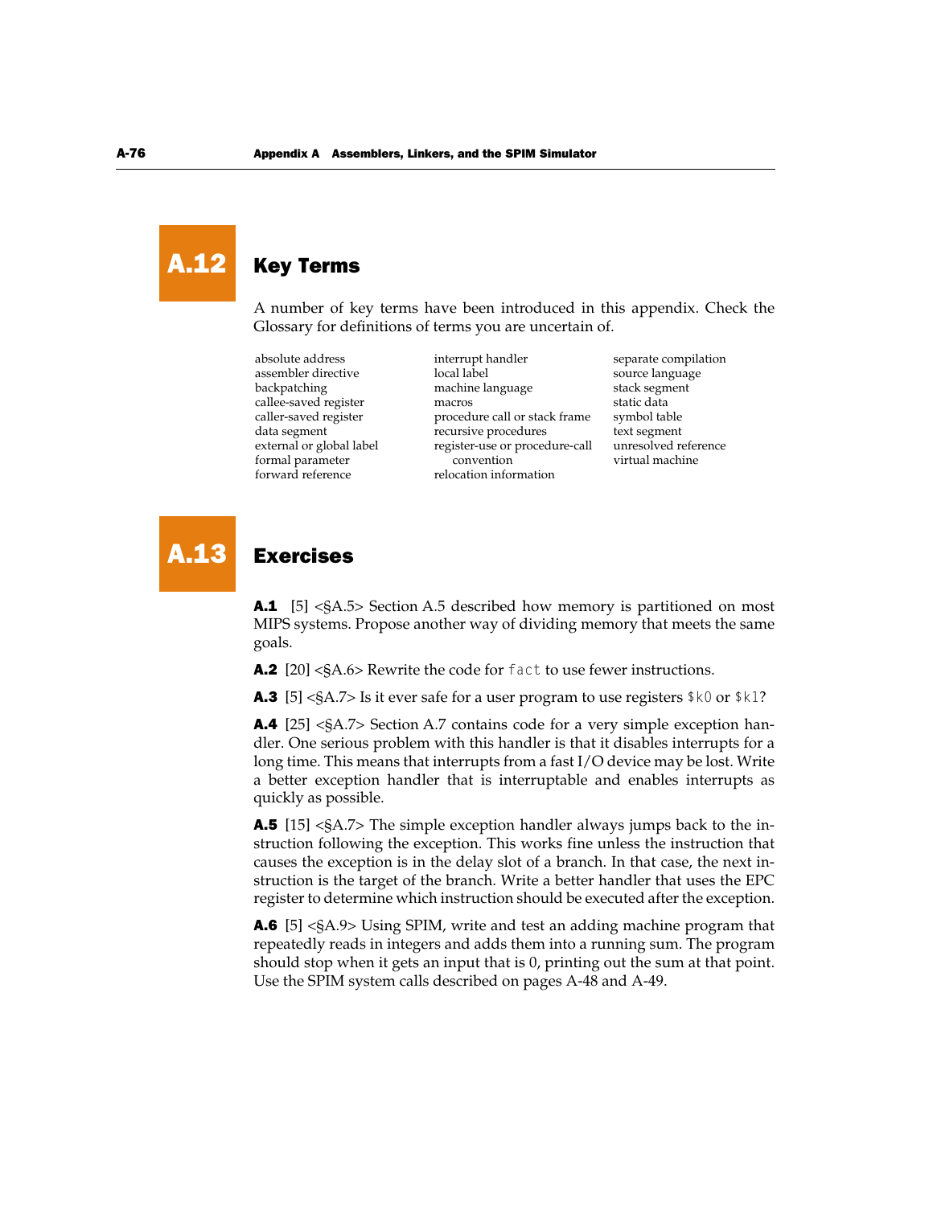## A.12 Key Terms

A number of key terms have been introduced in this appendix. Check the Glossary for definitions of terms you are uncertain of.

absolute address
assembler directive
backpatching
callee-saved register
caller-saved register
data segment
external or global label
formal parameter
forward reference
interrupt handler
local label
machine language
macros
procedure call or stack frame
recursive procedures
register-use or procedure-call convention
relocation information
separate compilation
source language
stack segment
static data
symbol table
text segment
unresolved reference
virtual machine

## A.13 Exercises

**A.1** [5] <§A.5> Section A.5 described how memory is partitioned on most MIPS systems. Propose another way of dividing memory that meets the same goals.

**A.2** [20] <§A.6> Rewrite the code for `fact` to use fewer instructions.

**A.3** [5] <§A.7> Is it ever safe for a user program to use registers `$k0` or `$k1`?

**A.4** [25] <§A.7> Section A.7 contains code for a very simple exception handler. One serious problem with this handler is that it disables interrupts for a long time. This means that interrupts from a fast I/O device may be lost. Write a better exception handler that is interruptable and enables interrupts as quickly as possible.

**A.5** [15] <§A.7> The simple exception handler always jumps back to the instruction following the exception. This works fine unless the instruction that causes the exception is in the delay slot of a branch. In that case, the next instruction is the target of the branch. Write a better handler that uses the EPC register to determine which instruction should be executed after the exception.

**A.6** [5] <§A.9> Using SPIM, write and test an adding machine program that repeatedly reads in integers and adds them into a running sum. The program should stop when it gets an input that is 0, printing out the sum at that point. Use the SPIM system calls described on pages A-48 and A-49.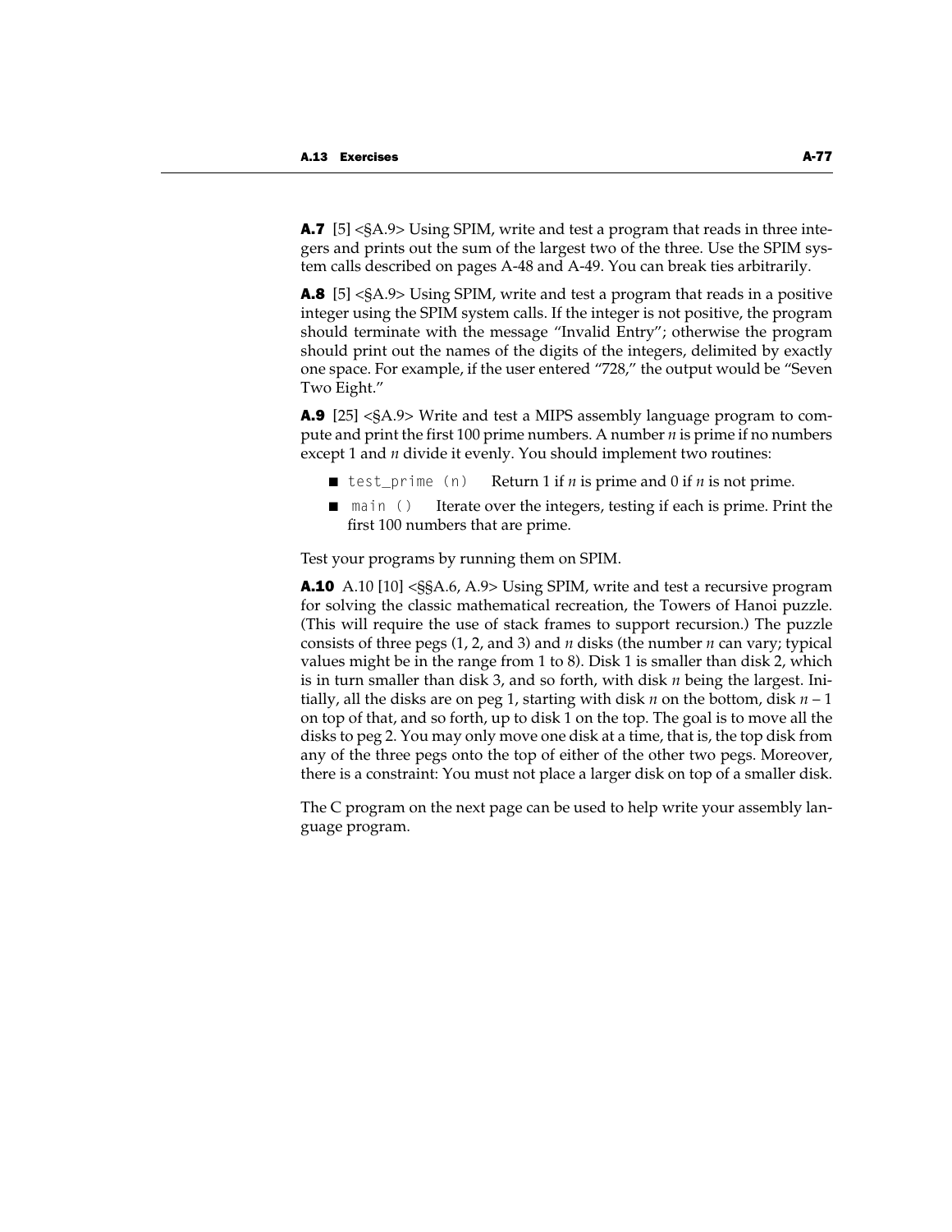**A.7** [5] <§A.9> Using SPIM, write and test a program that reads in three integers and prints out the sum of the largest two of the three. Use the SPIM system calls described on pages A-48 and A-49. You can break ties arbitrarily.

**A.8** [5] <§A.9> Using SPIM, write and test a program that reads in a positive integer using the SPIM system calls. If the integer is not positive, the program should terminate with the message "Invalid Entry"; otherwise the program should print out the names of the digits of the integers, delimited by exactly one space. For example, if the user entered "728," the output would be "Seven Two Eight."

**A.9** [25] <§A.9> Write and test a MIPS assembly language program to compute and print the first 100 prime numbers. A number *n* is prime if no numbers except 1 and *n* divide it evenly. You should implement two routines:

- `test_prime (n)` Return 1 if *n* is prime and 0 if *n* is not prime.
- `main ()` Iterate over the integers, testing if each is prime. Print the first 100 numbers that are prime.

Test your programs by running them on SPIM.

**A.10** A.10 [10] <§§A.6, A.9> Using SPIM, write and test a recursive program for solving the classic mathematical recreation, the Towers of Hanoi puzzle. (This will require the use of stack frames to support recursion.) The puzzle consists of three pegs (1, 2, and 3) and *n* disks (the number *n* can vary; typical values might be in the range from 1 to 8). Disk 1 is smaller than disk 2, which is in turn smaller than disk 3, and so forth, with disk *n* being the largest. Initially, all the disks are on peg 1, starting with disk *n* on the bottom, disk $n - 1$ on top of that, and so forth, up to disk 1 on the top. The goal is to move all the disks to peg 2. You may only move one disk at a time, that is, the top disk from any of the three pegs onto the top of either of the other two pegs. Moreover, there is a constraint: You must not place a larger disk on top of a smaller disk.

The C program on the next page can be used to help write your assembly language program.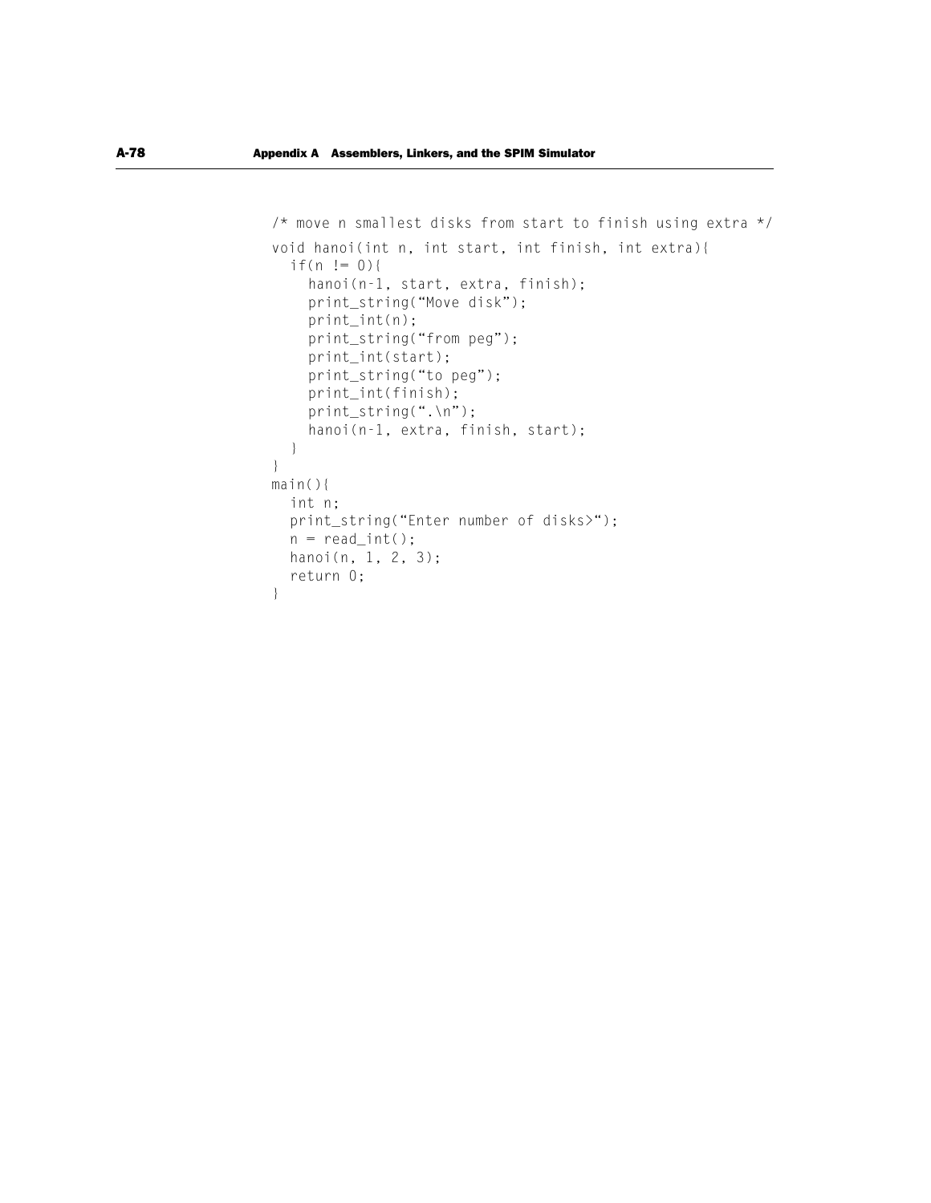```
/* move n smallest disks from start to finish using extra */
void hanoi(int n, int start, int finish, int extra){
  if(n != 0){
    hanoi(n-1, start, extra, finish);
    print_string("Move disk");
    print_int(n);
    print_string("from peg");
    print_int(start);
    print_string("to peg");
    print_int(finish);
    print_string(".\n");
    hanoi(n-1, extra, finish, start);
  }
}
main(){
  int n;
  print_string("Enter number of disks>");
  n = read_int();
  hanoi(n, 1, 2, 3);
  return 0;
}
```